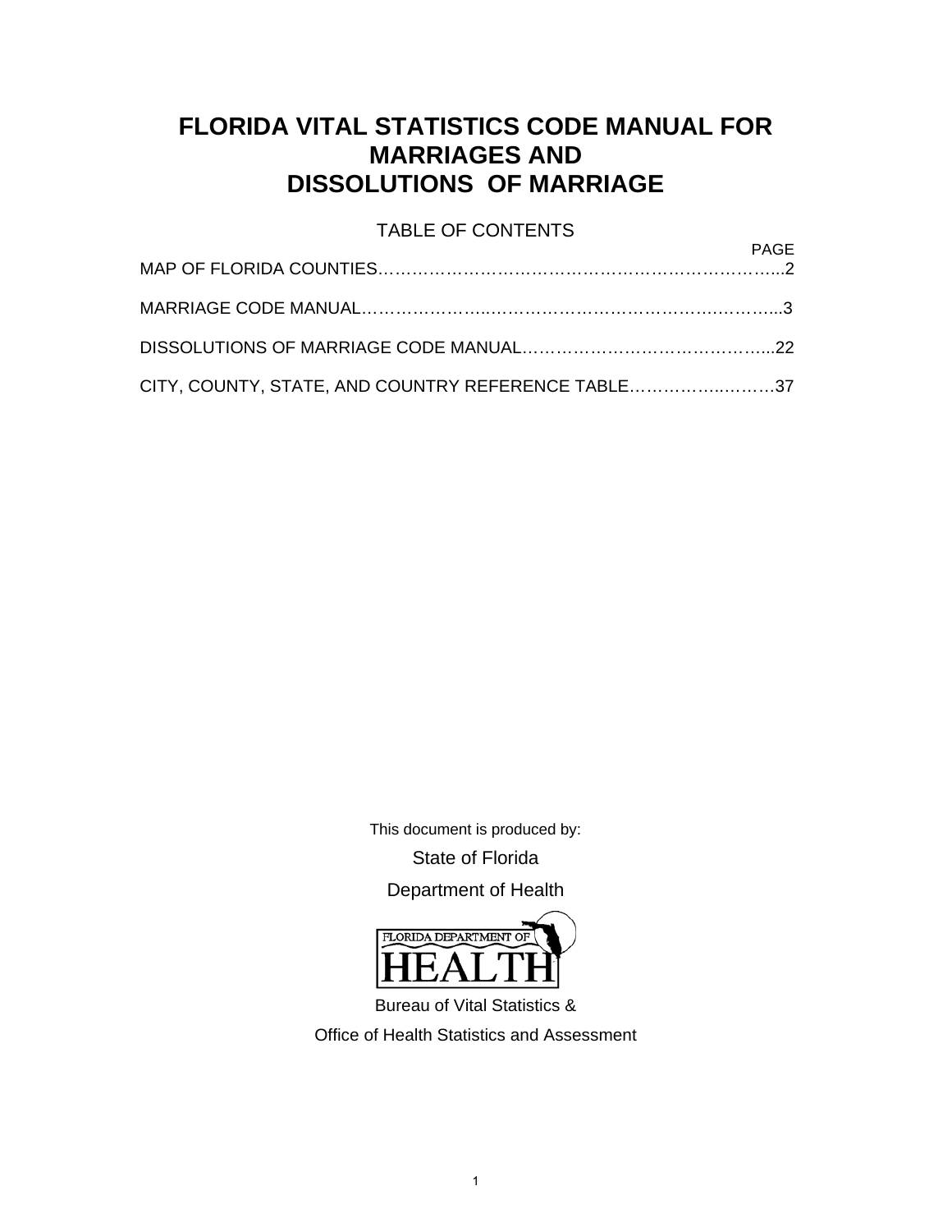# FLORIDA VITAL STATISTICS CODE MANUAL FOR MARRIAGES AND DISSOLUTIONS OF MARRIAGE

TABLE OF CONTENTS

| | PAGE |
|---|---|
| MAP OF FLORIDA COUNTIES | 2 |
| MARRIAGE CODE MANUAL | 3 |
| DISSOLUTIONS OF MARRIAGE CODE MANUAL | 22 |
| CITY, COUNTY, STATE, AND COUNTRY REFERENCE TABLE | 37 |

This document is produced by:

State of Florida

Department of Health

FLORIDA DEPARTMENT OF HEALTH

Bureau of Vital Statistics &

Office of Health Statistics and Assessment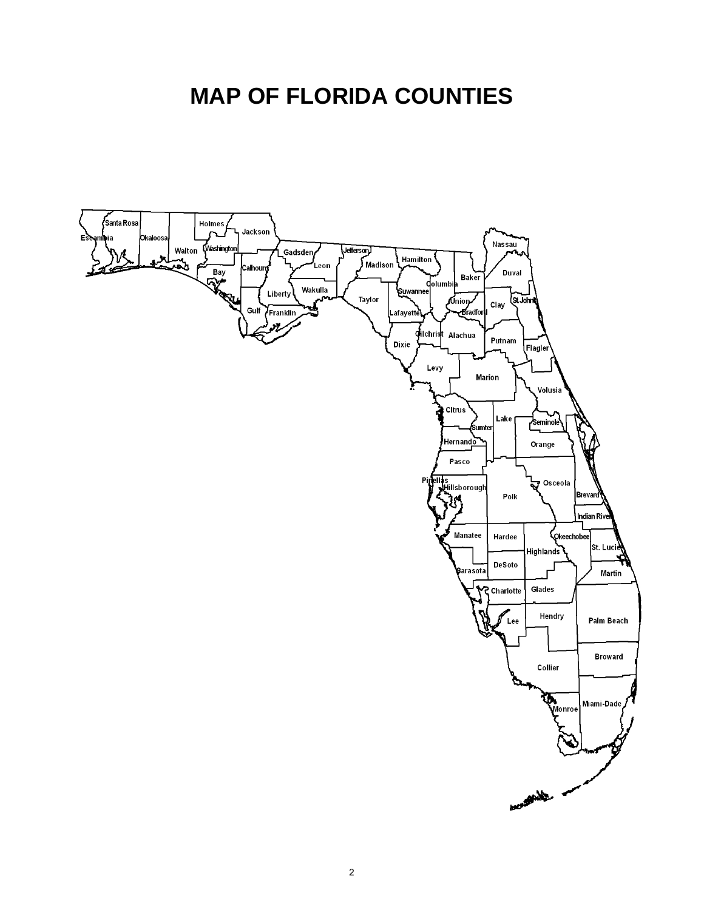# MAP OF FLORIDA COUNTIES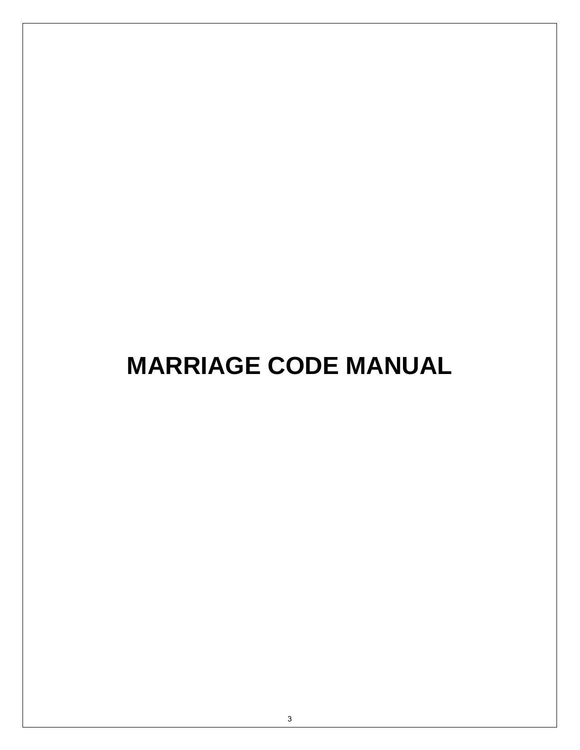# MARRIAGE CODE MANUAL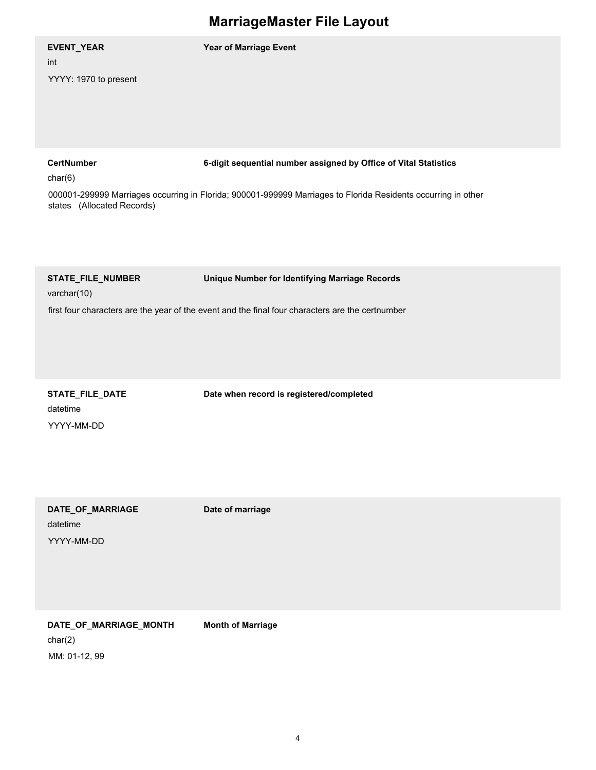# MarriageMaster File Layout

**EVENT_YEAR** — **Year of Marriage Event**

int

YYYY: 1970 to present

**CertNumber** — **6-digit sequential number assigned by Office of Vital Statistics**

char(6)

000001-299999 Marriages occurring in Florida; 900001-999999 Marriages to Florida Residents occurring in other states (Allocated Records)

**STATE_FILE_NUMBER** — **Unique Number for Identifying Marriage Records**

varchar(10)

first four characters are the year of the event and the final four characters are the certnumber

**STATE_FILE_DATE** — **Date when record is registered/completed**

datetime

YYYY-MM-DD

**DATE_OF_MARRIAGE** — **Date of marriage**

datetime

YYYY-MM-DD

**DATE_OF_MARRIAGE_MONTH** — **Month of Marriage**

char(2)

MM: 01-12, 99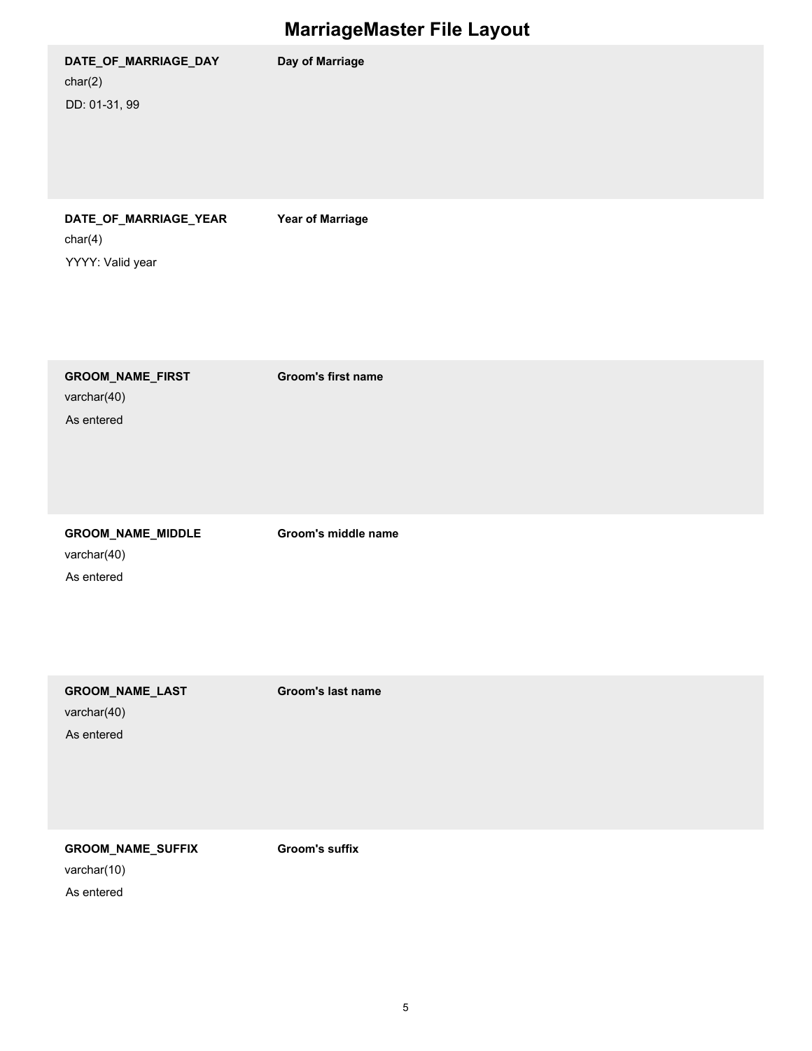# MarriageMaster File Layout

| Field | Description |
| --- | --- |
| **DATE_OF_MARRIAGE_DAY**<br>char(2)<br>DD: 01-31, 99 | **Day of Marriage** |
| **DATE_OF_MARRIAGE_YEAR**<br>char(4)<br>YYYY: Valid year | **Year of Marriage** |
| **GROOM_NAME_FIRST**<br>varchar(40)<br>As entered | **Groom's first name** |
| **GROOM_NAME_MIDDLE**<br>varchar(40)<br>As entered | **Groom's middle name** |
| **GROOM_NAME_LAST**<br>varchar(40)<br>As entered | **Groom's last name** |
| **GROOM_NAME_SUFFIX**<br>varchar(10)<br>As entered | **Groom's suffix** |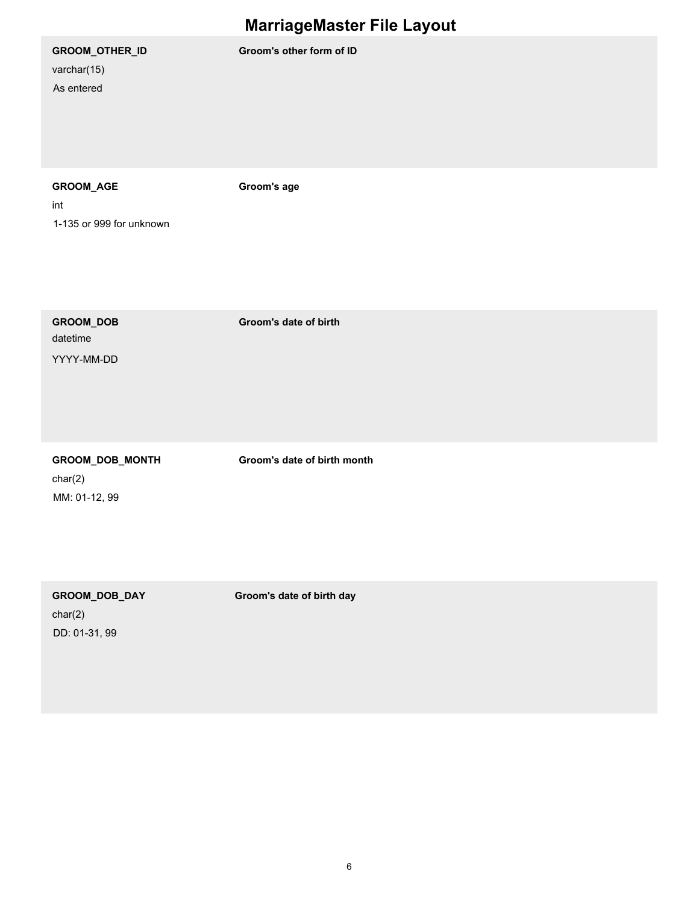# MarriageMaster File Layout

**GROOM_OTHER_ID** — **Groom's other form of ID**

varchar(15)

As entered

**GROOM_AGE** — **Groom's age**

int

1-135 or 999 for unknown

**GROOM_DOB** — **Groom's date of birth**

datetime

YYYY-MM-DD

**GROOM_DOB_MONTH** — **Groom's date of birth month**

char(2)

MM: 01-12, 99

**GROOM_DOB_DAY** — **Groom's date of birth day**

char(2)

DD: 01-31, 99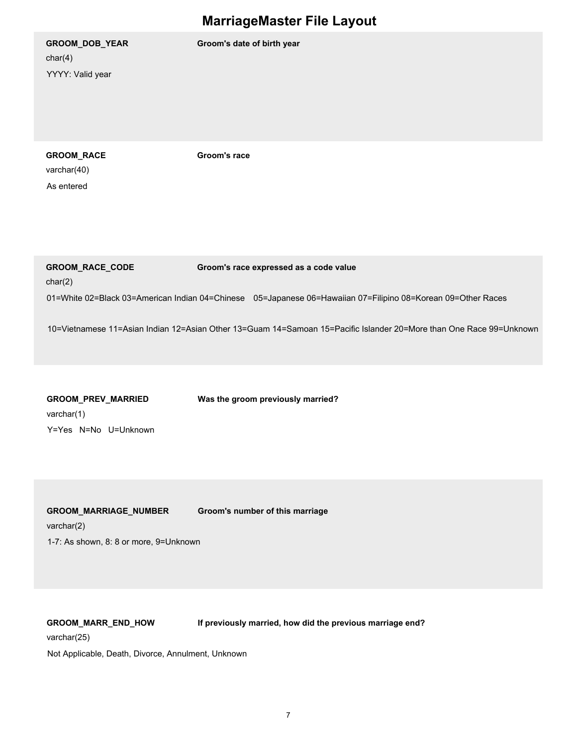# MarriageMaster File Layout

**GROOM_DOB_YEAR** **Groom's date of birth year**

char(4)

YYYY: Valid year

**GROOM_RACE** **Groom's race**

varchar(40)

As entered

**GROOM_RACE_CODE** **Groom's race expressed as a code value**

char(2)

01=White 02=Black 03=American Indian 04=Chinese 05=Japanese 06=Hawaiian 07=Filipino 08=Korean 09=Other Races

10=Vietnamese 11=Asian Indian 12=Asian Other 13=Guam 14=Samoan 15=Pacific Islander 20=More than One Race 99=Unknown

**GROOM_PREV_MARRIED** **Was the groom previously married?**

varchar(1)

Y=Yes N=No U=Unknown

**GROOM_MARRIAGE_NUMBER** **Groom's number of this marriage**

varchar(2)

1-7: As shown, 8: 8 or more, 9=Unknown

**GROOM_MARR_END_HOW** **If previously married, how did the previous marriage end?**

varchar(25)

Not Applicable, Death, Divorce, Annulment, Unknown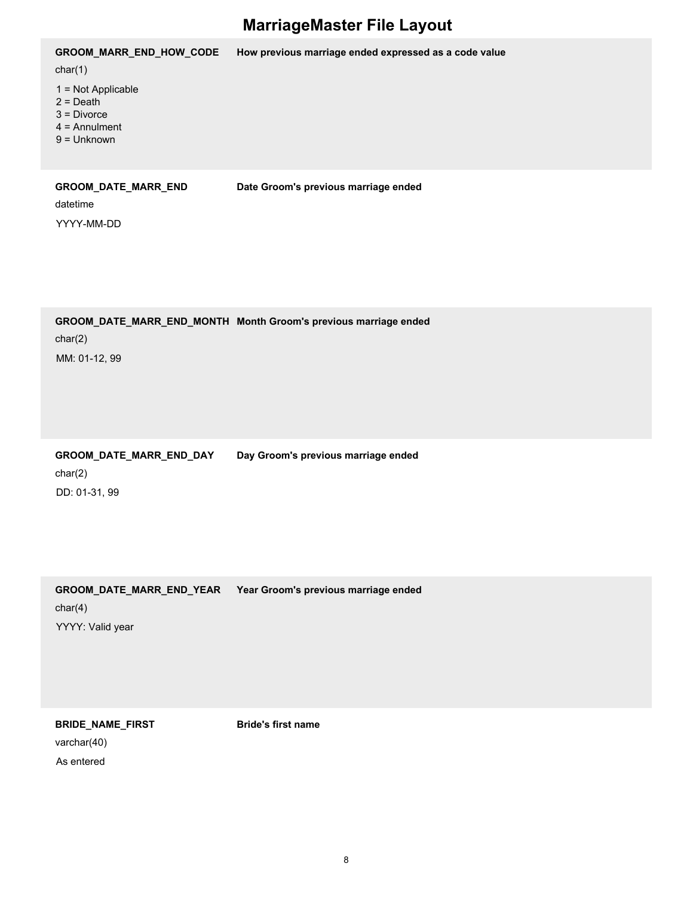# MarriageMaster File Layout

**GROOM_MARR_END_HOW_CODE** — **How previous marriage ended expressed as a code value**

char(1)

1 = Not Applicable
2 = Death
3 = Divorce
4 = Annulment
9 = Unknown

**GROOM_DATE_MARR_END** — **Date Groom's previous marriage ended**

datetime

YYYY-MM-DD

**GROOM_DATE_MARR_END_MONTH** — **Month Groom's previous marriage ended**

char(2)

MM: 01-12, 99

**GROOM_DATE_MARR_END_DAY** — **Day Groom's previous marriage ended**

char(2)

DD: 01-31, 99

**GROOM_DATE_MARR_END_YEAR** — **Year Groom's previous marriage ended**

char(4)

YYYY: Valid year

**BRIDE_NAME_FIRST** — **Bride's first name**

varchar(40)

As entered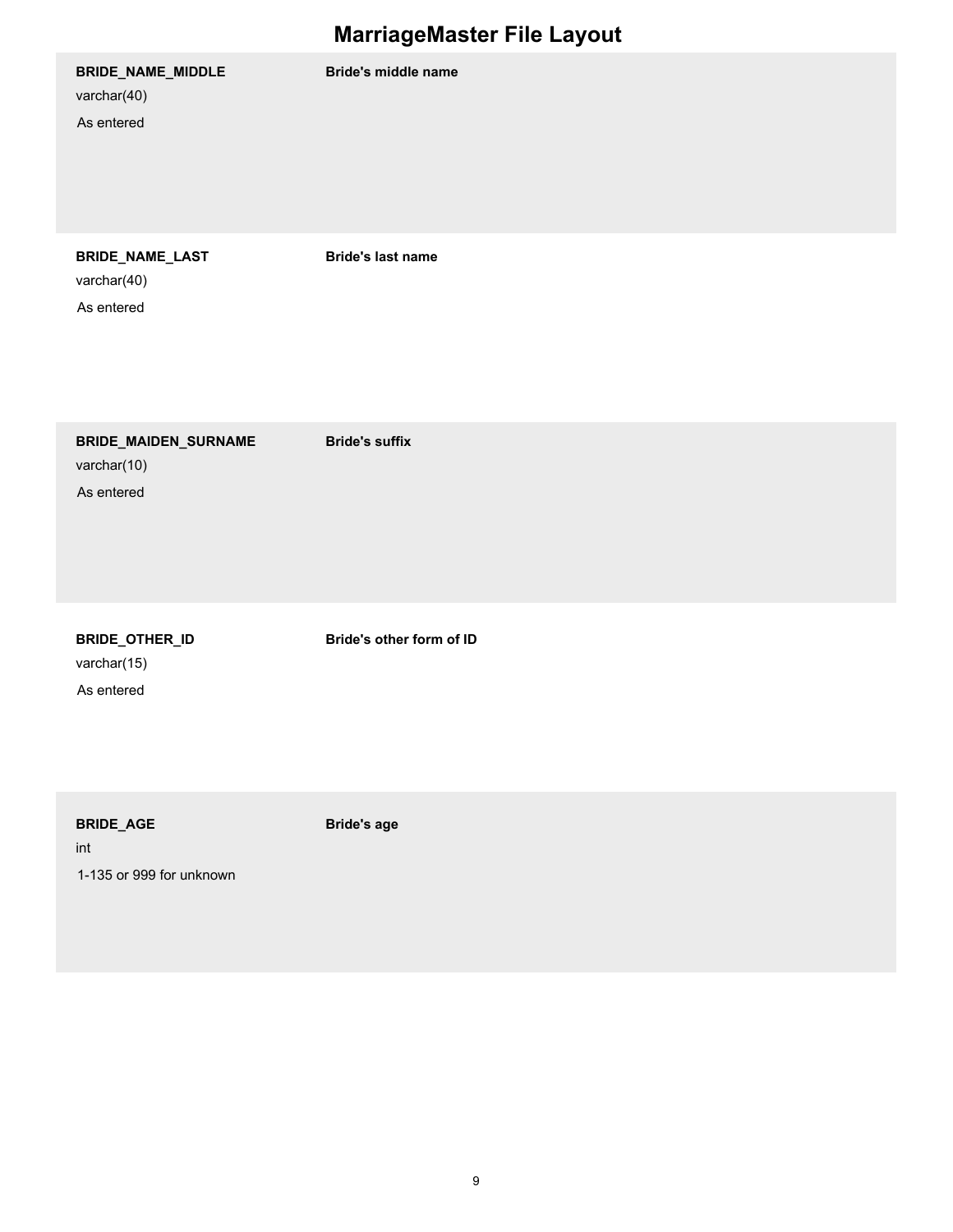# MarriageMaster File Layout

**BRIDE_NAME_MIDDLE**
varchar(40)
As entered

**Bride's middle name**

**BRIDE_NAME_LAST**
varchar(40)
As entered

**Bride's last name**

**BRIDE_MAIDEN_SURNAME**
varchar(10)
As entered

**Bride's suffix**

**BRIDE_OTHER_ID**
varchar(15)
As entered

**Bride's other form of ID**

**BRIDE_AGE**
int
1-135 or 999 for unknown

**Bride's age**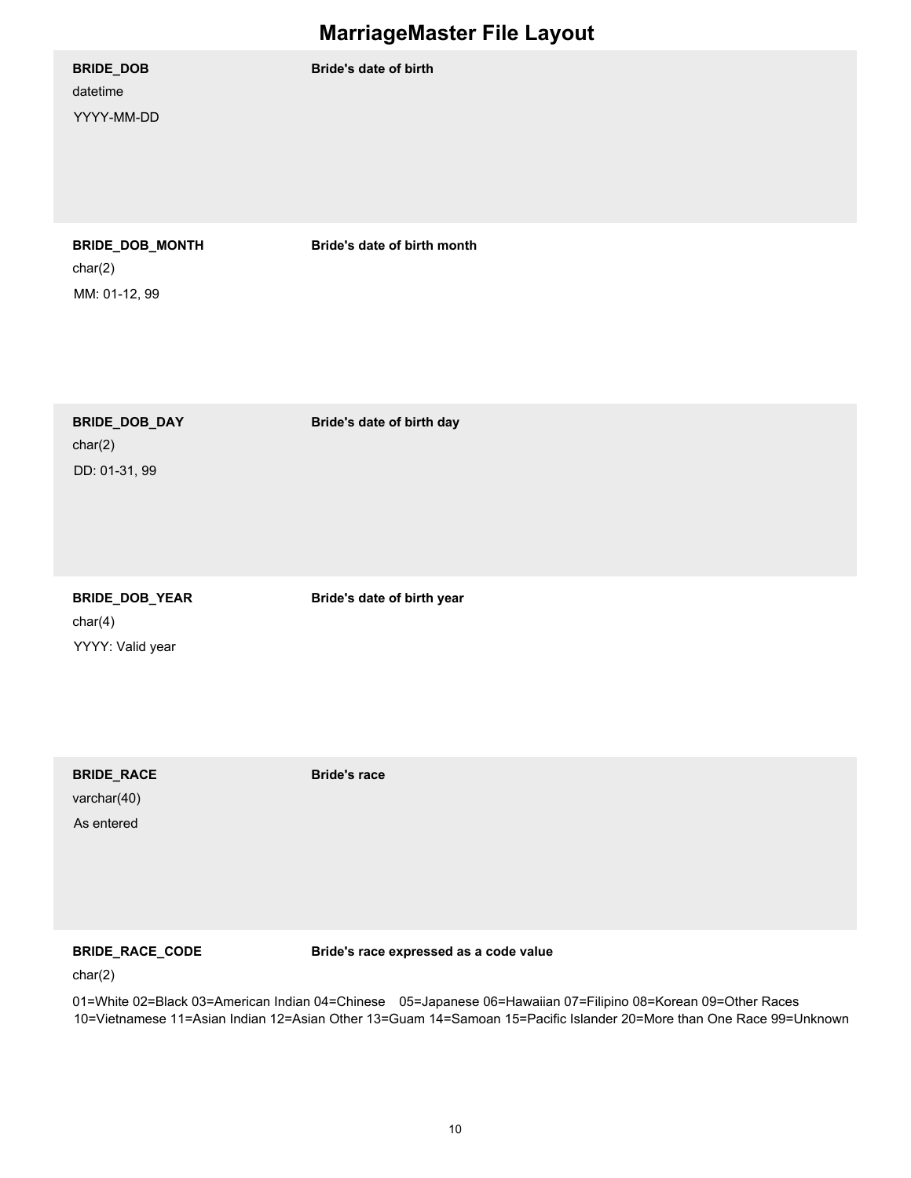# MarriageMaster File Layout

**BRIDE_DOB**

datetime

YYYY-MM-DD

**Bride's date of birth**

**BRIDE_DOB_MONTH**

char(2)

MM: 01-12, 99

**Bride's date of birth month**

**BRIDE_DOB_DAY**

char(2)

DD: 01-31, 99

**Bride's date of birth day**

**BRIDE_DOB_YEAR**

char(4)

YYYY: Valid year

**Bride's date of birth year**

**BRIDE_RACE**

varchar(40)

As entered

**Bride's race**

**BRIDE_RACE_CODE**

char(2)

**Bride's race expressed as a code value**

01=White 02=Black 03=American Indian 04=Chinese 05=Japanese 06=Hawaiian 07=Filipino 08=Korean 09=Other Races 10=Vietnamese 11=Asian Indian 12=Asian Other 13=Guam 14=Samoan 15=Pacific Islander 20=More than One Race 99=Unknown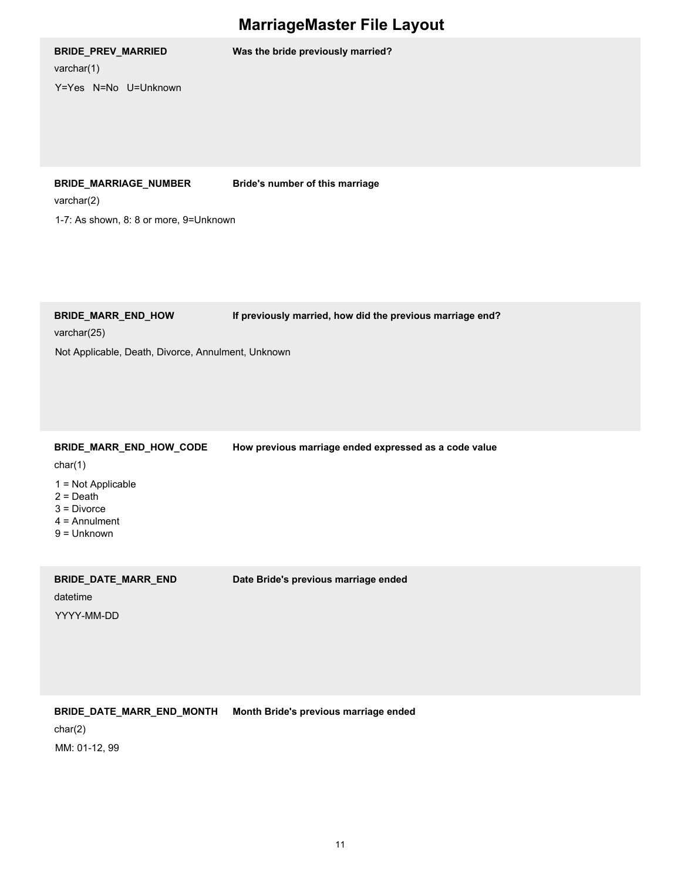# MarriageMaster File Layout

**BRIDE_PREV_MARRIED** — **Was the bride previously married?**

varchar(1)

Y=Yes N=No U=Unknown

**BRIDE_MARRIAGE_NUMBER** — **Bride's number of this marriage**

varchar(2)

1-7: As shown, 8: 8 or more, 9=Unknown

**BRIDE_MARR_END_HOW** — **If previously married, how did the previous marriage end?**

varchar(25)

Not Applicable, Death, Divorce, Annulment, Unknown

**BRIDE_MARR_END_HOW_CODE** — **How previous marriage ended expressed as a code value**

char(1)

1 = Not Applicable
2 = Death
3 = Divorce
4 = Annulment
9 = Unknown

**BRIDE_DATE_MARR_END** — **Date Bride's previous marriage ended**

datetime

YYYY-MM-DD

**BRIDE_DATE_MARR_END_MONTH** — **Month Bride's previous marriage ended**

char(2)

MM: 01-12, 99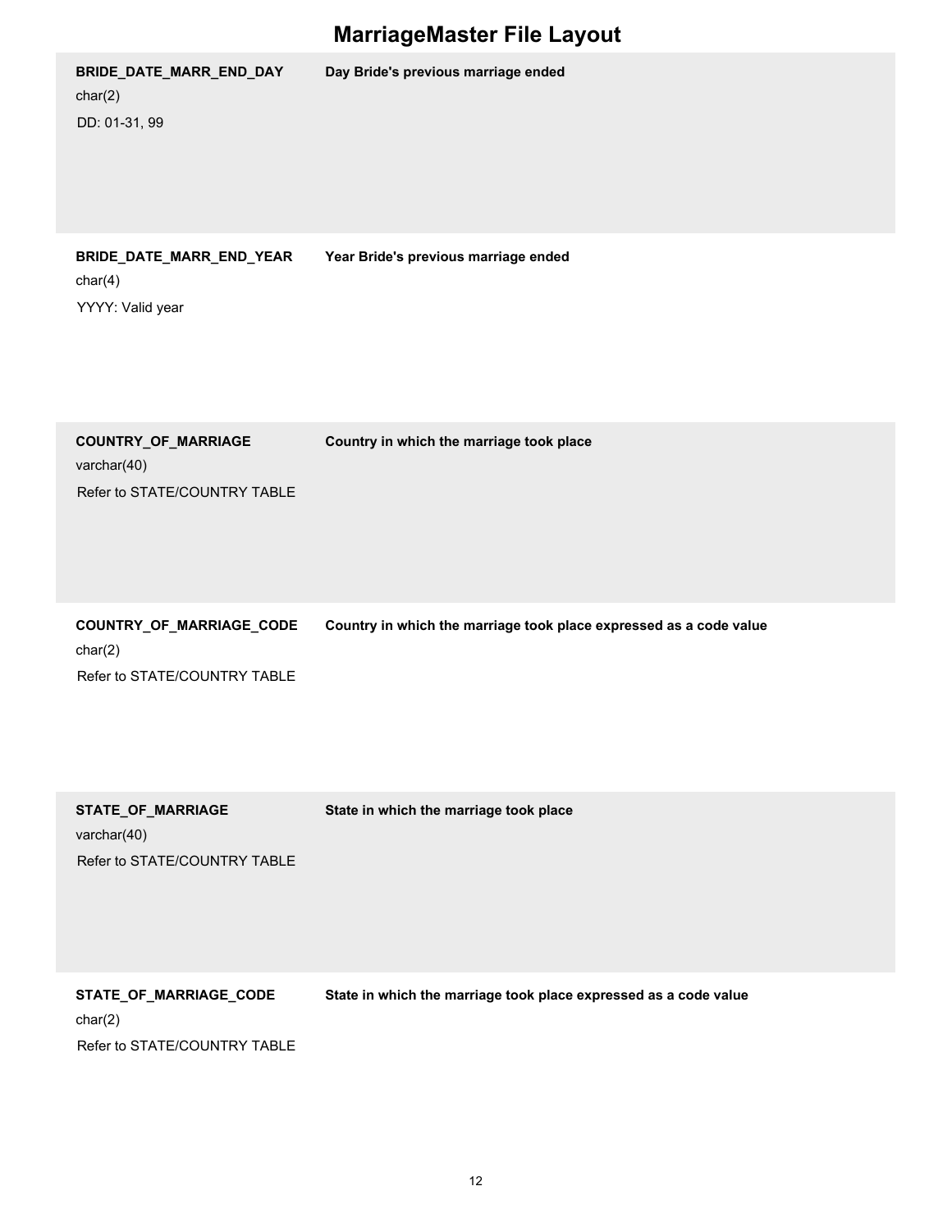# MarriageMaster File Layout

| Field | Description |
| --- | --- |
| **BRIDE_DATE_MARR_END_DAY**<br>char(2)<br>DD: 01-31, 99 | **Day Bride's previous marriage ended** |
| **BRIDE_DATE_MARR_END_YEAR**<br>char(4)<br>YYYY: Valid year | **Year Bride's previous marriage ended** |
| **COUNTRY_OF_MARRIAGE**<br>varchar(40)<br>Refer to STATE/COUNTRY TABLE | **Country in which the marriage took place** |
| **COUNTRY_OF_MARRIAGE_CODE**<br>char(2)<br>Refer to STATE/COUNTRY TABLE | **Country in which the marriage took place expressed as a code value** |
| **STATE_OF_MARRIAGE**<br>varchar(40)<br>Refer to STATE/COUNTRY TABLE | **State in which the marriage took place** |
| **STATE_OF_MARRIAGE_CODE**<br>char(2)<br>Refer to STATE/COUNTRY TABLE | **State in which the marriage took place expressed as a code value** |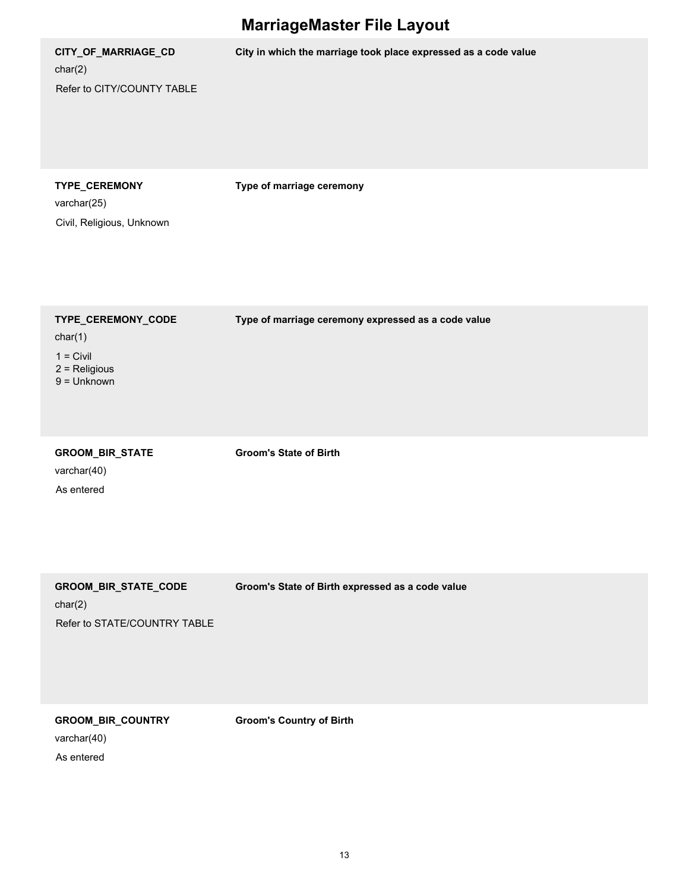# MarriageMaster File Layout

| Field | Description |
| --- | --- |
| **CITY_OF_MARRIAGE_CD**<br>char(2)<br>Refer to CITY/COUNTY TABLE | **City in which the marriage took place expressed as a code value** |
| **TYPE_CEREMONY**<br>varchar(25)<br>Civil, Religious, Unknown | **Type of marriage ceremony** |
| **TYPE_CEREMONY_CODE**<br>char(1)<br>1 = Civil<br>2 = Religious<br>9 = Unknown | **Type of marriage ceremony expressed as a code value** |
| **GROOM_BIR_STATE**<br>varchar(40)<br>As entered | **Groom's State of Birth** |
| **GROOM_BIR_STATE_CODE**<br>char(2)<br>Refer to STATE/COUNTRY TABLE | **Groom's State of Birth expressed as a code value** |
| **GROOM_BIR_COUNTRY**<br>varchar(40)<br>As entered | **Groom's Country of Birth** |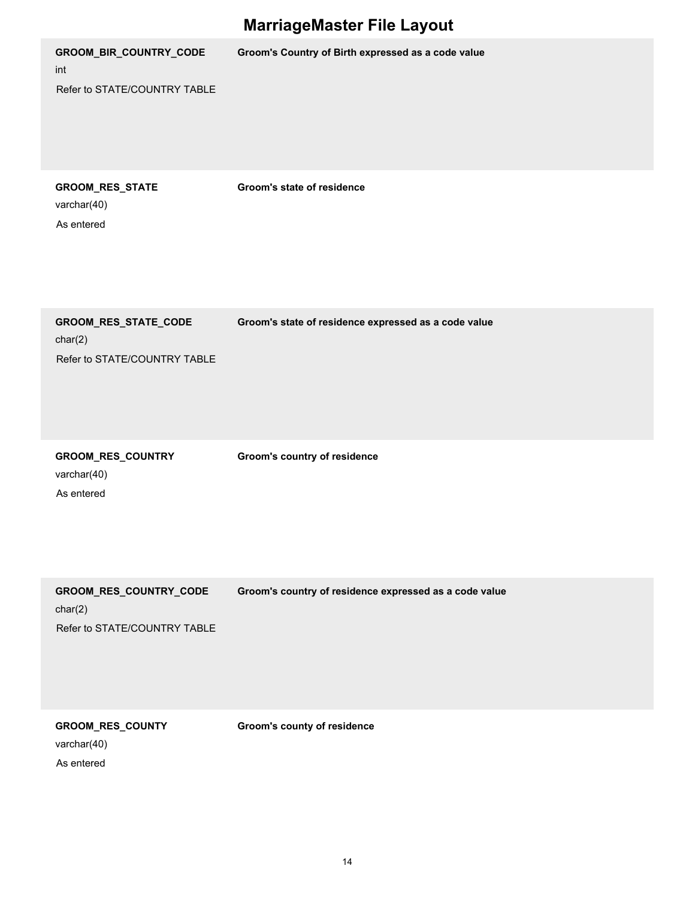# MarriageMaster File Layout

| Field | Description |
| --- | --- |
| **GROOM_BIR_COUNTRY_CODE**<br>int<br>Refer to STATE/COUNTRY TABLE | **Groom's Country of Birth expressed as a code value** |
| **GROOM_RES_STATE**<br>varchar(40)<br>As entered | **Groom's state of residence** |
| **GROOM_RES_STATE_CODE**<br>char(2)<br>Refer to STATE/COUNTRY TABLE | **Groom's state of residence expressed as a code value** |
| **GROOM_RES_COUNTRY**<br>varchar(40)<br>As entered | **Groom's country of residence** |
| **GROOM_RES_COUNTRY_CODE**<br>char(2)<br>Refer to STATE/COUNTRY TABLE | **Groom's country of residence expressed as a code value** |
| **GROOM_RES_COUNTY**<br>varchar(40)<br>As entered | **Groom's county of residence** |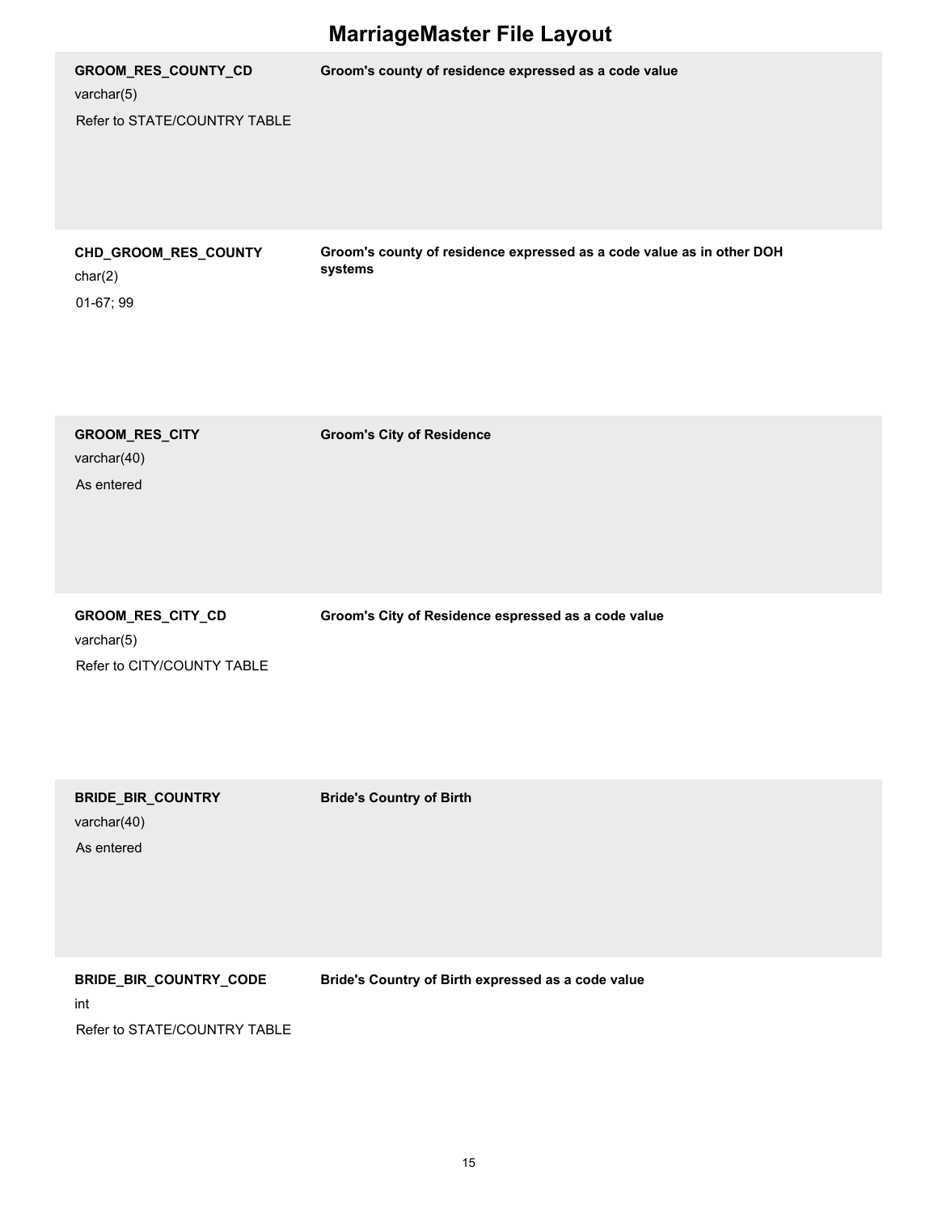# MarriageMaster File Layout

| Field | Description |
| --- | --- |
| **GROOM_RES_COUNTY_CD**<br>varchar(5)<br>Refer to STATE/COUNTRY TABLE | **Groom's county of residence expressed as a code value** |
| **CHD_GROOM_RES_COUNTY**<br>char(2)<br>01-67; 99 | **Groom's county of residence expressed as a code value as in other DOH systems** |
| **GROOM_RES_CITY**<br>varchar(40)<br>As entered | **Groom's City of Residence** |
| **GROOM_RES_CITY_CD**<br>varchar(5)<br>Refer to CITY/COUNTY TABLE | **Groom's City of Residence espressed as a code value** |
| **BRIDE_BIR_COUNTRY**<br>varchar(40)<br>As entered | **Bride's Country of Birth** |
| **BRIDE_BIR_COUNTRY_CODE**<br>int<br>Refer to STATE/COUNTRY TABLE | **Bride's Country of Birth expressed as a code value** |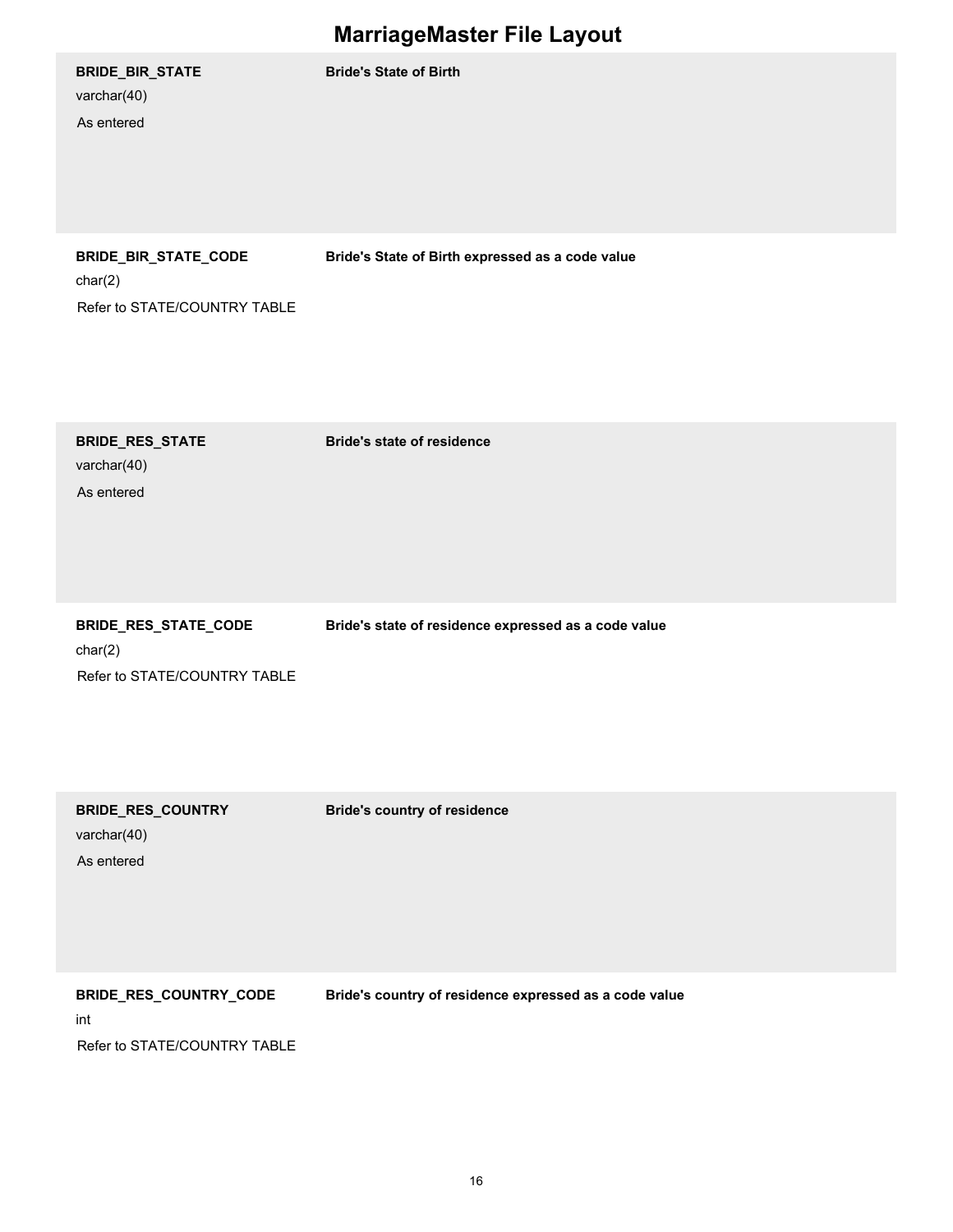# MarriageMaster File Layout

| Field | Description |
| --- | --- |
| **BRIDE_BIR_STATE**<br>varchar(40)<br>As entered | **Bride's State of Birth** |
| **BRIDE_BIR_STATE_CODE**<br>char(2)<br>Refer to STATE/COUNTRY TABLE | **Bride's State of Birth expressed as a code value** |
| **BRIDE_RES_STATE**<br>varchar(40)<br>As entered | **Bride's state of residence** |
| **BRIDE_RES_STATE_CODE**<br>char(2)<br>Refer to STATE/COUNTRY TABLE | **Bride's state of residence expressed as a code value** |
| **BRIDE_RES_COUNTRY**<br>varchar(40)<br>As entered | **Bride's country of residence** |
| **BRIDE_RES_COUNTRY_CODE**<br>int<br>Refer to STATE/COUNTRY TABLE | **Bride's country of residence expressed as a code value** |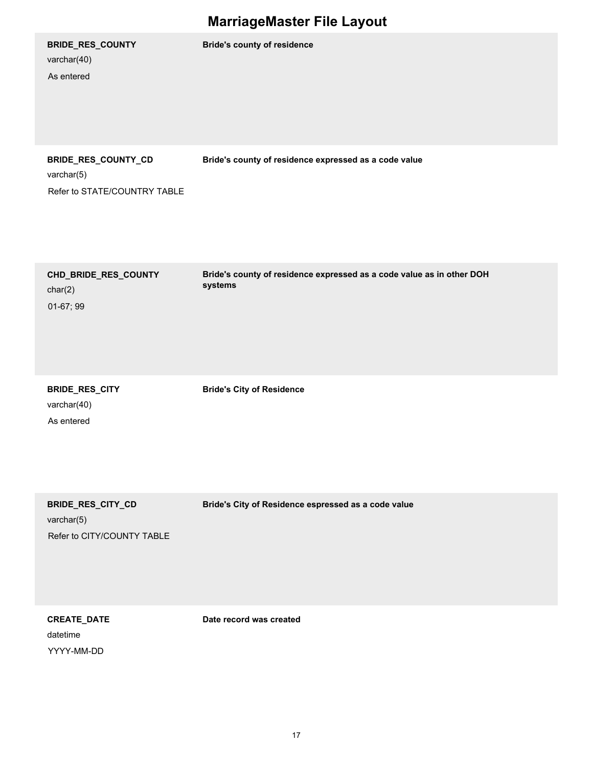# MarriageMaster File Layout

| Field | Description |
| --- | --- |
| **BRIDE_RES_COUNTY**<br>varchar(40)<br>As entered | **Bride's county of residence** |
| **BRIDE_RES_COUNTY_CD**<br>varchar(5)<br>Refer to STATE/COUNTRY TABLE | **Bride's county of residence expressed as a code value** |
| **CHD_BRIDE_RES_COUNTY**<br>char(2)<br>01-67; 99 | **Bride's county of residence expressed as a code value as in other DOH systems** |
| **BRIDE_RES_CITY**<br>varchar(40)<br>As entered | **Bride's City of Residence** |
| **BRIDE_RES_CITY_CD**<br>varchar(5)<br>Refer to CITY/COUNTY TABLE | **Bride's City of Residence espressed as a code value** |
| **CREATE_DATE**<br>datetime<br>YYYY-MM-DD | **Date record was created** |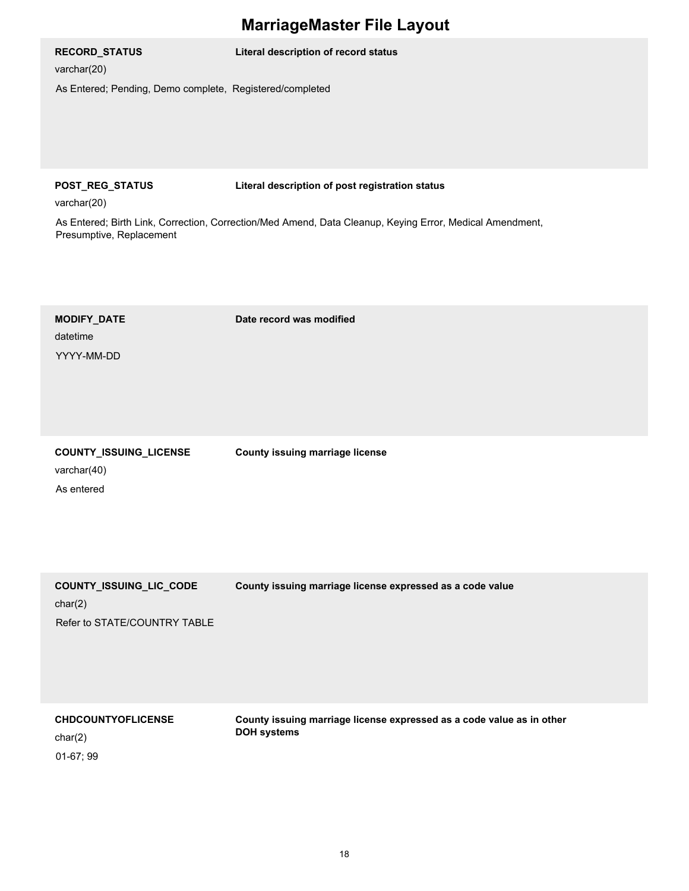# MarriageMaster File Layout

**RECORD_STATUS** — **Literal description of record status**

varchar(20)

As Entered; Pending, Demo complete, Registered/completed

**POST_REG_STATUS** — **Literal description of post registration status**

varchar(20)

As Entered; Birth Link, Correction, Correction/Med Amend, Data Cleanup, Keying Error, Medical Amendment, Presumptive, Replacement

**MODIFY_DATE** — **Date record was modified**

datetime

YYYY-MM-DD

**COUNTY_ISSUING_LICENSE** — **County issuing marriage license**

varchar(40)

As entered

**COUNTY_ISSUING_LIC_CODE** — **County issuing marriage license expressed as a code value**

char(2)

Refer to STATE/COUNTRY TABLE

**CHDCOUNTYOFLICENSE** — **County issuing marriage license expressed as a code value as in other DOH systems**

char(2)

01-67; 99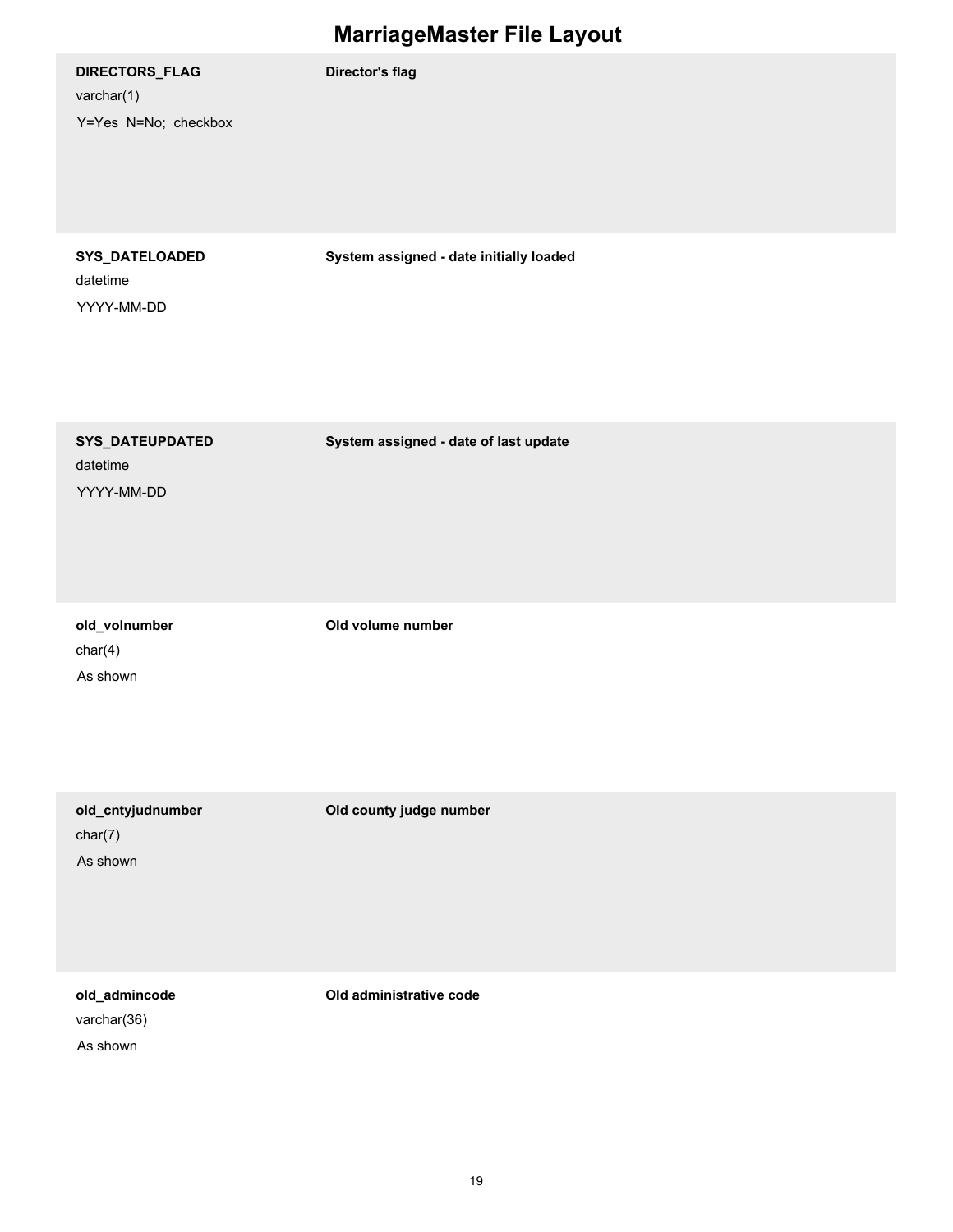# MarriageMaster File Layout

| Field | Description |
| --- | --- |
| **DIRECTORS_FLAG**<br>varchar(1)<br>Y=Yes  N=No;  checkbox | **Director's flag** |
| **SYS_DATELOADED**<br>datetime<br>YYYY-MM-DD | **System assigned - date initially loaded** |
| **SYS_DATEUPDATED**<br>datetime<br>YYYY-MM-DD | **System assigned - date of last update** |
| **old_volnumber**<br>char(4)<br>As shown | **Old volume number** |
| **old_cntyjudnumber**<br>char(7)<br>As shown | **Old county judge number** |
| **old_admincode**<br>varchar(36)<br>As shown | **Old administrative code** |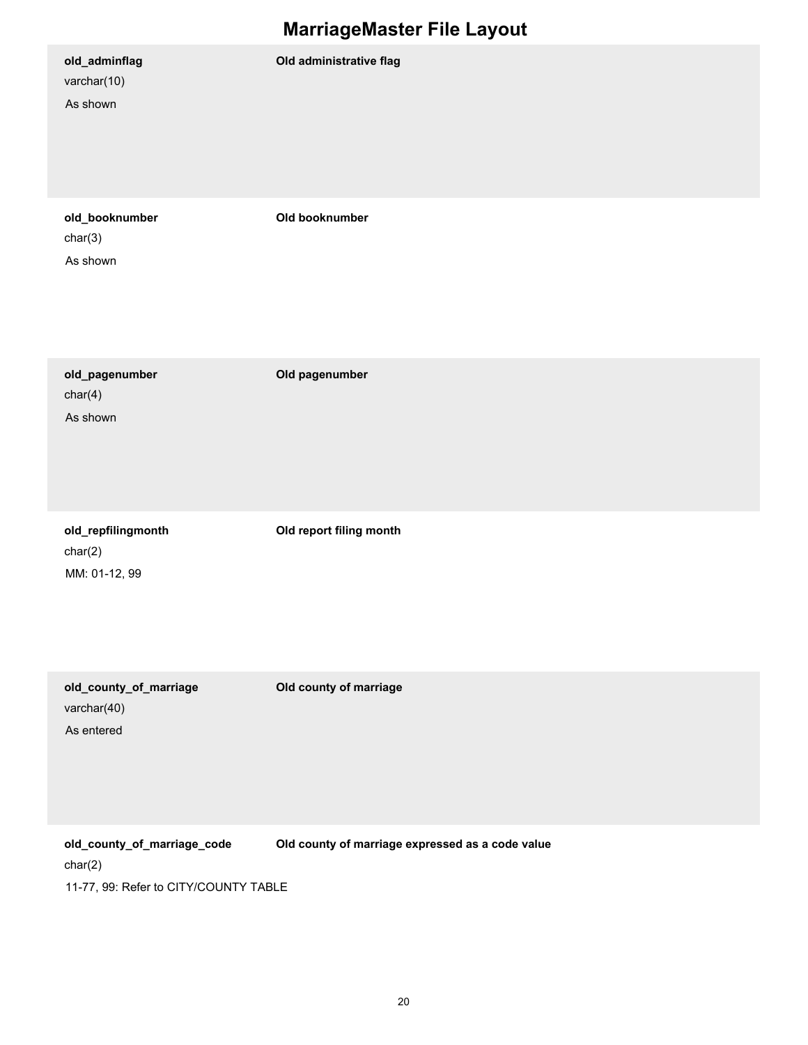# MarriageMaster File Layout

| Field | Description |
| --- | --- |
| **old_adminflag**<br>varchar(10)<br>As shown | **Old administrative flag** |
| **old_booknumber**<br>char(3)<br>As shown | **Old booknumber** |
| **old_pagenumber**<br>char(4)<br>As shown | **Old pagenumber** |
| **old_repfilingmonth**<br>char(2)<br>MM: 01-12, 99 | **Old report filing month** |
| **old_county_of_marriage**<br>varchar(40)<br>As entered | **Old county of marriage** |
| **old_county_of_marriage_code**<br>char(2)<br>11-77, 99: Refer to CITY/COUNTY TABLE | **Old county of marriage expressed as a code value** |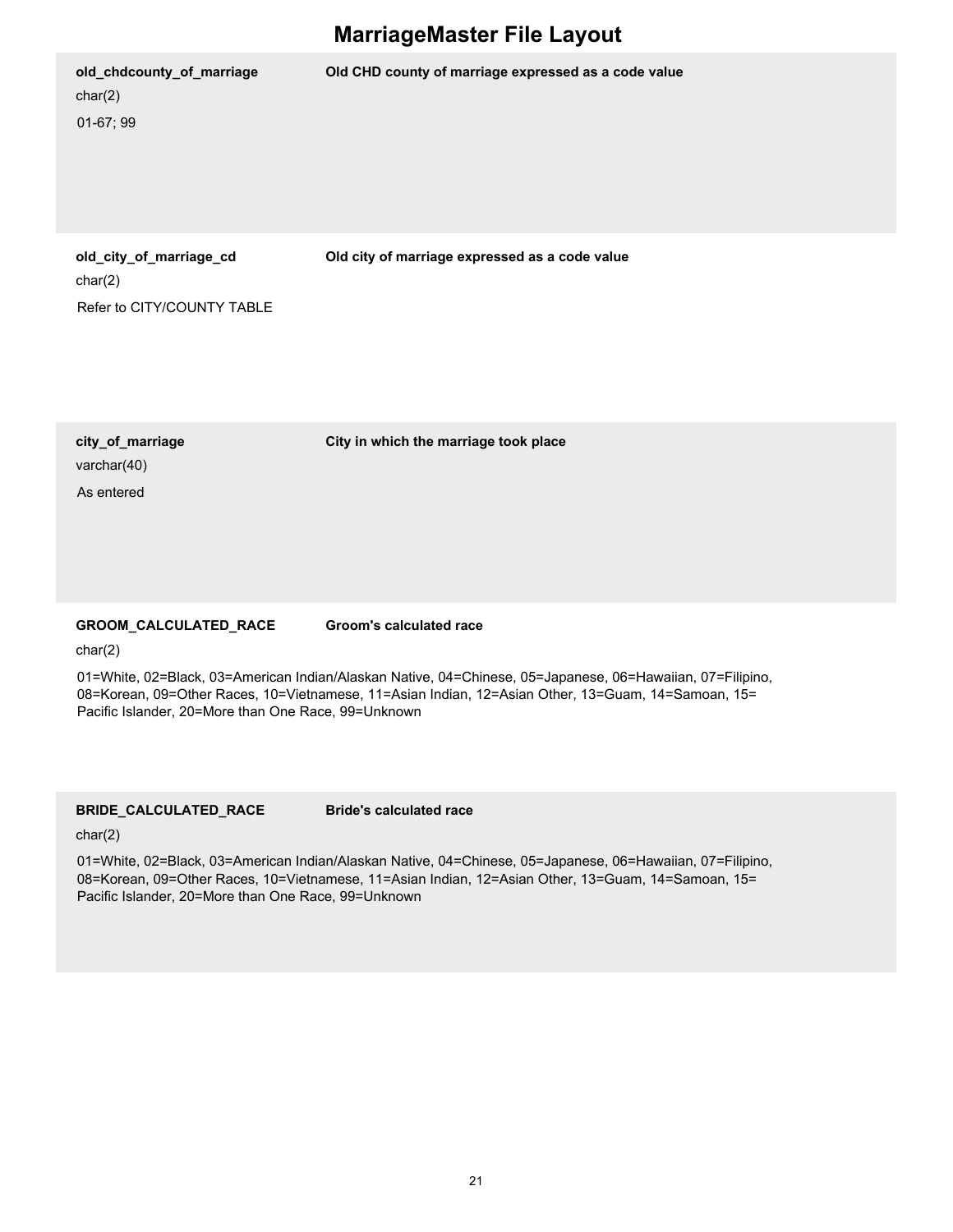# MarriageMaster File Layout

**old_chdcounty_of_marriage** — **Old CHD county of marriage expressed as a code value**

char(2)

01-67; 99

**old_city_of_marriage_cd** — **Old city of marriage expressed as a code value**

char(2)

Refer to CITY/COUNTY TABLE

**city_of_marriage** — **City in which the marriage took place**

varchar(40)

As entered

**GROOM_CALCULATED_RACE** — **Groom's calculated race**

char(2)

01=White, 02=Black, 03=American Indian/Alaskan Native, 04=Chinese, 05=Japanese, 06=Hawaiian, 07=Filipino, 08=Korean, 09=Other Races, 10=Vietnamese, 11=Asian Indian, 12=Asian Other, 13=Guam, 14=Samoan, 15= Pacific Islander, 20=More than One Race, 99=Unknown

**BRIDE_CALCULATED_RACE** — **Bride's calculated race**

char(2)

01=White, 02=Black, 03=American Indian/Alaskan Native, 04=Chinese, 05=Japanese, 06=Hawaiian, 07=Filipino, 08=Korean, 09=Other Races, 10=Vietnamese, 11=Asian Indian, 12=Asian Other, 13=Guam, 14=Samoan, 15= Pacific Islander, 20=More than One Race, 99=Unknown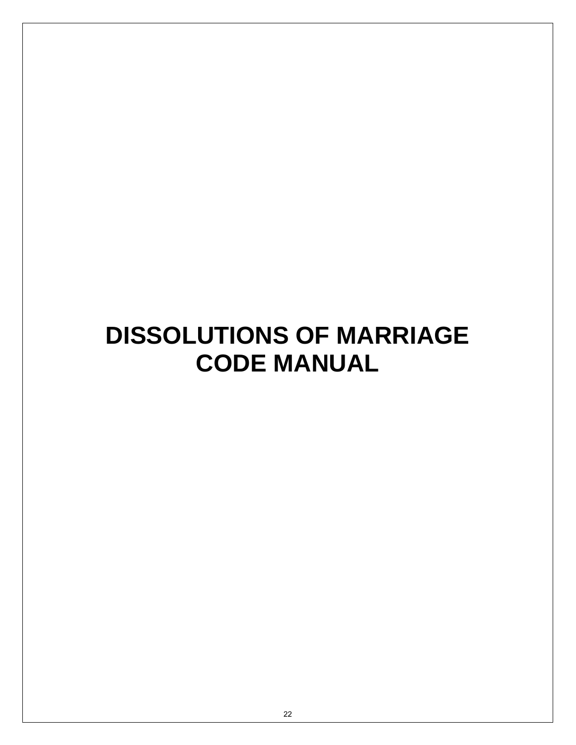# DISSOLUTIONS OF MARRIAGE CODE MANUAL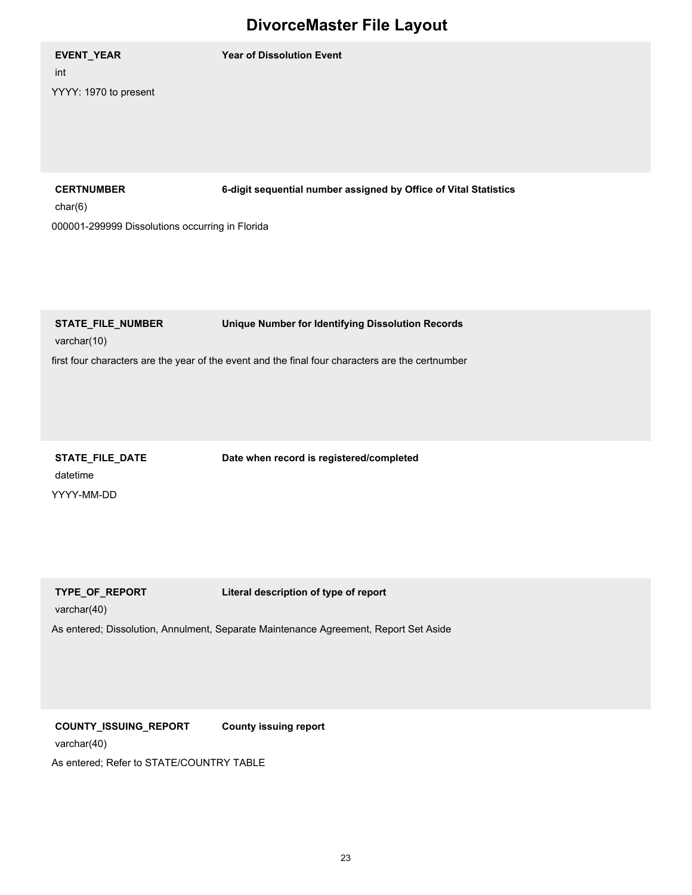# DivorceMaster File Layout

**EVENT_YEAR** — **Year of Dissolution Event**

int

YYYY: 1970 to present

**CERTNUMBER** — **6-digit sequential number assigned by Office of Vital Statistics**

char(6)

000001-299999 Dissolutions occurring in Florida

**STATE_FILE_NUMBER** — **Unique Number for Identifying Dissolution Records**

varchar(10)

first four characters are the year of the event and the final four characters are the certnumber

**STATE_FILE_DATE** — **Date when record is registered/completed**

datetime

YYYY-MM-DD

**TYPE_OF_REPORT** — **Literal description of type of report**

varchar(40)

As entered; Dissolution, Annulment, Separate Maintenance Agreement, Report Set Aside

**COUNTY_ISSUING_REPORT** — **County issuing report**

varchar(40)

As entered; Refer to STATE/COUNTRY TABLE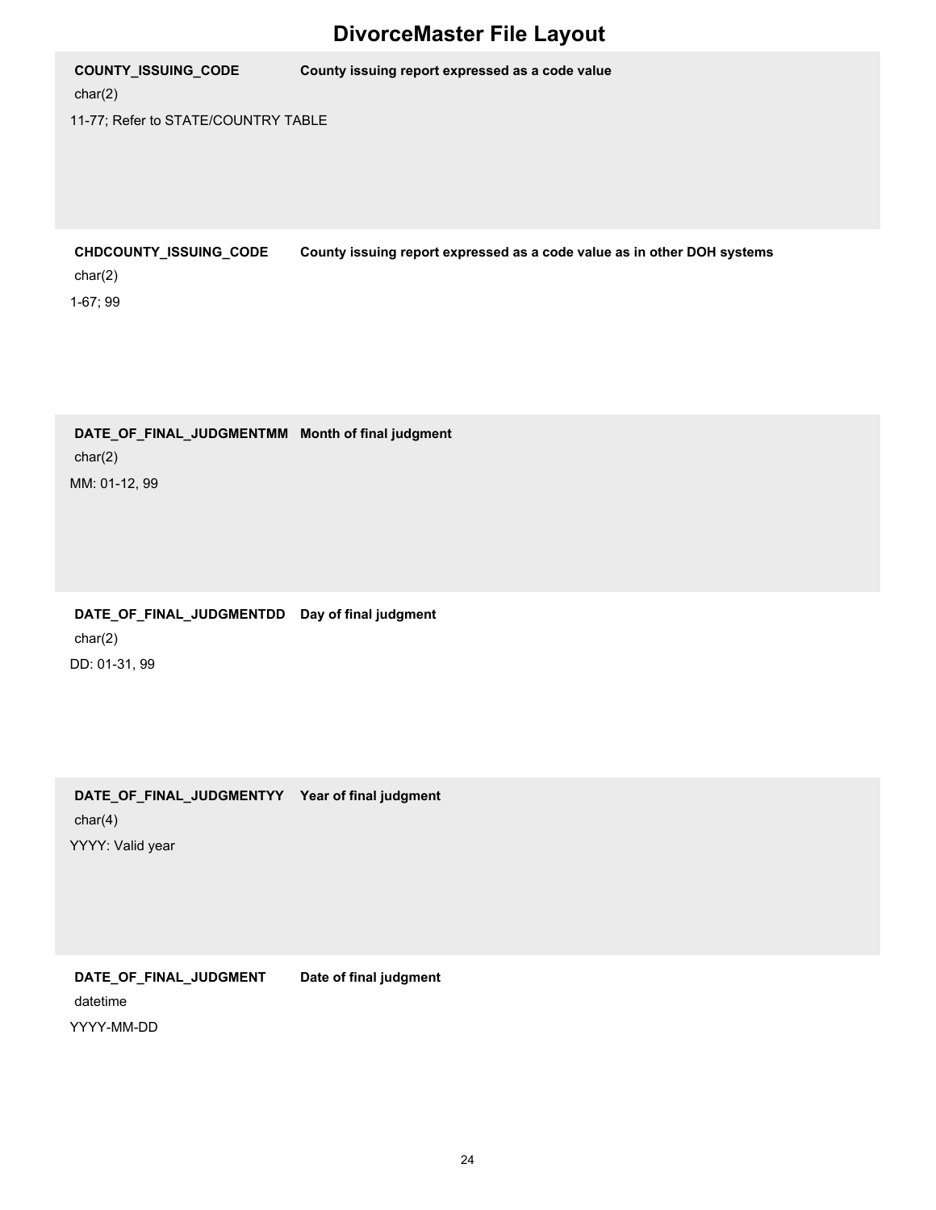# DivorceMaster File Layout

**COUNTY_ISSUING_CODE** — **County issuing report expressed as a code value**

char(2)

11-77; Refer to STATE/COUNTRY TABLE

**CHDCOUNTY_ISSUING_CODE** — **County issuing report expressed as a code value as in other DOH systems**

char(2)

1-67; 99

**DATE_OF_FINAL_JUDGMENTMM** — **Month of final judgment**

char(2)

MM: 01-12, 99

**DATE_OF_FINAL_JUDGMENTDD** — **Day of final judgment**

char(2)

DD: 01-31, 99

**DATE_OF_FINAL_JUDGMENTYY** — **Year of final judgment**

char(4)

YYYY: Valid year

**DATE_OF_FINAL_JUDGMENT** — **Date of final judgment**

datetime

YYYY-MM-DD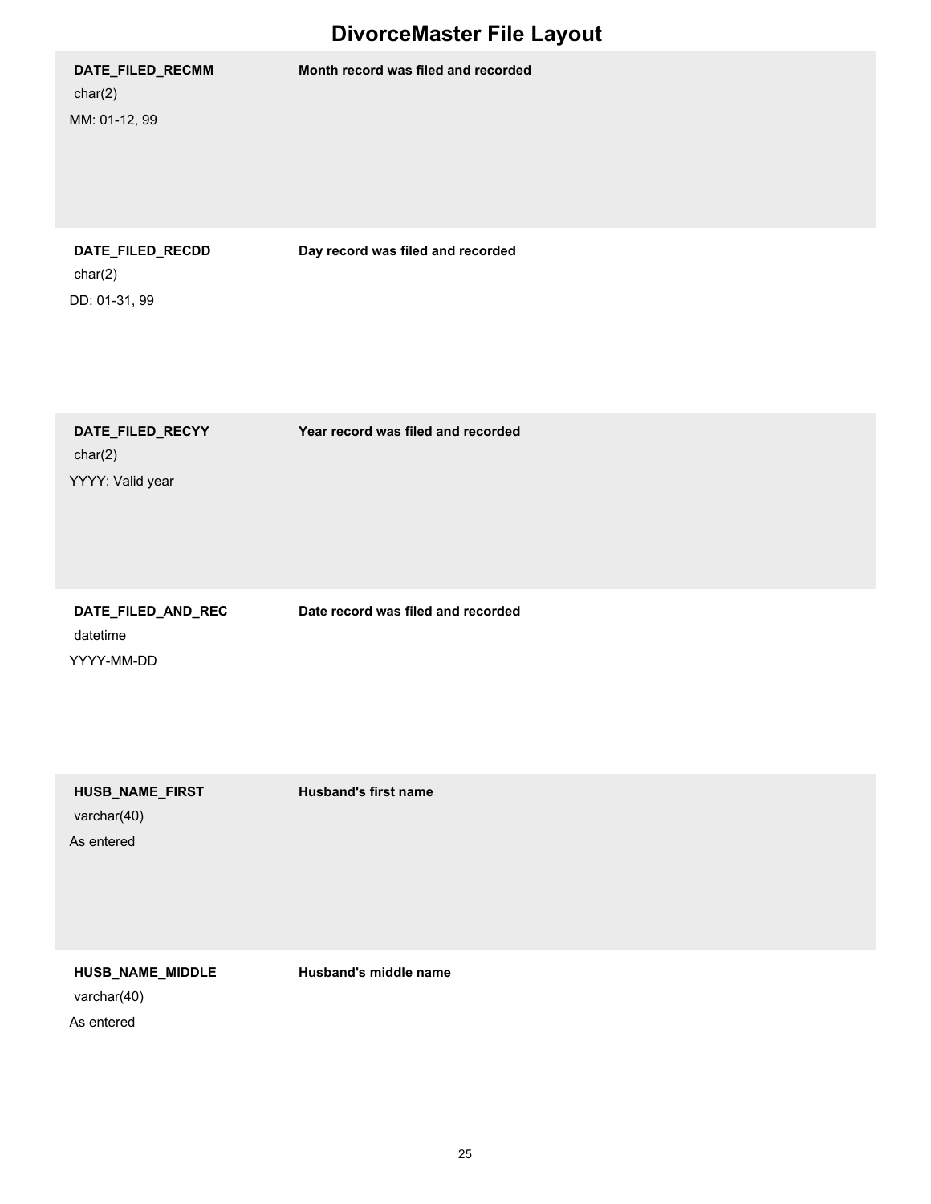# DivorceMaster File Layout

| Field | Description |
| --- | --- |
| **DATE_FILED_RECMM**<br>char(2)<br>MM: 01-12, 99 | **Month record was filed and recorded** |
| **DATE_FILED_RECDD**<br>char(2)<br>DD: 01-31, 99 | **Day record was filed and recorded** |
| **DATE_FILED_RECYY**<br>char(2)<br>YYYY: Valid year | **Year record was filed and recorded** |
| **DATE_FILED_AND_REC**<br>datetime<br>YYYY-MM-DD | **Date record was filed and recorded** |
| **HUSB_NAME_FIRST**<br>varchar(40)<br>As entered | **Husband's first name** |
| **HUSB_NAME_MIDDLE**<br>varchar(40)<br>As entered | **Husband's middle name** |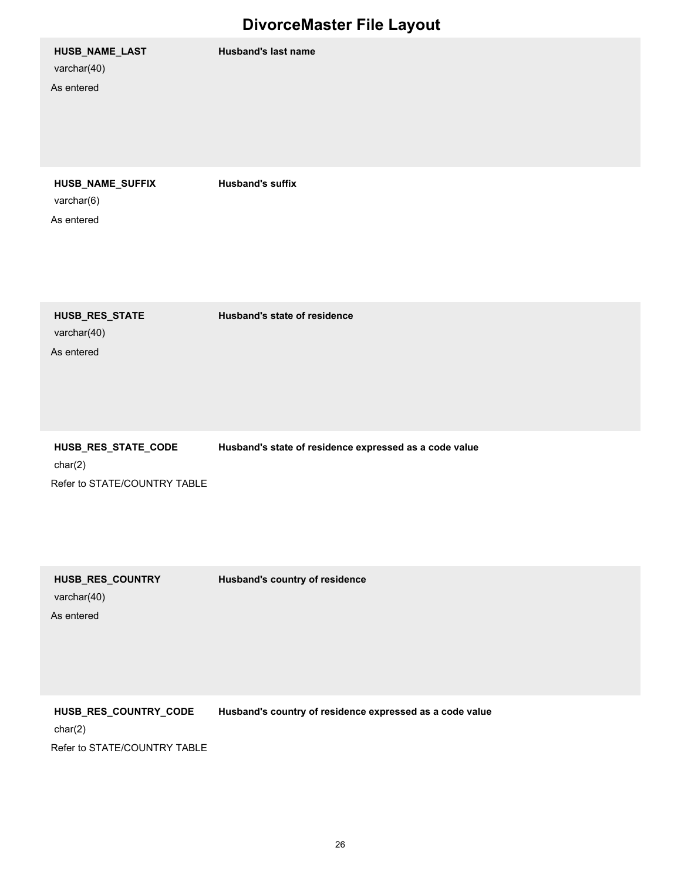# DivorceMaster File Layout

| Field | Description |
|---|---|
| **HUSB_NAME_LAST**<br>varchar(40)<br>As entered | **Husband's last name** |
| **HUSB_NAME_SUFFIX**<br>varchar(6)<br>As entered | **Husband's suffix** |
| **HUSB_RES_STATE**<br>varchar(40)<br>As entered | **Husband's state of residence** |
| **HUSB_RES_STATE_CODE**<br>char(2)<br>Refer to STATE/COUNTRY TABLE | **Husband's state of residence expressed as a code value** |
| **HUSB_RES_COUNTRY**<br>varchar(40)<br>As entered | **Husband's country of residence** |
| **HUSB_RES_COUNTRY_CODE**<br>char(2)<br>Refer to STATE/COUNTRY TABLE | **Husband's country of residence expressed as a code value** |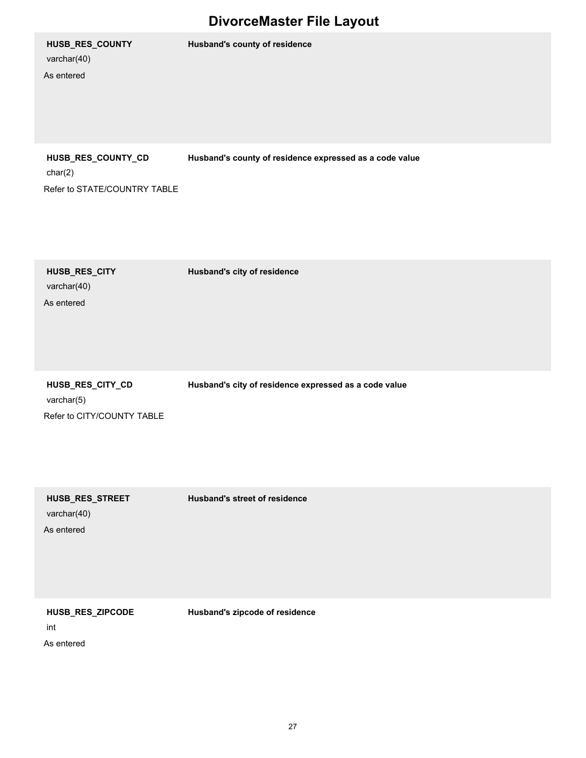# DivorceMaster File Layout

| Field | Description |
| --- | --- |
| **HUSB_RES_COUNTY**<br>varchar(40)<br>As entered | **Husband's county of residence** |
| **HUSB_RES_COUNTY_CD**<br>char(2)<br>Refer to STATE/COUNTRY TABLE | **Husband's county of residence expressed as a code value** |
| **HUSB_RES_CITY**<br>varchar(40)<br>As entered | **Husband's city of residence** |
| **HUSB_RES_CITY_CD**<br>varchar(5)<br>Refer to CITY/COUNTY TABLE | **Husband's city of residence expressed as a code value** |
| **HUSB_RES_STREET**<br>varchar(40)<br>As entered | **Husband's street of residence** |
| **HUSB_RES_ZIPCODE**<br>int<br>As entered | **Husband's zipcode of residence** |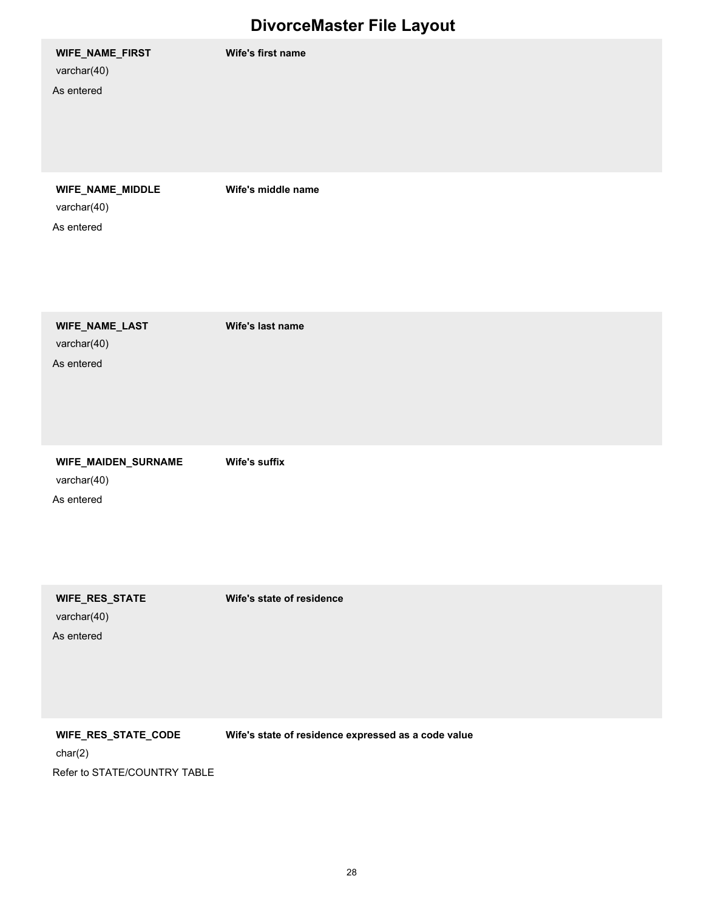# DivorceMaster File Layout

| Field | Description |
| --- | --- |
| **WIFE_NAME_FIRST**<br>varchar(40)<br>As entered | **Wife's first name** |
| **WIFE_NAME_MIDDLE**<br>varchar(40)<br>As entered | **Wife's middle name** |
| **WIFE_NAME_LAST**<br>varchar(40)<br>As entered | **Wife's last name** |
| **WIFE_MAIDEN_SURNAME**<br>varchar(40)<br>As entered | **Wife's suffix** |
| **WIFE_RES_STATE**<br>varchar(40)<br>As entered | **Wife's state of residence** |
| **WIFE_RES_STATE_CODE**<br>char(2)<br>Refer to STATE/COUNTRY TABLE | **Wife's state of residence expressed as a code value** |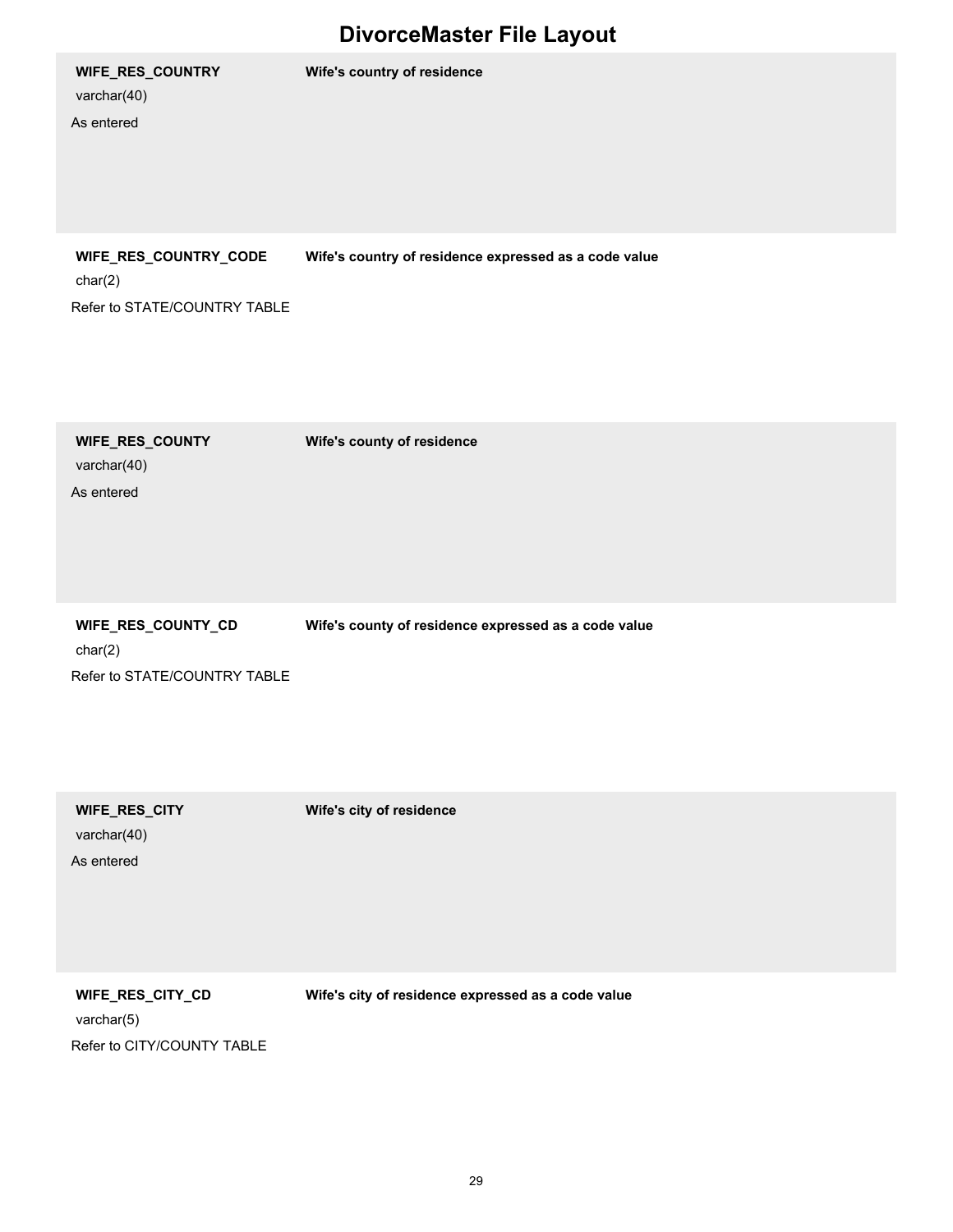# DivorceMaster File Layout

| Field | Description |
| --- | --- |
| **WIFE_RES_COUNTRY**<br>varchar(40)<br>As entered | **Wife's country of residence** |
| **WIFE_RES_COUNTRY_CODE**<br>char(2)<br>Refer to STATE/COUNTRY TABLE | **Wife's country of residence expressed as a code value** |
| **WIFE_RES_COUNTY**<br>varchar(40)<br>As entered | **Wife's county of residence** |
| **WIFE_RES_COUNTY_CD**<br>char(2)<br>Refer to STATE/COUNTRY TABLE | **Wife's county of residence expressed as a code value** |
| **WIFE_RES_CITY**<br>varchar(40)<br>As entered | **Wife's city of residence** |
| **WIFE_RES_CITY_CD**<br>varchar(5)<br>Refer to CITY/COUNTY TABLE | **Wife's city of residence expressed as a code value** |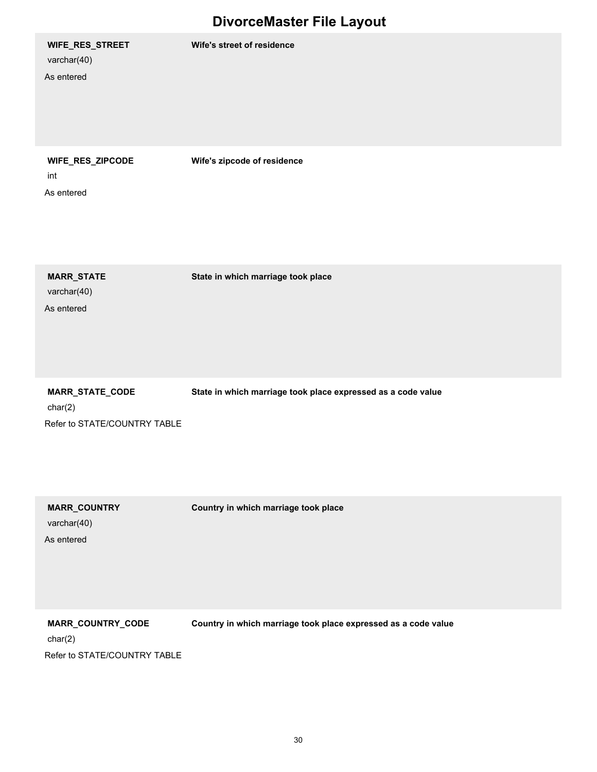# DivorceMaster File Layout

| Field | Description |
| --- | --- |
| **WIFE_RES_STREET**<br>varchar(40)<br>As entered | **Wife's street of residence** |
| **WIFE_RES_ZIPCODE**<br>int<br>As entered | **Wife's zipcode of residence** |
| **MARR_STATE**<br>varchar(40)<br>As entered | **State in which marriage took place** |
| **MARR_STATE_CODE**<br>char(2)<br>Refer to STATE/COUNTRY TABLE | **State in which marriage took place expressed as a code value** |
| **MARR_COUNTRY**<br>varchar(40)<br>As entered | **Country in which marriage took place** |
| **MARR_COUNTRY_CODE**<br>char(2)<br>Refer to STATE/COUNTRY TABLE | **Country in which marriage took place expressed as a code value** |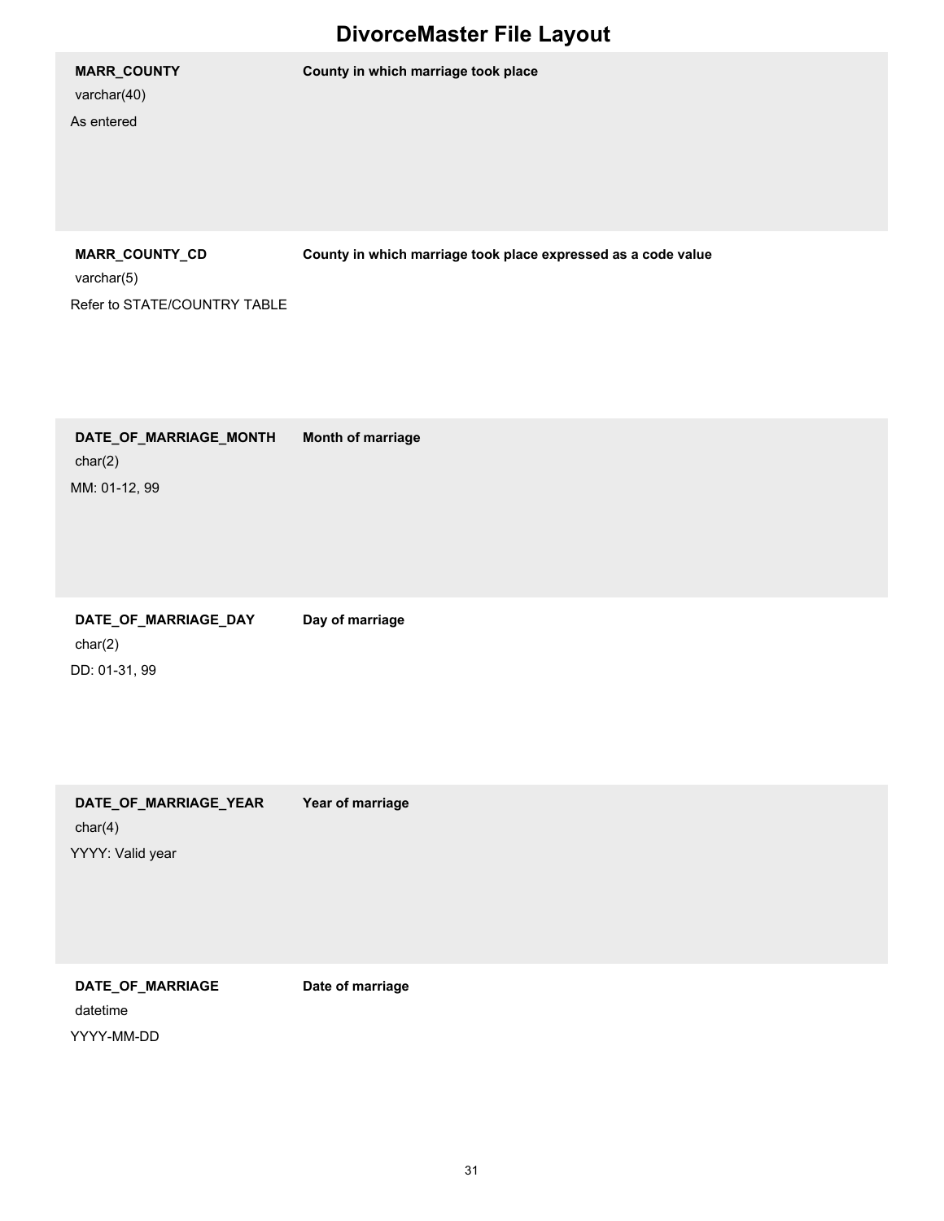# DivorceMaster File Layout

| Field | Description |
|---|---|
| **MARR_COUNTY**<br>varchar(40)<br>As entered | **County in which marriage took place** |
| **MARR_COUNTY_CD**<br>varchar(5)<br>Refer to STATE/COUNTRY TABLE | **County in which marriage took place expressed as a code value** |
| **DATE_OF_MARRIAGE_MONTH**<br>char(2)<br>MM: 01-12, 99 | **Month of marriage** |
| **DATE_OF_MARRIAGE_DAY**<br>char(2)<br>DD: 01-31, 99 | **Day of marriage** |
| **DATE_OF_MARRIAGE_YEAR**<br>char(4)<br>YYYY: Valid year | **Year of marriage** |
| **DATE_OF_MARRIAGE**<br>datetime<br>YYYY-MM-DD | **Date of marriage** |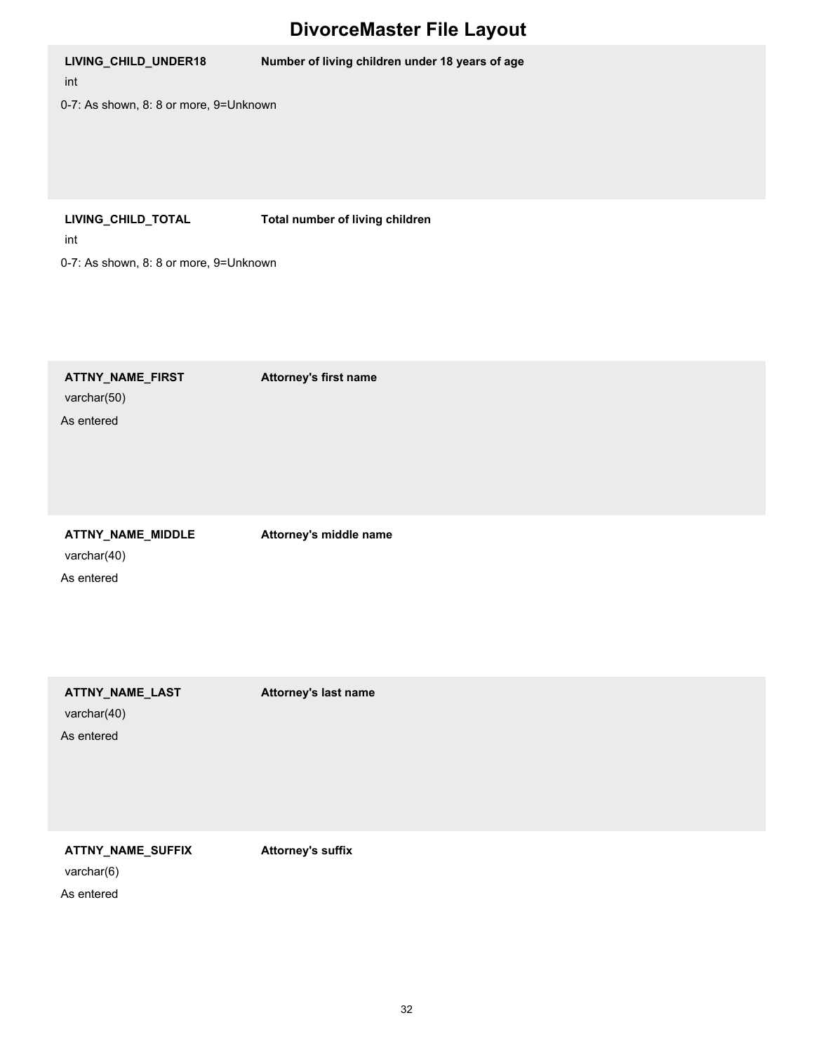# DivorceMaster File Layout

**LIVING_CHILD_UNDER18** — **Number of living children under 18 years of age**

int

0-7: As shown, 8: 8 or more, 9=Unknown

**LIVING_CHILD_TOTAL** — **Total number of living children**

int

0-7: As shown, 8: 8 or more, 9=Unknown

**ATTNY_NAME_FIRST** — **Attorney's first name**

varchar(50)

As entered

**ATTNY_NAME_MIDDLE** — **Attorney's middle name**

varchar(40)

As entered

**ATTNY_NAME_LAST** — **Attorney's last name**

varchar(40)

As entered

**ATTNY_NAME_SUFFIX** — **Attorney's suffix**

varchar(6)

As entered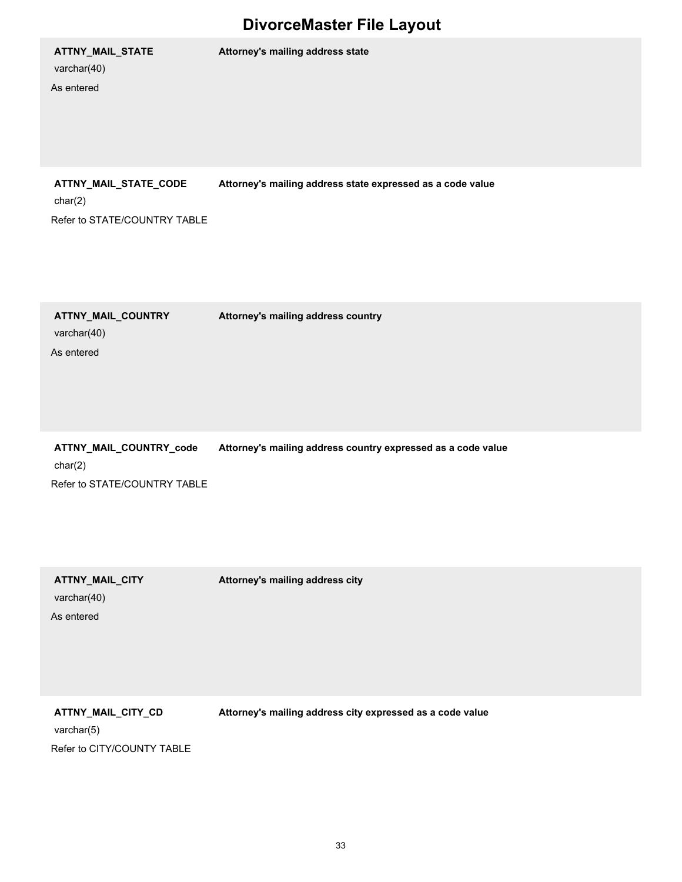# DivorceMaster File Layout

| Field | Description |
| --- | --- |
| **ATTNY_MAIL_STATE**<br>varchar(40)<br>As entered | **Attorney's mailing address state** |
| **ATTNY_MAIL_STATE_CODE**<br>char(2)<br>Refer to STATE/COUNTRY TABLE | **Attorney's mailing address state expressed as a code value** |
| **ATTNY_MAIL_COUNTRY**<br>varchar(40)<br>As entered | **Attorney's mailing address country** |
| **ATTNY_MAIL_COUNTRY_code**<br>char(2)<br>Refer to STATE/COUNTRY TABLE | **Attorney's mailing address country expressed as a code value** |
| **ATTNY_MAIL_CITY**<br>varchar(40)<br>As entered | **Attorney's mailing address city** |
| **ATTNY_MAIL_CITY_CD**<br>varchar(5)<br>Refer to CITY/COUNTY TABLE | **Attorney's mailing address city expressed as a code value** |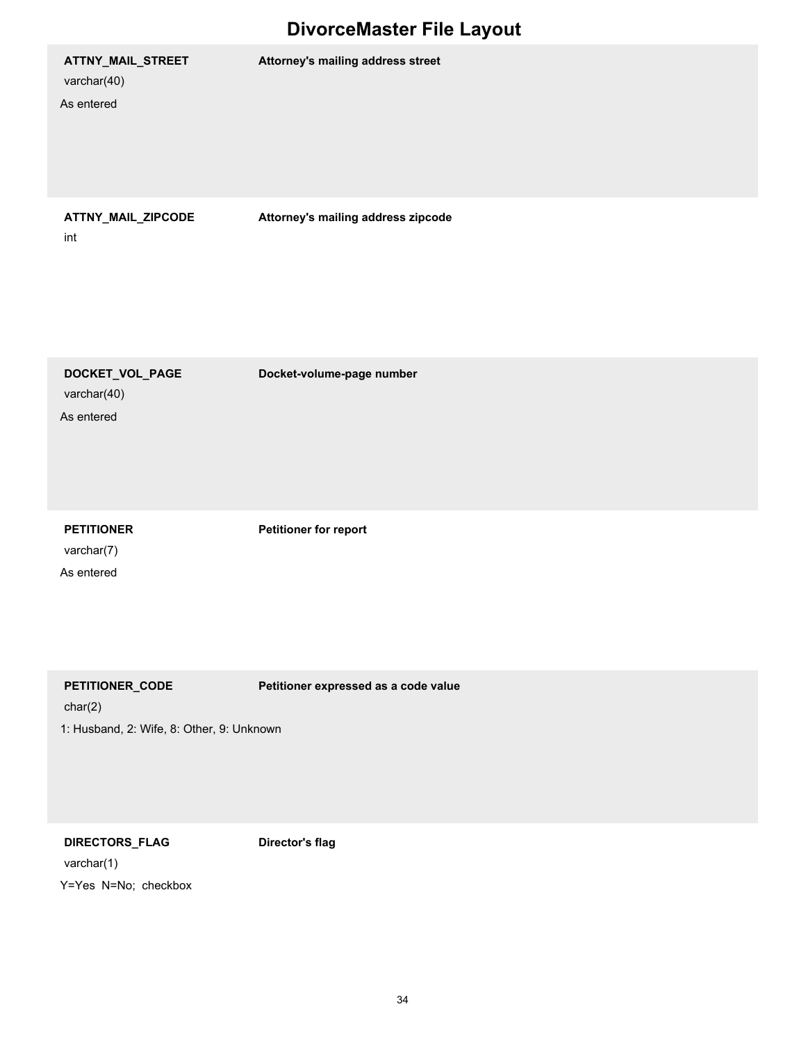# DivorceMaster File Layout

**ATTNY_MAIL_STREET** — **Attorney's mailing address street**
varchar(40)
As entered

**ATTNY_MAIL_ZIPCODE** — **Attorney's mailing address zipcode**
int

**DOCKET_VOL_PAGE** — **Docket-volume-page number**
varchar(40)
As entered

**PETITIONER** — **Petitioner for report**
varchar(7)
As entered

**PETITIONER_CODE** — **Petitioner expressed as a code value**
char(2)
1: Husband, 2: Wife, 8: Other, 9: Unknown

**DIRECTORS_FLAG** — **Director's flag**
varchar(1)
Y=Yes N=No; checkbox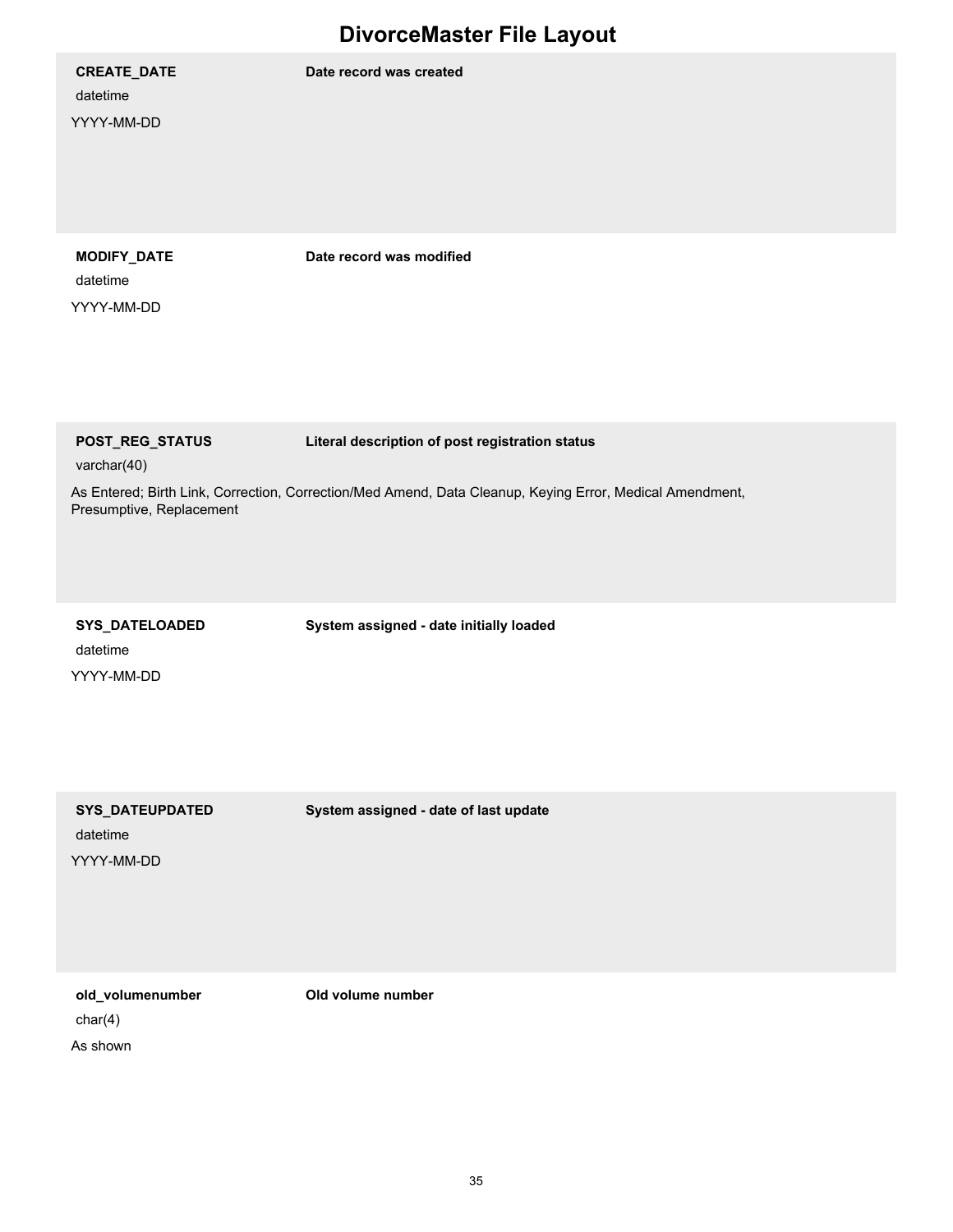# DivorceMaster File Layout

**CREATE_DATE**
datetime
YYYY-MM-DD

**Date record was created**

**MODIFY_DATE**
datetime
YYYY-MM-DD

**Date record was modified**

**POST_REG_STATUS**
varchar(40)

**Literal description of post registration status**

As Entered; Birth Link, Correction, Correction/Med Amend, Data Cleanup, Keying Error, Medical Amendment, Presumptive, Replacement

**SYS_DATELOADED**
datetime
YYYY-MM-DD

**System assigned - date initially loaded**

**SYS_DATEUPDATED**
datetime
YYYY-MM-DD

**System assigned - date of last update**

**old_volumenumber**
char(4)
As shown

**Old volume number**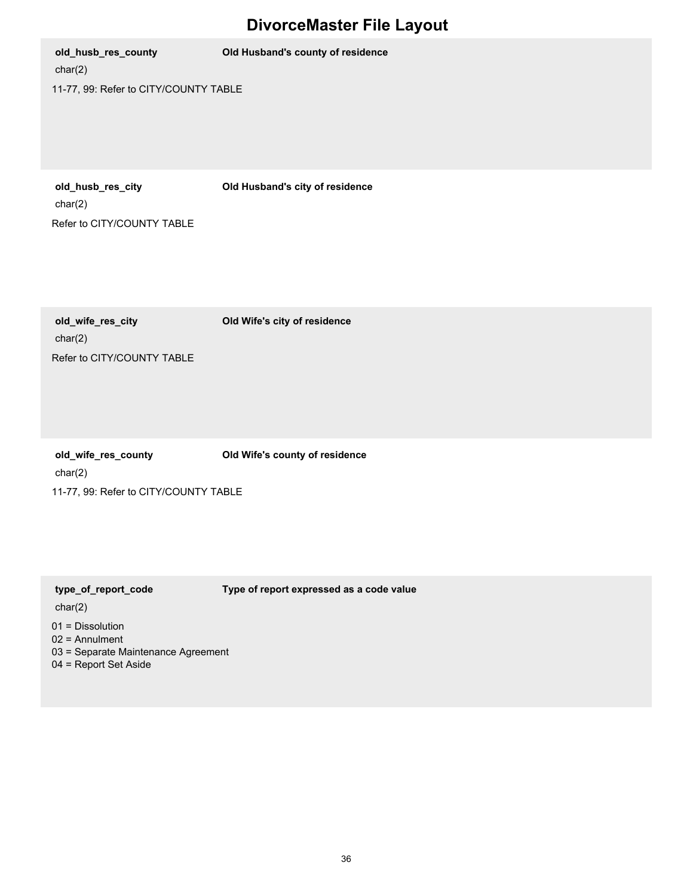# DivorceMaster File Layout

**old_husb_res_county** — **Old Husband's county of residence**

char(2)

11-77, 99: Refer to CITY/COUNTY TABLE

**old_husb_res_city** — **Old Husband's city of residence**

char(2)

Refer to CITY/COUNTY TABLE

**old_wife_res_city** — **Old Wife's city of residence**

char(2)

Refer to CITY/COUNTY TABLE

**old_wife_res_county** — **Old Wife's county of residence**

char(2)

11-77, 99: Refer to CITY/COUNTY TABLE

**type_of_report_code** — **Type of report expressed as a code value**

char(2)

01 = Dissolution
02 = Annulment
03 = Separate Maintenance Agreement
04 = Report Set Aside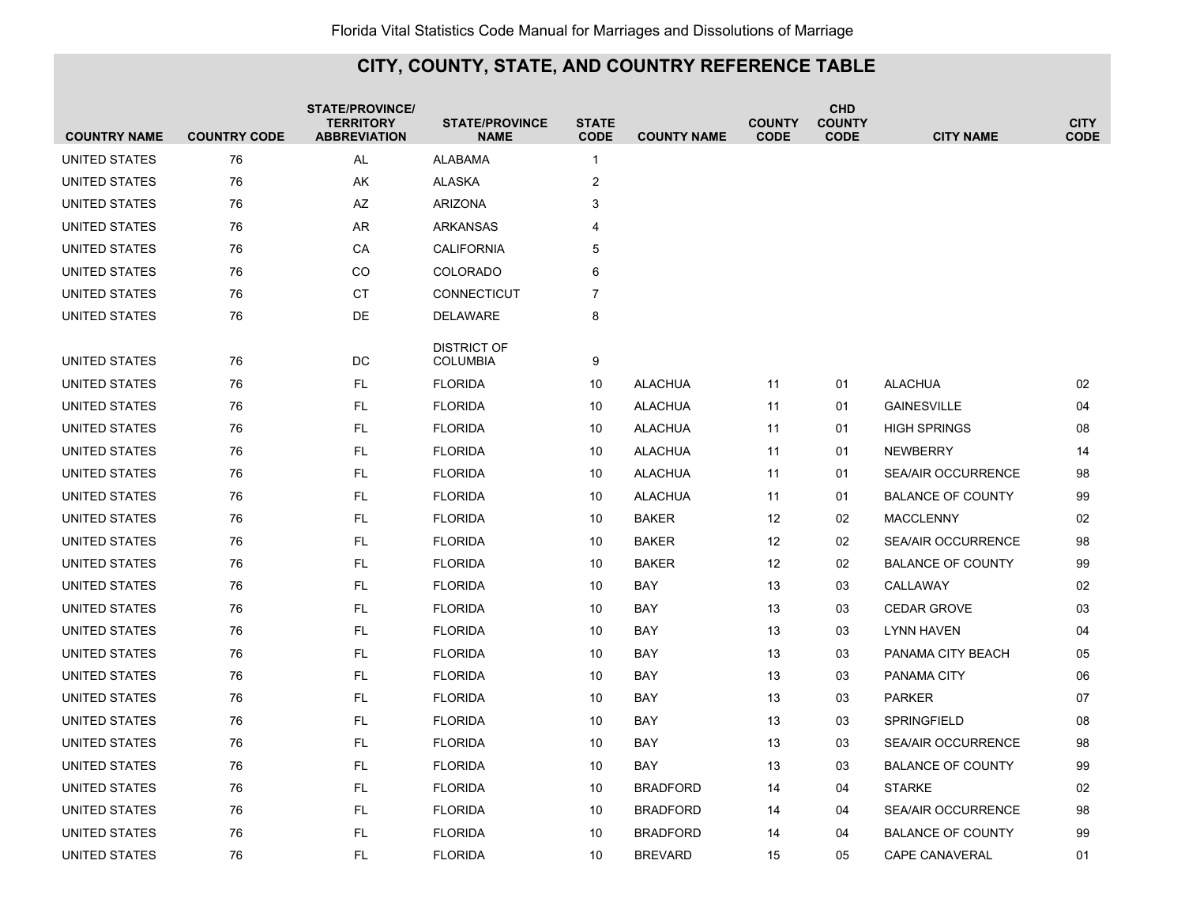## CITY, COUNTY, STATE, AND COUNTRY REFERENCE TABLE

| COUNTRY NAME | COUNTRY CODE | STATE/PROVINCE/ TERRITORY ABBREVIATION | STATE/PROVINCE NAME | STATE CODE | COUNTY NAME | COUNTY CODE | CHD COUNTY CODE | CITY NAME | CITY CODE |
|---|---|---|---|---|---|---|---|---|---|
| UNITED STATES | 76 | AL | ALABAMA | 1 | | | | | |
| UNITED STATES | 76 | AK | ALASKA | 2 | | | | | |
| UNITED STATES | 76 | AZ | ARIZONA | 3 | | | | | |
| UNITED STATES | 76 | AR | ARKANSAS | 4 | | | | | |
| UNITED STATES | 76 | CA | CALIFORNIA | 5 | | | | | |
| UNITED STATES | 76 | CO | COLORADO | 6 | | | | | |
| UNITED STATES | 76 | CT | CONNECTICUT | 7 | | | | | |
| UNITED STATES | 76 | DE | DELAWARE | 8 | | | | | |
| UNITED STATES | 76 | DC | DISTRICT OF COLUMBIA | 9 | | | | | |
| UNITED STATES | 76 | FL | FLORIDA | 10 | ALACHUA | 11 | 01 | ALACHUA | 02 |
| UNITED STATES | 76 | FL | FLORIDA | 10 | ALACHUA | 11 | 01 | GAINESVILLE | 04 |
| UNITED STATES | 76 | FL | FLORIDA | 10 | ALACHUA | 11 | 01 | HIGH SPRINGS | 08 |
| UNITED STATES | 76 | FL | FLORIDA | 10 | ALACHUA | 11 | 01 | NEWBERRY | 14 |
| UNITED STATES | 76 | FL | FLORIDA | 10 | ALACHUA | 11 | 01 | SEA/AIR OCCURRENCE | 98 |
| UNITED STATES | 76 | FL | FLORIDA | 10 | ALACHUA | 11 | 01 | BALANCE OF COUNTY | 99 |
| UNITED STATES | 76 | FL | FLORIDA | 10 | BAKER | 12 | 02 | MACCLENNY | 02 |
| UNITED STATES | 76 | FL | FLORIDA | 10 | BAKER | 12 | 02 | SEA/AIR OCCURRENCE | 98 |
| UNITED STATES | 76 | FL | FLORIDA | 10 | BAKER | 12 | 02 | BALANCE OF COUNTY | 99 |
| UNITED STATES | 76 | FL | FLORIDA | 10 | BAY | 13 | 03 | CALLAWAY | 02 |
| UNITED STATES | 76 | FL | FLORIDA | 10 | BAY | 13 | 03 | CEDAR GROVE | 03 |
| UNITED STATES | 76 | FL | FLORIDA | 10 | BAY | 13 | 03 | LYNN HAVEN | 04 |
| UNITED STATES | 76 | FL | FLORIDA | 10 | BAY | 13 | 03 | PANAMA CITY BEACH | 05 |
| UNITED STATES | 76 | FL | FLORIDA | 10 | BAY | 13 | 03 | PANAMA CITY | 06 |
| UNITED STATES | 76 | FL | FLORIDA | 10 | BAY | 13 | 03 | PARKER | 07 |
| UNITED STATES | 76 | FL | FLORIDA | 10 | BAY | 13 | 03 | SPRINGFIELD | 08 |
| UNITED STATES | 76 | FL | FLORIDA | 10 | BAY | 13 | 03 | SEA/AIR OCCURRENCE | 98 |
| UNITED STATES | 76 | FL | FLORIDA | 10 | BAY | 13 | 03 | BALANCE OF COUNTY | 99 |
| UNITED STATES | 76 | FL | FLORIDA | 10 | BRADFORD | 14 | 04 | STARKE | 02 |
| UNITED STATES | 76 | FL | FLORIDA | 10 | BRADFORD | 14 | 04 | SEA/AIR OCCURRENCE | 98 |
| UNITED STATES | 76 | FL | FLORIDA | 10 | BRADFORD | 14 | 04 | BALANCE OF COUNTY | 99 |
| UNITED STATES | 76 | FL | FLORIDA | 10 | BREVARD | 15 | 05 | CAPE CANAVERAL | 01 |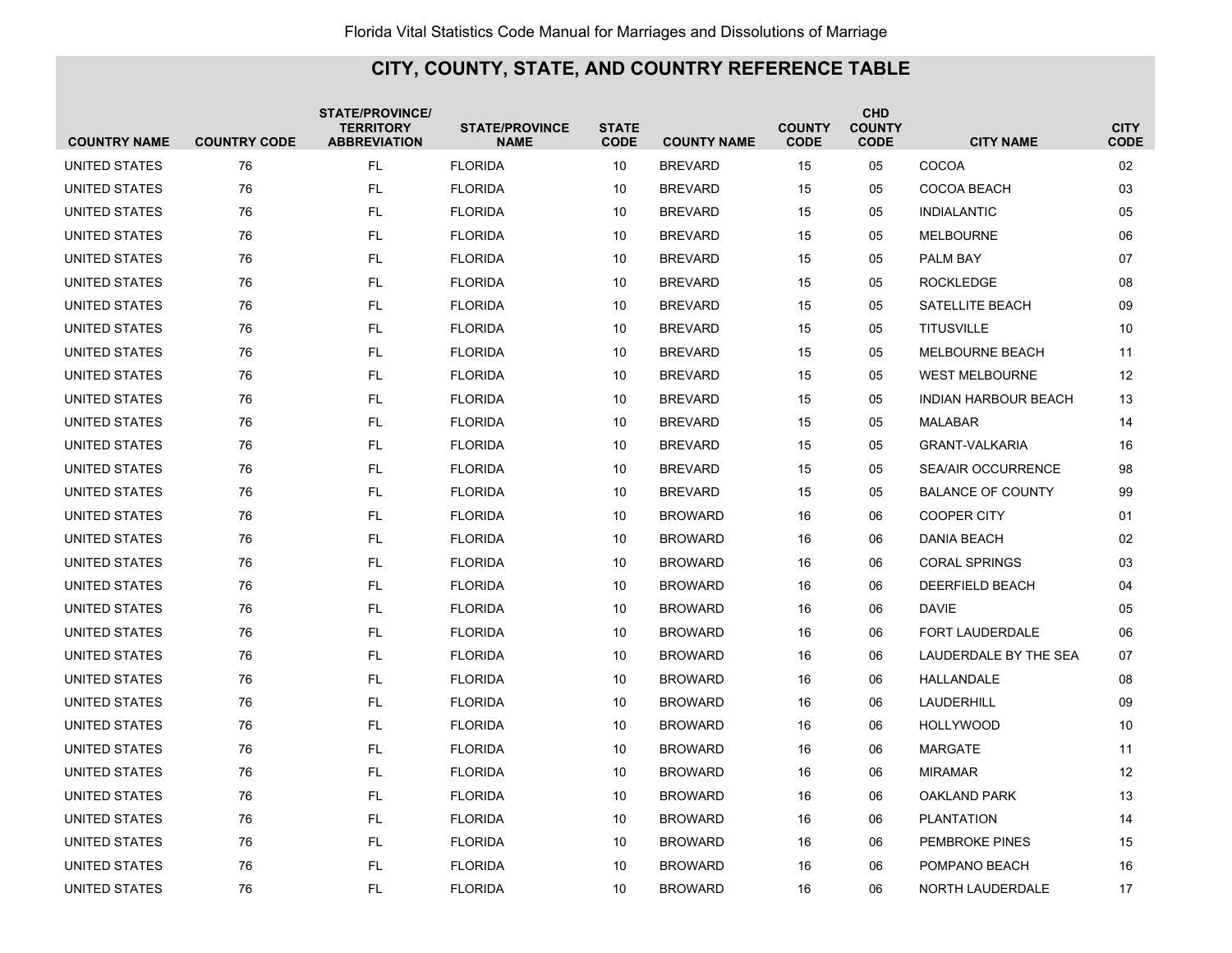## CITY, COUNTY, STATE, AND COUNTRY REFERENCE TABLE

| COUNTRY NAME | COUNTRY CODE | STATE/PROVINCE/ TERRITORY ABBREVIATION | STATE/PROVINCE NAME | STATE CODE | COUNTY NAME | COUNTY CODE | CHD COUNTY CODE | CITY NAME | CITY CODE |
|---|---|---|---|---|---|---|---|---|---|
| UNITED STATES | 76 | FL | FLORIDA | 10 | BREVARD | 15 | 05 | COCOA | 02 |
| UNITED STATES | 76 | FL | FLORIDA | 10 | BREVARD | 15 | 05 | COCOA BEACH | 03 |
| UNITED STATES | 76 | FL | FLORIDA | 10 | BREVARD | 15 | 05 | INDIALANTIC | 05 |
| UNITED STATES | 76 | FL | FLORIDA | 10 | BREVARD | 15 | 05 | MELBOURNE | 06 |
| UNITED STATES | 76 | FL | FLORIDA | 10 | BREVARD | 15 | 05 | PALM BAY | 07 |
| UNITED STATES | 76 | FL | FLORIDA | 10 | BREVARD | 15 | 05 | ROCKLEDGE | 08 |
| UNITED STATES | 76 | FL | FLORIDA | 10 | BREVARD | 15 | 05 | SATELLITE BEACH | 09 |
| UNITED STATES | 76 | FL | FLORIDA | 10 | BREVARD | 15 | 05 | TITUSVILLE | 10 |
| UNITED STATES | 76 | FL | FLORIDA | 10 | BREVARD | 15 | 05 | MELBOURNE BEACH | 11 |
| UNITED STATES | 76 | FL | FLORIDA | 10 | BREVARD | 15 | 05 | WEST MELBOURNE | 12 |
| UNITED STATES | 76 | FL | FLORIDA | 10 | BREVARD | 15 | 05 | INDIAN HARBOUR BEACH | 13 |
| UNITED STATES | 76 | FL | FLORIDA | 10 | BREVARD | 15 | 05 | MALABAR | 14 |
| UNITED STATES | 76 | FL | FLORIDA | 10 | BREVARD | 15 | 05 | GRANT-VALKARIA | 16 |
| UNITED STATES | 76 | FL | FLORIDA | 10 | BREVARD | 15 | 05 | SEA/AIR OCCURRENCE | 98 |
| UNITED STATES | 76 | FL | FLORIDA | 10 | BREVARD | 15 | 05 | BALANCE OF COUNTY | 99 |
| UNITED STATES | 76 | FL | FLORIDA | 10 | BROWARD | 16 | 06 | COOPER CITY | 01 |
| UNITED STATES | 76 | FL | FLORIDA | 10 | BROWARD | 16 | 06 | DANIA BEACH | 02 |
| UNITED STATES | 76 | FL | FLORIDA | 10 | BROWARD | 16 | 06 | CORAL SPRINGS | 03 |
| UNITED STATES | 76 | FL | FLORIDA | 10 | BROWARD | 16 | 06 | DEERFIELD BEACH | 04 |
| UNITED STATES | 76 | FL | FLORIDA | 10 | BROWARD | 16 | 06 | DAVIE | 05 |
| UNITED STATES | 76 | FL | FLORIDA | 10 | BROWARD | 16 | 06 | FORT LAUDERDALE | 06 |
| UNITED STATES | 76 | FL | FLORIDA | 10 | BROWARD | 16 | 06 | LAUDERDALE BY THE SEA | 07 |
| UNITED STATES | 76 | FL | FLORIDA | 10 | BROWARD | 16 | 06 | HALLANDALE | 08 |
| UNITED STATES | 76 | FL | FLORIDA | 10 | BROWARD | 16 | 06 | LAUDERHILL | 09 |
| UNITED STATES | 76 | FL | FLORIDA | 10 | BROWARD | 16 | 06 | HOLLYWOOD | 10 |
| UNITED STATES | 76 | FL | FLORIDA | 10 | BROWARD | 16 | 06 | MARGATE | 11 |
| UNITED STATES | 76 | FL | FLORIDA | 10 | BROWARD | 16 | 06 | MIRAMAR | 12 |
| UNITED STATES | 76 | FL | FLORIDA | 10 | BROWARD | 16 | 06 | OAKLAND PARK | 13 |
| UNITED STATES | 76 | FL | FLORIDA | 10 | BROWARD | 16 | 06 | PLANTATION | 14 |
| UNITED STATES | 76 | FL | FLORIDA | 10 | BROWARD | 16 | 06 | PEMBROKE PINES | 15 |
| UNITED STATES | 76 | FL | FLORIDA | 10 | BROWARD | 16 | 06 | POMPANO BEACH | 16 |
| UNITED STATES | 76 | FL | FLORIDA | 10 | BROWARD | 16 | 06 | NORTH LAUDERDALE | 17 |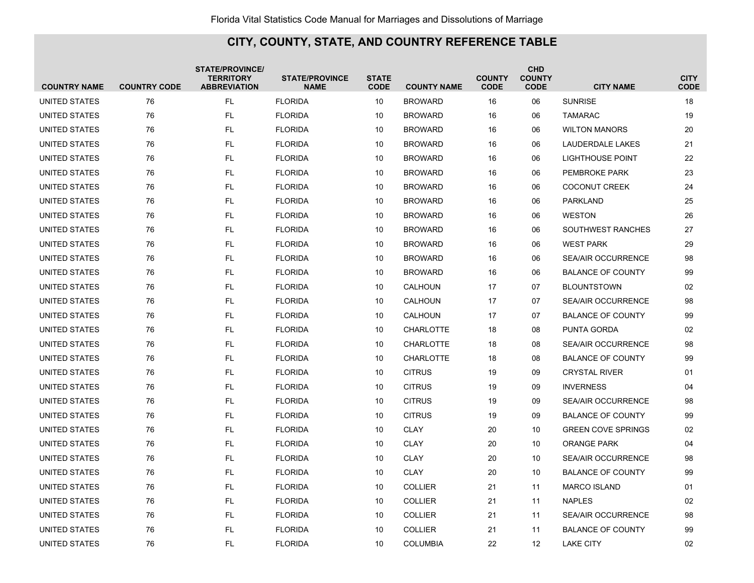## CITY, COUNTY, STATE, AND COUNTRY REFERENCE TABLE

| COUNTRY NAME | COUNTRY CODE | STATE/PROVINCE/ TERRITORY ABBREVIATION | STATE/PROVINCE NAME | STATE CODE | COUNTY NAME | COUNTY CODE | CHD COUNTY CODE | CITY NAME | CITY CODE |
|---|---|---|---|---|---|---|---|---|---|
| UNITED STATES | 76 | FL | FLORIDA | 10 | BROWARD | 16 | 06 | SUNRISE | 18 |
| UNITED STATES | 76 | FL | FLORIDA | 10 | BROWARD | 16 | 06 | TAMARAC | 19 |
| UNITED STATES | 76 | FL | FLORIDA | 10 | BROWARD | 16 | 06 | WILTON MANORS | 20 |
| UNITED STATES | 76 | FL | FLORIDA | 10 | BROWARD | 16 | 06 | LAUDERDALE LAKES | 21 |
| UNITED STATES | 76 | FL | FLORIDA | 10 | BROWARD | 16 | 06 | LIGHTHOUSE POINT | 22 |
| UNITED STATES | 76 | FL | FLORIDA | 10 | BROWARD | 16 | 06 | PEMBROKE PARK | 23 |
| UNITED STATES | 76 | FL | FLORIDA | 10 | BROWARD | 16 | 06 | COCONUT CREEK | 24 |
| UNITED STATES | 76 | FL | FLORIDA | 10 | BROWARD | 16 | 06 | PARKLAND | 25 |
| UNITED STATES | 76 | FL | FLORIDA | 10 | BROWARD | 16 | 06 | WESTON | 26 |
| UNITED STATES | 76 | FL | FLORIDA | 10 | BROWARD | 16 | 06 | SOUTHWEST RANCHES | 27 |
| UNITED STATES | 76 | FL | FLORIDA | 10 | BROWARD | 16 | 06 | WEST PARK | 29 |
| UNITED STATES | 76 | FL | FLORIDA | 10 | BROWARD | 16 | 06 | SEA/AIR OCCURRENCE | 98 |
| UNITED STATES | 76 | FL | FLORIDA | 10 | BROWARD | 16 | 06 | BALANCE OF COUNTY | 99 |
| UNITED STATES | 76 | FL | FLORIDA | 10 | CALHOUN | 17 | 07 | BLOUNTSTOWN | 02 |
| UNITED STATES | 76 | FL | FLORIDA | 10 | CALHOUN | 17 | 07 | SEA/AIR OCCURRENCE | 98 |
| UNITED STATES | 76 | FL | FLORIDA | 10 | CALHOUN | 17 | 07 | BALANCE OF COUNTY | 99 |
| UNITED STATES | 76 | FL | FLORIDA | 10 | CHARLOTTE | 18 | 08 | PUNTA GORDA | 02 |
| UNITED STATES | 76 | FL | FLORIDA | 10 | CHARLOTTE | 18 | 08 | SEA/AIR OCCURRENCE | 98 |
| UNITED STATES | 76 | FL | FLORIDA | 10 | CHARLOTTE | 18 | 08 | BALANCE OF COUNTY | 99 |
| UNITED STATES | 76 | FL | FLORIDA | 10 | CITRUS | 19 | 09 | CRYSTAL RIVER | 01 |
| UNITED STATES | 76 | FL | FLORIDA | 10 | CITRUS | 19 | 09 | INVERNESS | 04 |
| UNITED STATES | 76 | FL | FLORIDA | 10 | CITRUS | 19 | 09 | SEA/AIR OCCURRENCE | 98 |
| UNITED STATES | 76 | FL | FLORIDA | 10 | CITRUS | 19 | 09 | BALANCE OF COUNTY | 99 |
| UNITED STATES | 76 | FL | FLORIDA | 10 | CLAY | 20 | 10 | GREEN COVE SPRINGS | 02 |
| UNITED STATES | 76 | FL | FLORIDA | 10 | CLAY | 20 | 10 | ORANGE PARK | 04 |
| UNITED STATES | 76 | FL | FLORIDA | 10 | CLAY | 20 | 10 | SEA/AIR OCCURRENCE | 98 |
| UNITED STATES | 76 | FL | FLORIDA | 10 | CLAY | 20 | 10 | BALANCE OF COUNTY | 99 |
| UNITED STATES | 76 | FL | FLORIDA | 10 | COLLIER | 21 | 11 | MARCO ISLAND | 01 |
| UNITED STATES | 76 | FL | FLORIDA | 10 | COLLIER | 21 | 11 | NAPLES | 02 |
| UNITED STATES | 76 | FL | FLORIDA | 10 | COLLIER | 21 | 11 | SEA/AIR OCCURRENCE | 98 |
| UNITED STATES | 76 | FL | FLORIDA | 10 | COLLIER | 21 | 11 | BALANCE OF COUNTY | 99 |
| UNITED STATES | 76 | FL | FLORIDA | 10 | COLUMBIA | 22 | 12 | LAKE CITY | 02 |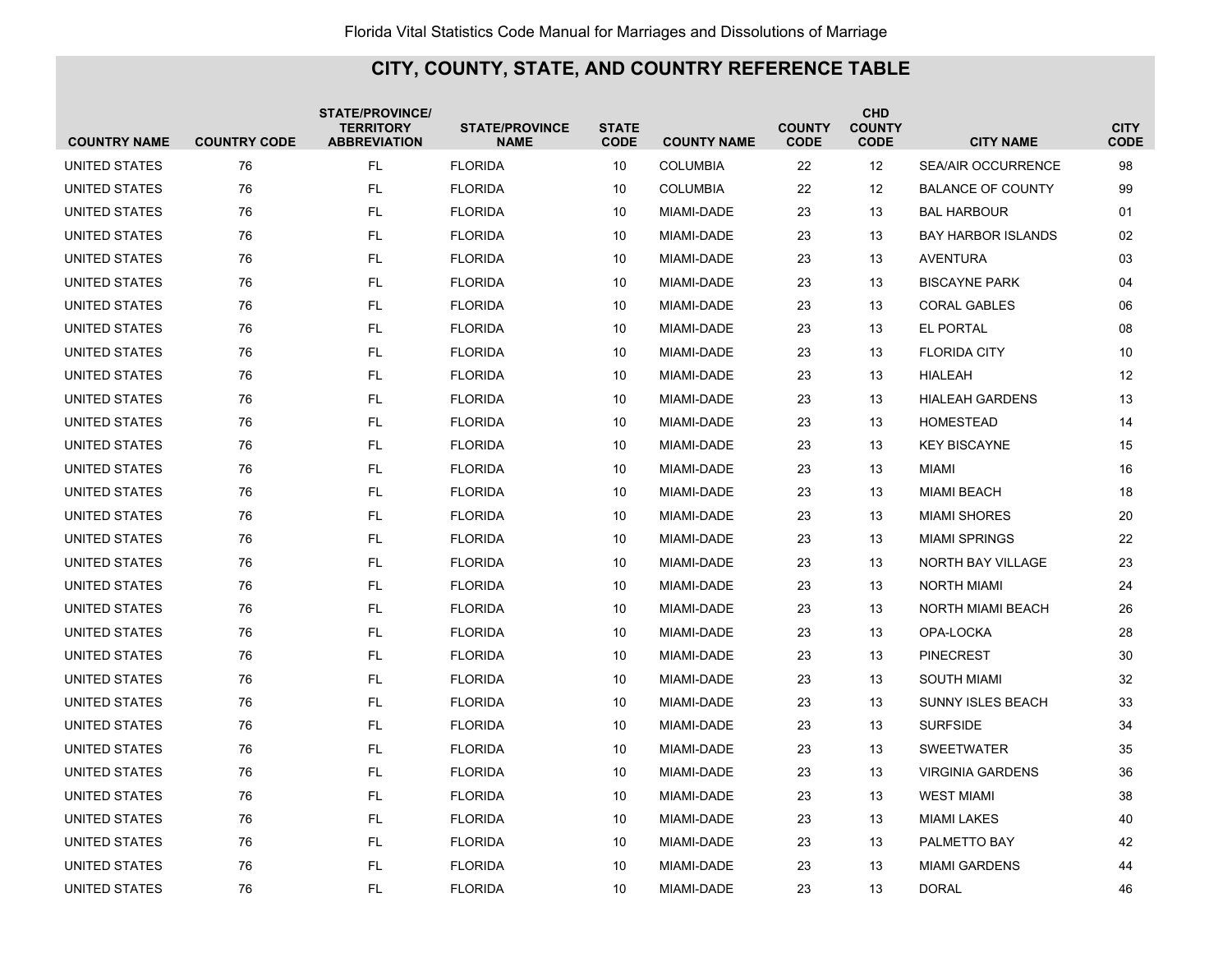## CITY, COUNTY, STATE, AND COUNTRY REFERENCE TABLE

| COUNTRY NAME | COUNTRY CODE | STATE/PROVINCE/ TERRITORY ABBREVIATION | STATE/PROVINCE NAME | STATE CODE | COUNTY NAME | COUNTY CODE | CHD COUNTY CODE | CITY NAME | CITY CODE |
|---|---|---|---|---|---|---|---|---|---|
| UNITED STATES | 76 | FL | FLORIDA | 10 | COLUMBIA | 22 | 12 | SEA/AIR OCCURRENCE | 98 |
| UNITED STATES | 76 | FL | FLORIDA | 10 | COLUMBIA | 22 | 12 | BALANCE OF COUNTY | 99 |
| UNITED STATES | 76 | FL | FLORIDA | 10 | MIAMI-DADE | 23 | 13 | BAL HARBOUR | 01 |
| UNITED STATES | 76 | FL | FLORIDA | 10 | MIAMI-DADE | 23 | 13 | BAY HARBOR ISLANDS | 02 |
| UNITED STATES | 76 | FL | FLORIDA | 10 | MIAMI-DADE | 23 | 13 | AVENTURA | 03 |
| UNITED STATES | 76 | FL | FLORIDA | 10 | MIAMI-DADE | 23 | 13 | BISCAYNE PARK | 04 |
| UNITED STATES | 76 | FL | FLORIDA | 10 | MIAMI-DADE | 23 | 13 | CORAL GABLES | 06 |
| UNITED STATES | 76 | FL | FLORIDA | 10 | MIAMI-DADE | 23 | 13 | EL PORTAL | 08 |
| UNITED STATES | 76 | FL | FLORIDA | 10 | MIAMI-DADE | 23 | 13 | FLORIDA CITY | 10 |
| UNITED STATES | 76 | FL | FLORIDA | 10 | MIAMI-DADE | 23 | 13 | HIALEAH | 12 |
| UNITED STATES | 76 | FL | FLORIDA | 10 | MIAMI-DADE | 23 | 13 | HIALEAH GARDENS | 13 |
| UNITED STATES | 76 | FL | FLORIDA | 10 | MIAMI-DADE | 23 | 13 | HOMESTEAD | 14 |
| UNITED STATES | 76 | FL | FLORIDA | 10 | MIAMI-DADE | 23 | 13 | KEY BISCAYNE | 15 |
| UNITED STATES | 76 | FL | FLORIDA | 10 | MIAMI-DADE | 23 | 13 | MIAMI | 16 |
| UNITED STATES | 76 | FL | FLORIDA | 10 | MIAMI-DADE | 23 | 13 | MIAMI BEACH | 18 |
| UNITED STATES | 76 | FL | FLORIDA | 10 | MIAMI-DADE | 23 | 13 | MIAMI SHORES | 20 |
| UNITED STATES | 76 | FL | FLORIDA | 10 | MIAMI-DADE | 23 | 13 | MIAMI SPRINGS | 22 |
| UNITED STATES | 76 | FL | FLORIDA | 10 | MIAMI-DADE | 23 | 13 | NORTH BAY VILLAGE | 23 |
| UNITED STATES | 76 | FL | FLORIDA | 10 | MIAMI-DADE | 23 | 13 | NORTH MIAMI | 24 |
| UNITED STATES | 76 | FL | FLORIDA | 10 | MIAMI-DADE | 23 | 13 | NORTH MIAMI BEACH | 26 |
| UNITED STATES | 76 | FL | FLORIDA | 10 | MIAMI-DADE | 23 | 13 | OPA-LOCKA | 28 |
| UNITED STATES | 76 | FL | FLORIDA | 10 | MIAMI-DADE | 23 | 13 | PINECREST | 30 |
| UNITED STATES | 76 | FL | FLORIDA | 10 | MIAMI-DADE | 23 | 13 | SOUTH MIAMI | 32 |
| UNITED STATES | 76 | FL | FLORIDA | 10 | MIAMI-DADE | 23 | 13 | SUNNY ISLES BEACH | 33 |
| UNITED STATES | 76 | FL | FLORIDA | 10 | MIAMI-DADE | 23 | 13 | SURFSIDE | 34 |
| UNITED STATES | 76 | FL | FLORIDA | 10 | MIAMI-DADE | 23 | 13 | SWEETWATER | 35 |
| UNITED STATES | 76 | FL | FLORIDA | 10 | MIAMI-DADE | 23 | 13 | VIRGINIA GARDENS | 36 |
| UNITED STATES | 76 | FL | FLORIDA | 10 | MIAMI-DADE | 23 | 13 | WEST MIAMI | 38 |
| UNITED STATES | 76 | FL | FLORIDA | 10 | MIAMI-DADE | 23 | 13 | MIAMI LAKES | 40 |
| UNITED STATES | 76 | FL | FLORIDA | 10 | MIAMI-DADE | 23 | 13 | PALMETTO BAY | 42 |
| UNITED STATES | 76 | FL | FLORIDA | 10 | MIAMI-DADE | 23 | 13 | MIAMI GARDENS | 44 |
| UNITED STATES | 76 | FL | FLORIDA | 10 | MIAMI-DADE | 23 | 13 | DORAL | 46 |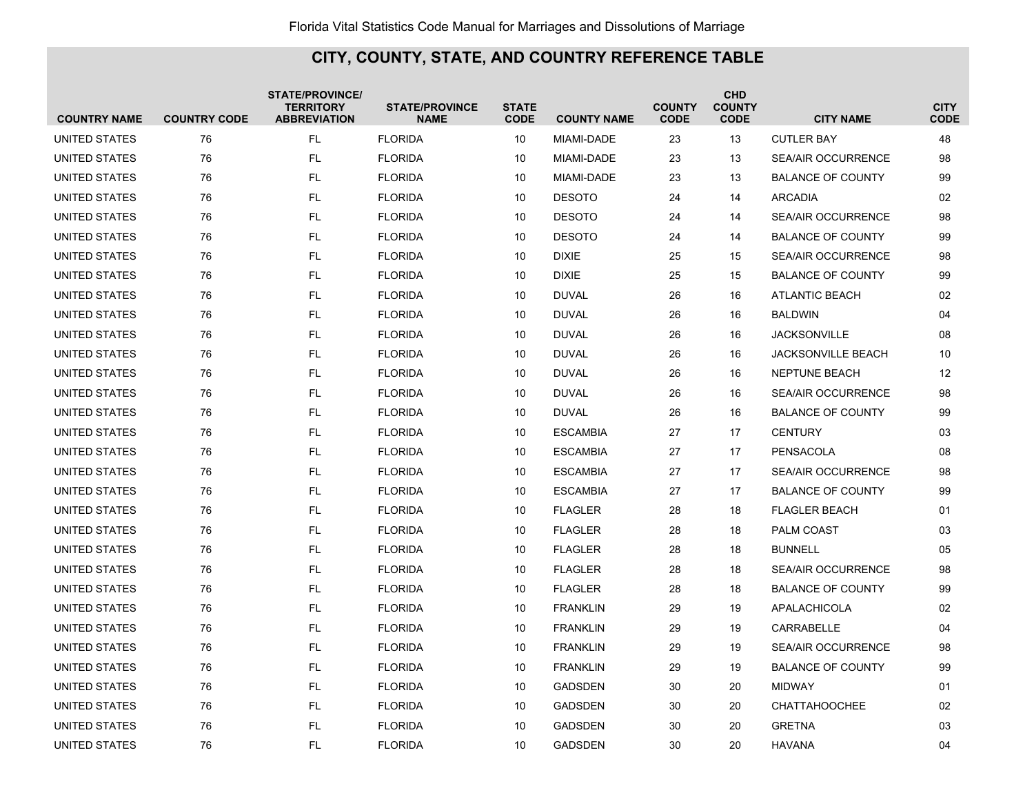## CITY, COUNTY, STATE, AND COUNTRY REFERENCE TABLE

| COUNTRY NAME | COUNTRY CODE | STATE/PROVINCE/ TERRITORY ABBREVIATION | STATE/PROVINCE NAME | STATE CODE | COUNTY NAME | COUNTY CODE | CHD COUNTY CODE | CITY NAME | CITY CODE |
|---|---|---|---|---|---|---|---|---|---|
| UNITED STATES | 76 | FL | FLORIDA | 10 | MIAMI-DADE | 23 | 13 | CUTLER BAY | 48 |
| UNITED STATES | 76 | FL | FLORIDA | 10 | MIAMI-DADE | 23 | 13 | SEA/AIR OCCURRENCE | 98 |
| UNITED STATES | 76 | FL | FLORIDA | 10 | MIAMI-DADE | 23 | 13 | BALANCE OF COUNTY | 99 |
| UNITED STATES | 76 | FL | FLORIDA | 10 | DESOTO | 24 | 14 | ARCADIA | 02 |
| UNITED STATES | 76 | FL | FLORIDA | 10 | DESOTO | 24 | 14 | SEA/AIR OCCURRENCE | 98 |
| UNITED STATES | 76 | FL | FLORIDA | 10 | DESOTO | 24 | 14 | BALANCE OF COUNTY | 99 |
| UNITED STATES | 76 | FL | FLORIDA | 10 | DIXIE | 25 | 15 | SEA/AIR OCCURRENCE | 98 |
| UNITED STATES | 76 | FL | FLORIDA | 10 | DIXIE | 25 | 15 | BALANCE OF COUNTY | 99 |
| UNITED STATES | 76 | FL | FLORIDA | 10 | DUVAL | 26 | 16 | ATLANTIC BEACH | 02 |
| UNITED STATES | 76 | FL | FLORIDA | 10 | DUVAL | 26 | 16 | BALDWIN | 04 |
| UNITED STATES | 76 | FL | FLORIDA | 10 | DUVAL | 26 | 16 | JACKSONVILLE | 08 |
| UNITED STATES | 76 | FL | FLORIDA | 10 | DUVAL | 26 | 16 | JACKSONVILLE BEACH | 10 |
| UNITED STATES | 76 | FL | FLORIDA | 10 | DUVAL | 26 | 16 | NEPTUNE BEACH | 12 |
| UNITED STATES | 76 | FL | FLORIDA | 10 | DUVAL | 26 | 16 | SEA/AIR OCCURRENCE | 98 |
| UNITED STATES | 76 | FL | FLORIDA | 10 | DUVAL | 26 | 16 | BALANCE OF COUNTY | 99 |
| UNITED STATES | 76 | FL | FLORIDA | 10 | ESCAMBIA | 27 | 17 | CENTURY | 03 |
| UNITED STATES | 76 | FL | FLORIDA | 10 | ESCAMBIA | 27 | 17 | PENSACOLA | 08 |
| UNITED STATES | 76 | FL | FLORIDA | 10 | ESCAMBIA | 27 | 17 | SEA/AIR OCCURRENCE | 98 |
| UNITED STATES | 76 | FL | FLORIDA | 10 | ESCAMBIA | 27 | 17 | BALANCE OF COUNTY | 99 |
| UNITED STATES | 76 | FL | FLORIDA | 10 | FLAGLER | 28 | 18 | FLAGLER BEACH | 01 |
| UNITED STATES | 76 | FL | FLORIDA | 10 | FLAGLER | 28 | 18 | PALM COAST | 03 |
| UNITED STATES | 76 | FL | FLORIDA | 10 | FLAGLER | 28 | 18 | BUNNELL | 05 |
| UNITED STATES | 76 | FL | FLORIDA | 10 | FLAGLER | 28 | 18 | SEA/AIR OCCURRENCE | 98 |
| UNITED STATES | 76 | FL | FLORIDA | 10 | FLAGLER | 28 | 18 | BALANCE OF COUNTY | 99 |
| UNITED STATES | 76 | FL | FLORIDA | 10 | FRANKLIN | 29 | 19 | APALACHICOLA | 02 |
| UNITED STATES | 76 | FL | FLORIDA | 10 | FRANKLIN | 29 | 19 | CARRABELLE | 04 |
| UNITED STATES | 76 | FL | FLORIDA | 10 | FRANKLIN | 29 | 19 | SEA/AIR OCCURRENCE | 98 |
| UNITED STATES | 76 | FL | FLORIDA | 10 | FRANKLIN | 29 | 19 | BALANCE OF COUNTY | 99 |
| UNITED STATES | 76 | FL | FLORIDA | 10 | GADSDEN | 30 | 20 | MIDWAY | 01 |
| UNITED STATES | 76 | FL | FLORIDA | 10 | GADSDEN | 30 | 20 | CHATTAHOOCHEE | 02 |
| UNITED STATES | 76 | FL | FLORIDA | 10 | GADSDEN | 30 | 20 | GRETNA | 03 |
| UNITED STATES | 76 | FL | FLORIDA | 10 | GADSDEN | 30 | 20 | HAVANA | 04 |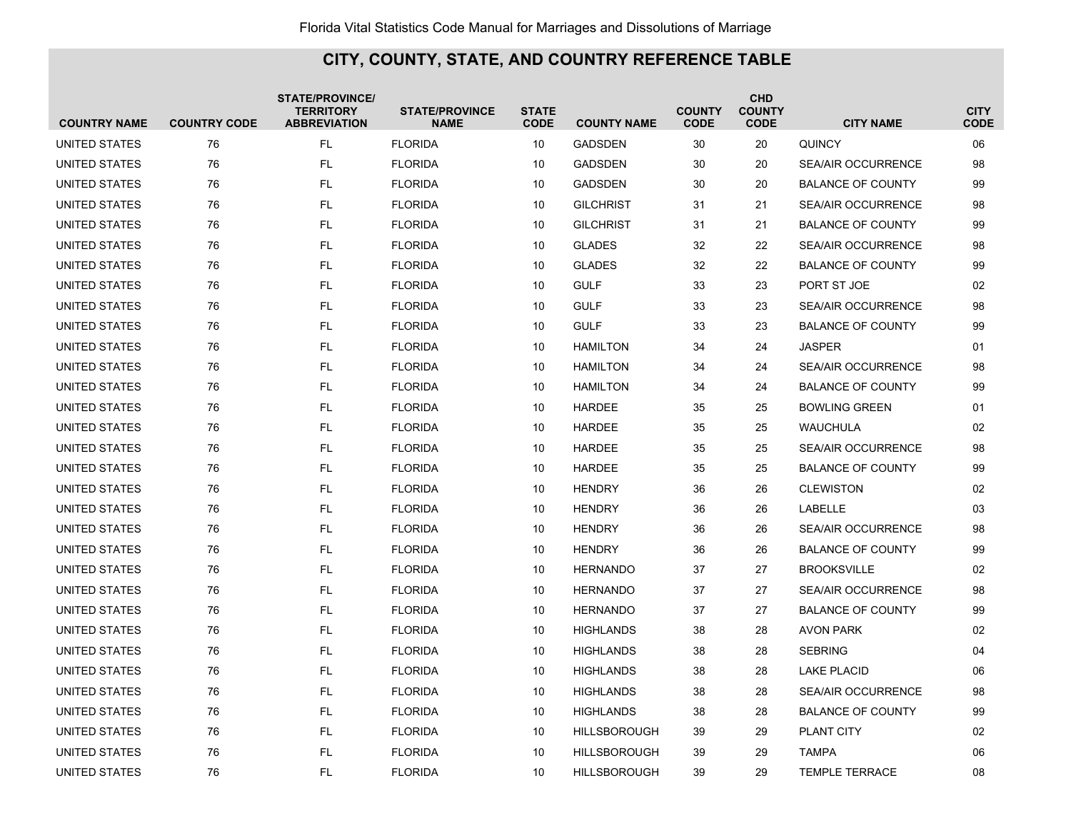## CITY, COUNTY, STATE, AND COUNTRY REFERENCE TABLE

| COUNTRY NAME | COUNTRY CODE | STATE/PROVINCE/ TERRITORY ABBREVIATION | STATE/PROVINCE NAME | STATE CODE | COUNTY NAME | COUNTY CODE | CHD COUNTY CODE | CITY NAME | CITY CODE |
|---|---|---|---|---|---|---|---|---|---|
| UNITED STATES | 76 | FL | FLORIDA | 10 | GADSDEN | 30 | 20 | QUINCY | 06 |
| UNITED STATES | 76 | FL | FLORIDA | 10 | GADSDEN | 30 | 20 | SEA/AIR OCCURRENCE | 98 |
| UNITED STATES | 76 | FL | FLORIDA | 10 | GADSDEN | 30 | 20 | BALANCE OF COUNTY | 99 |
| UNITED STATES | 76 | FL | FLORIDA | 10 | GILCHRIST | 31 | 21 | SEA/AIR OCCURRENCE | 98 |
| UNITED STATES | 76 | FL | FLORIDA | 10 | GILCHRIST | 31 | 21 | BALANCE OF COUNTY | 99 |
| UNITED STATES | 76 | FL | FLORIDA | 10 | GLADES | 32 | 22 | SEA/AIR OCCURRENCE | 98 |
| UNITED STATES | 76 | FL | FLORIDA | 10 | GLADES | 32 | 22 | BALANCE OF COUNTY | 99 |
| UNITED STATES | 76 | FL | FLORIDA | 10 | GULF | 33 | 23 | PORT ST JOE | 02 |
| UNITED STATES | 76 | FL | FLORIDA | 10 | GULF | 33 | 23 | SEA/AIR OCCURRENCE | 98 |
| UNITED STATES | 76 | FL | FLORIDA | 10 | GULF | 33 | 23 | BALANCE OF COUNTY | 99 |
| UNITED STATES | 76 | FL | FLORIDA | 10 | HAMILTON | 34 | 24 | JASPER | 01 |
| UNITED STATES | 76 | FL | FLORIDA | 10 | HAMILTON | 34 | 24 | SEA/AIR OCCURRENCE | 98 |
| UNITED STATES | 76 | FL | FLORIDA | 10 | HAMILTON | 34 | 24 | BALANCE OF COUNTY | 99 |
| UNITED STATES | 76 | FL | FLORIDA | 10 | HARDEE | 35 | 25 | BOWLING GREEN | 01 |
| UNITED STATES | 76 | FL | FLORIDA | 10 | HARDEE | 35 | 25 | WAUCHULA | 02 |
| UNITED STATES | 76 | FL | FLORIDA | 10 | HARDEE | 35 | 25 | SEA/AIR OCCURRENCE | 98 |
| UNITED STATES | 76 | FL | FLORIDA | 10 | HARDEE | 35 | 25 | BALANCE OF COUNTY | 99 |
| UNITED STATES | 76 | FL | FLORIDA | 10 | HENDRY | 36 | 26 | CLEWISTON | 02 |
| UNITED STATES | 76 | FL | FLORIDA | 10 | HENDRY | 36 | 26 | LABELLE | 03 |
| UNITED STATES | 76 | FL | FLORIDA | 10 | HENDRY | 36 | 26 | SEA/AIR OCCURRENCE | 98 |
| UNITED STATES | 76 | FL | FLORIDA | 10 | HENDRY | 36 | 26 | BALANCE OF COUNTY | 99 |
| UNITED STATES | 76 | FL | FLORIDA | 10 | HERNANDO | 37 | 27 | BROOKSVILLE | 02 |
| UNITED STATES | 76 | FL | FLORIDA | 10 | HERNANDO | 37 | 27 | SEA/AIR OCCURRENCE | 98 |
| UNITED STATES | 76 | FL | FLORIDA | 10 | HERNANDO | 37 | 27 | BALANCE OF COUNTY | 99 |
| UNITED STATES | 76 | FL | FLORIDA | 10 | HIGHLANDS | 38 | 28 | AVON PARK | 02 |
| UNITED STATES | 76 | FL | FLORIDA | 10 | HIGHLANDS | 38 | 28 | SEBRING | 04 |
| UNITED STATES | 76 | FL | FLORIDA | 10 | HIGHLANDS | 38 | 28 | LAKE PLACID | 06 |
| UNITED STATES | 76 | FL | FLORIDA | 10 | HIGHLANDS | 38 | 28 | SEA/AIR OCCURRENCE | 98 |
| UNITED STATES | 76 | FL | FLORIDA | 10 | HIGHLANDS | 38 | 28 | BALANCE OF COUNTY | 99 |
| UNITED STATES | 76 | FL | FLORIDA | 10 | HILLSBOROUGH | 39 | 29 | PLANT CITY | 02 |
| UNITED STATES | 76 | FL | FLORIDA | 10 | HILLSBOROUGH | 39 | 29 | TAMPA | 06 |
| UNITED STATES | 76 | FL | FLORIDA | 10 | HILLSBOROUGH | 39 | 29 | TEMPLE TERRACE | 08 |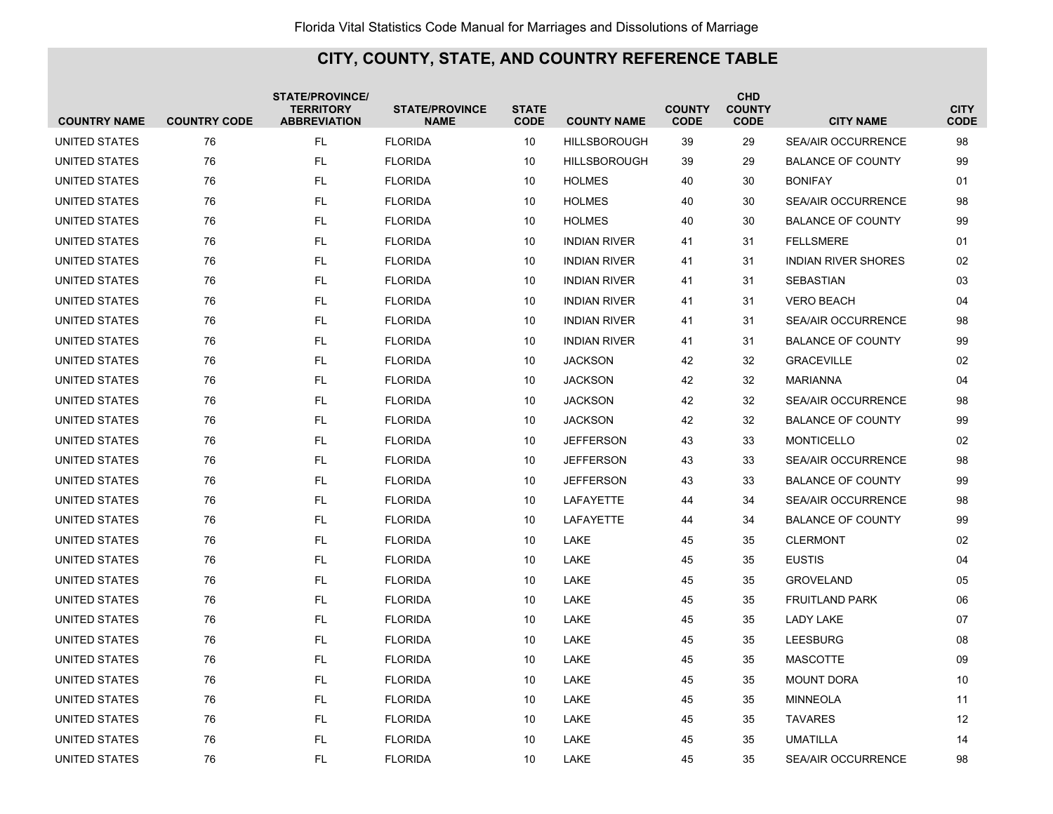## CITY, COUNTY, STATE, AND COUNTRY REFERENCE TABLE

| COUNTRY NAME | COUNTRY CODE | STATE/PROVINCE/ TERRITORY ABBREVIATION | STATE/PROVINCE NAME | STATE CODE | COUNTY NAME | COUNTY CODE | CHD COUNTY CODE | CITY NAME | CITY CODE |
|---|---|---|---|---|---|---|---|---|---|
| UNITED STATES | 76 | FL | FLORIDA | 10 | HILLSBOROUGH | 39 | 29 | SEA/AIR OCCURRENCE | 98 |
| UNITED STATES | 76 | FL | FLORIDA | 10 | HILLSBOROUGH | 39 | 29 | BALANCE OF COUNTY | 99 |
| UNITED STATES | 76 | FL | FLORIDA | 10 | HOLMES | 40 | 30 | BONIFAY | 01 |
| UNITED STATES | 76 | FL | FLORIDA | 10 | HOLMES | 40 | 30 | SEA/AIR OCCURRENCE | 98 |
| UNITED STATES | 76 | FL | FLORIDA | 10 | HOLMES | 40 | 30 | BALANCE OF COUNTY | 99 |
| UNITED STATES | 76 | FL | FLORIDA | 10 | INDIAN RIVER | 41 | 31 | FELLSMERE | 01 |
| UNITED STATES | 76 | FL | FLORIDA | 10 | INDIAN RIVER | 41 | 31 | INDIAN RIVER SHORES | 02 |
| UNITED STATES | 76 | FL | FLORIDA | 10 | INDIAN RIVER | 41 | 31 | SEBASTIAN | 03 |
| UNITED STATES | 76 | FL | FLORIDA | 10 | INDIAN RIVER | 41 | 31 | VERO BEACH | 04 |
| UNITED STATES | 76 | FL | FLORIDA | 10 | INDIAN RIVER | 41 | 31 | SEA/AIR OCCURRENCE | 98 |
| UNITED STATES | 76 | FL | FLORIDA | 10 | INDIAN RIVER | 41 | 31 | BALANCE OF COUNTY | 99 |
| UNITED STATES | 76 | FL | FLORIDA | 10 | JACKSON | 42 | 32 | GRACEVILLE | 02 |
| UNITED STATES | 76 | FL | FLORIDA | 10 | JACKSON | 42 | 32 | MARIANNA | 04 |
| UNITED STATES | 76 | FL | FLORIDA | 10 | JACKSON | 42 | 32 | SEA/AIR OCCURRENCE | 98 |
| UNITED STATES | 76 | FL | FLORIDA | 10 | JACKSON | 42 | 32 | BALANCE OF COUNTY | 99 |
| UNITED STATES | 76 | FL | FLORIDA | 10 | JEFFERSON | 43 | 33 | MONTICELLO | 02 |
| UNITED STATES | 76 | FL | FLORIDA | 10 | JEFFERSON | 43 | 33 | SEA/AIR OCCURRENCE | 98 |
| UNITED STATES | 76 | FL | FLORIDA | 10 | JEFFERSON | 43 | 33 | BALANCE OF COUNTY | 99 |
| UNITED STATES | 76 | FL | FLORIDA | 10 | LAFAYETTE | 44 | 34 | SEA/AIR OCCURRENCE | 98 |
| UNITED STATES | 76 | FL | FLORIDA | 10 | LAFAYETTE | 44 | 34 | BALANCE OF COUNTY | 99 |
| UNITED STATES | 76 | FL | FLORIDA | 10 | LAKE | 45 | 35 | CLERMONT | 02 |
| UNITED STATES | 76 | FL | FLORIDA | 10 | LAKE | 45 | 35 | EUSTIS | 04 |
| UNITED STATES | 76 | FL | FLORIDA | 10 | LAKE | 45 | 35 | GROVELAND | 05 |
| UNITED STATES | 76 | FL | FLORIDA | 10 | LAKE | 45 | 35 | FRUITLAND PARK | 06 |
| UNITED STATES | 76 | FL | FLORIDA | 10 | LAKE | 45 | 35 | LADY LAKE | 07 |
| UNITED STATES | 76 | FL | FLORIDA | 10 | LAKE | 45 | 35 | LEESBURG | 08 |
| UNITED STATES | 76 | FL | FLORIDA | 10 | LAKE | 45 | 35 | MASCOTTE | 09 |
| UNITED STATES | 76 | FL | FLORIDA | 10 | LAKE | 45 | 35 | MOUNT DORA | 10 |
| UNITED STATES | 76 | FL | FLORIDA | 10 | LAKE | 45 | 35 | MINNEOLA | 11 |
| UNITED STATES | 76 | FL | FLORIDA | 10 | LAKE | 45 | 35 | TAVARES | 12 |
| UNITED STATES | 76 | FL | FLORIDA | 10 | LAKE | 45 | 35 | UMATILLA | 14 |
| UNITED STATES | 76 | FL | FLORIDA | 10 | LAKE | 45 | 35 | SEA/AIR OCCURRENCE | 98 |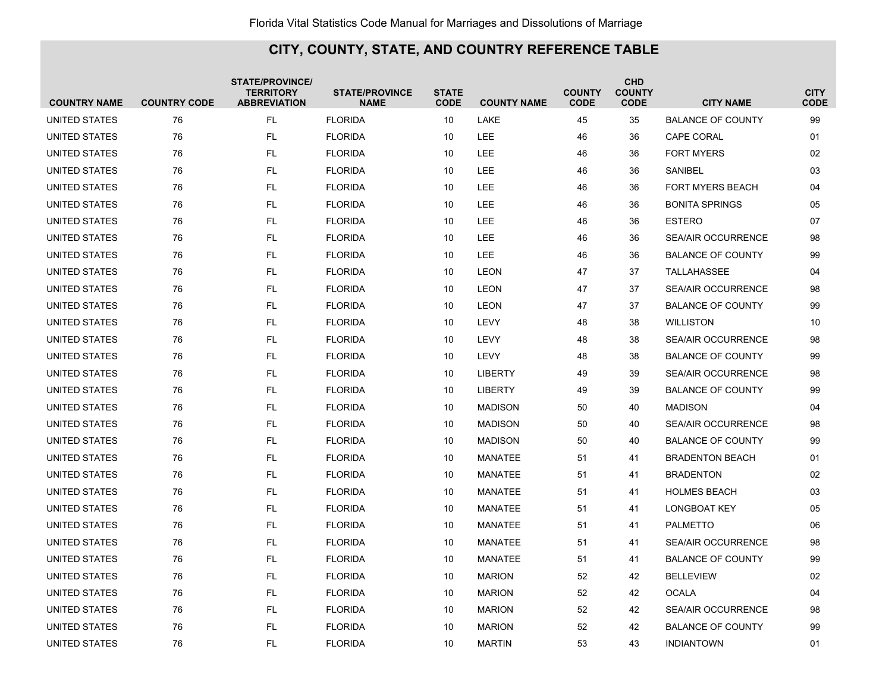## CITY, COUNTY, STATE, AND COUNTRY REFERENCE TABLE

| COUNTRY NAME | COUNTRY CODE | STATE/PROVINCE/ TERRITORY ABBREVIATION | STATE/PROVINCE NAME | STATE CODE | COUNTY NAME | COUNTY CODE | CHD COUNTY CODE | CITY NAME | CITY CODE |
|---|---|---|---|---|---|---|---|---|---|
| UNITED STATES | 76 | FL | FLORIDA | 10 | LAKE | 45 | 35 | BALANCE OF COUNTY | 99 |
| UNITED STATES | 76 | FL | FLORIDA | 10 | LEE | 46 | 36 | CAPE CORAL | 01 |
| UNITED STATES | 76 | FL | FLORIDA | 10 | LEE | 46 | 36 | FORT MYERS | 02 |
| UNITED STATES | 76 | FL | FLORIDA | 10 | LEE | 46 | 36 | SANIBEL | 03 |
| UNITED STATES | 76 | FL | FLORIDA | 10 | LEE | 46 | 36 | FORT MYERS BEACH | 04 |
| UNITED STATES | 76 | FL | FLORIDA | 10 | LEE | 46 | 36 | BONITA SPRINGS | 05 |
| UNITED STATES | 76 | FL | FLORIDA | 10 | LEE | 46 | 36 | ESTERO | 07 |
| UNITED STATES | 76 | FL | FLORIDA | 10 | LEE | 46 | 36 | SEA/AIR OCCURRENCE | 98 |
| UNITED STATES | 76 | FL | FLORIDA | 10 | LEE | 46 | 36 | BALANCE OF COUNTY | 99 |
| UNITED STATES | 76 | FL | FLORIDA | 10 | LEON | 47 | 37 | TALLAHASSEE | 04 |
| UNITED STATES | 76 | FL | FLORIDA | 10 | LEON | 47 | 37 | SEA/AIR OCCURRENCE | 98 |
| UNITED STATES | 76 | FL | FLORIDA | 10 | LEON | 47 | 37 | BALANCE OF COUNTY | 99 |
| UNITED STATES | 76 | FL | FLORIDA | 10 | LEVY | 48 | 38 | WILLISTON | 10 |
| UNITED STATES | 76 | FL | FLORIDA | 10 | LEVY | 48 | 38 | SEA/AIR OCCURRENCE | 98 |
| UNITED STATES | 76 | FL | FLORIDA | 10 | LEVY | 48 | 38 | BALANCE OF COUNTY | 99 |
| UNITED STATES | 76 | FL | FLORIDA | 10 | LIBERTY | 49 | 39 | SEA/AIR OCCURRENCE | 98 |
| UNITED STATES | 76 | FL | FLORIDA | 10 | LIBERTY | 49 | 39 | BALANCE OF COUNTY | 99 |
| UNITED STATES | 76 | FL | FLORIDA | 10 | MADISON | 50 | 40 | MADISON | 04 |
| UNITED STATES | 76 | FL | FLORIDA | 10 | MADISON | 50 | 40 | SEA/AIR OCCURRENCE | 98 |
| UNITED STATES | 76 | FL | FLORIDA | 10 | MADISON | 50 | 40 | BALANCE OF COUNTY | 99 |
| UNITED STATES | 76 | FL | FLORIDA | 10 | MANATEE | 51 | 41 | BRADENTON BEACH | 01 |
| UNITED STATES | 76 | FL | FLORIDA | 10 | MANATEE | 51 | 41 | BRADENTON | 02 |
| UNITED STATES | 76 | FL | FLORIDA | 10 | MANATEE | 51 | 41 | HOLMES BEACH | 03 |
| UNITED STATES | 76 | FL | FLORIDA | 10 | MANATEE | 51 | 41 | LONGBOAT KEY | 05 |
| UNITED STATES | 76 | FL | FLORIDA | 10 | MANATEE | 51 | 41 | PALMETTO | 06 |
| UNITED STATES | 76 | FL | FLORIDA | 10 | MANATEE | 51 | 41 | SEA/AIR OCCURRENCE | 98 |
| UNITED STATES | 76 | FL | FLORIDA | 10 | MANATEE | 51 | 41 | BALANCE OF COUNTY | 99 |
| UNITED STATES | 76 | FL | FLORIDA | 10 | MARION | 52 | 42 | BELLEVIEW | 02 |
| UNITED STATES | 76 | FL | FLORIDA | 10 | MARION | 52 | 42 | OCALA | 04 |
| UNITED STATES | 76 | FL | FLORIDA | 10 | MARION | 52 | 42 | SEA/AIR OCCURRENCE | 98 |
| UNITED STATES | 76 | FL | FLORIDA | 10 | MARION | 52 | 42 | BALANCE OF COUNTY | 99 |
| UNITED STATES | 76 | FL | FLORIDA | 10 | MARTIN | 53 | 43 | INDIANTOWN | 01 |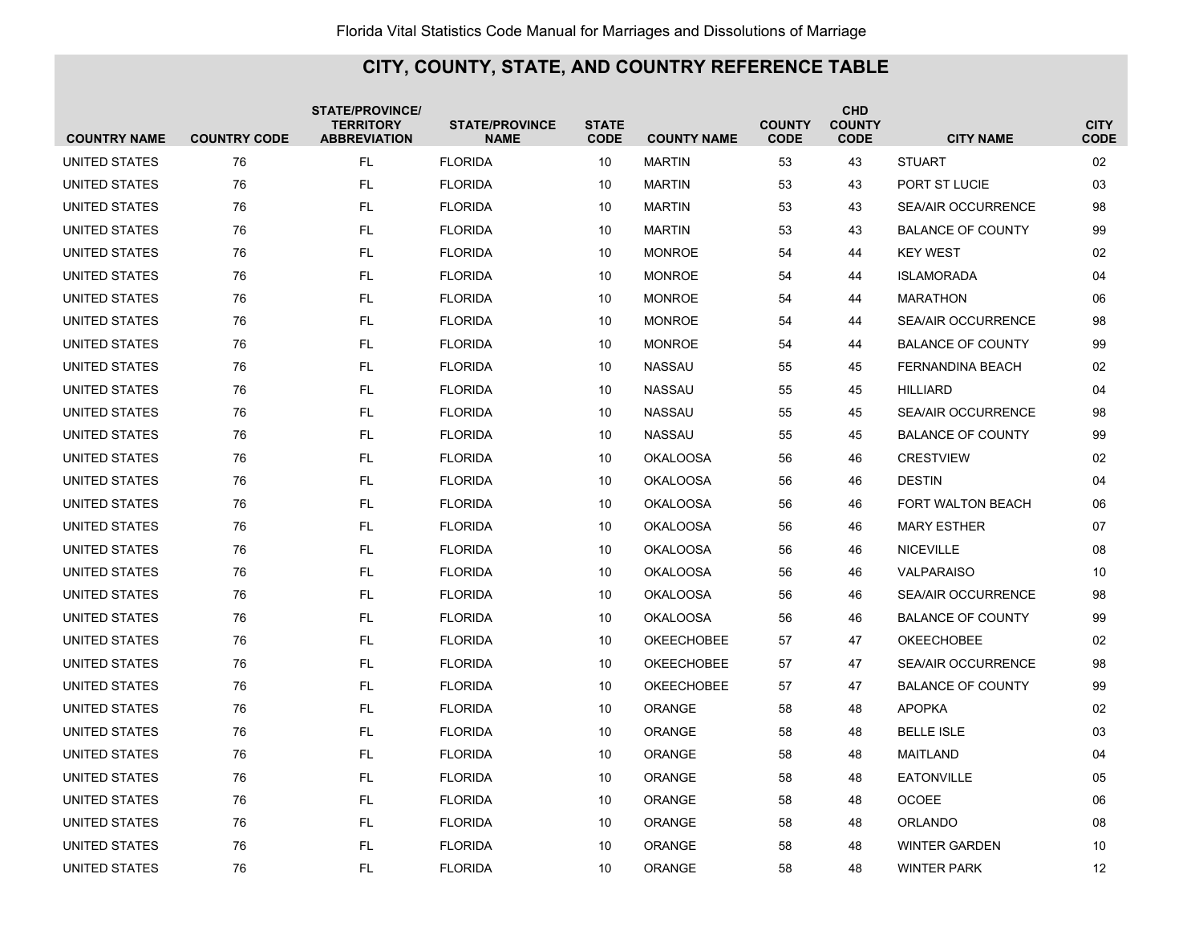## CITY, COUNTY, STATE, AND COUNTRY REFERENCE TABLE

| COUNTRY NAME | COUNTRY CODE | STATE/PROVINCE/ TERRITORY ABBREVIATION | STATE/PROVINCE NAME | STATE CODE | COUNTY NAME | COUNTY CODE | CHD COUNTY CODE | CITY NAME | CITY CODE |
|---|---|---|---|---|---|---|---|---|---|
| UNITED STATES | 76 | FL | FLORIDA | 10 | MARTIN | 53 | 43 | STUART | 02 |
| UNITED STATES | 76 | FL | FLORIDA | 10 | MARTIN | 53 | 43 | PORT ST LUCIE | 03 |
| UNITED STATES | 76 | FL | FLORIDA | 10 | MARTIN | 53 | 43 | SEA/AIR OCCURRENCE | 98 |
| UNITED STATES | 76 | FL | FLORIDA | 10 | MARTIN | 53 | 43 | BALANCE OF COUNTY | 99 |
| UNITED STATES | 76 | FL | FLORIDA | 10 | MONROE | 54 | 44 | KEY WEST | 02 |
| UNITED STATES | 76 | FL | FLORIDA | 10 | MONROE | 54 | 44 | ISLAMORADA | 04 |
| UNITED STATES | 76 | FL | FLORIDA | 10 | MONROE | 54 | 44 | MARATHON | 06 |
| UNITED STATES | 76 | FL | FLORIDA | 10 | MONROE | 54 | 44 | SEA/AIR OCCURRENCE | 98 |
| UNITED STATES | 76 | FL | FLORIDA | 10 | MONROE | 54 | 44 | BALANCE OF COUNTY | 99 |
| UNITED STATES | 76 | FL | FLORIDA | 10 | NASSAU | 55 | 45 | FERNANDINA BEACH | 02 |
| UNITED STATES | 76 | FL | FLORIDA | 10 | NASSAU | 55 | 45 | HILLIARD | 04 |
| UNITED STATES | 76 | FL | FLORIDA | 10 | NASSAU | 55 | 45 | SEA/AIR OCCURRENCE | 98 |
| UNITED STATES | 76 | FL | FLORIDA | 10 | NASSAU | 55 | 45 | BALANCE OF COUNTY | 99 |
| UNITED STATES | 76 | FL | FLORIDA | 10 | OKALOOSA | 56 | 46 | CRESTVIEW | 02 |
| UNITED STATES | 76 | FL | FLORIDA | 10 | OKALOOSA | 56 | 46 | DESTIN | 04 |
| UNITED STATES | 76 | FL | FLORIDA | 10 | OKALOOSA | 56 | 46 | FORT WALTON BEACH | 06 |
| UNITED STATES | 76 | FL | FLORIDA | 10 | OKALOOSA | 56 | 46 | MARY ESTHER | 07 |
| UNITED STATES | 76 | FL | FLORIDA | 10 | OKALOOSA | 56 | 46 | NICEVILLE | 08 |
| UNITED STATES | 76 | FL | FLORIDA | 10 | OKALOOSA | 56 | 46 | VALPARAISO | 10 |
| UNITED STATES | 76 | FL | FLORIDA | 10 | OKALOOSA | 56 | 46 | SEA/AIR OCCURRENCE | 98 |
| UNITED STATES | 76 | FL | FLORIDA | 10 | OKALOOSA | 56 | 46 | BALANCE OF COUNTY | 99 |
| UNITED STATES | 76 | FL | FLORIDA | 10 | OKEECHOBEE | 57 | 47 | OKEECHOBEE | 02 |
| UNITED STATES | 76 | FL | FLORIDA | 10 | OKEECHOBEE | 57 | 47 | SEA/AIR OCCURRENCE | 98 |
| UNITED STATES | 76 | FL | FLORIDA | 10 | OKEECHOBEE | 57 | 47 | BALANCE OF COUNTY | 99 |
| UNITED STATES | 76 | FL | FLORIDA | 10 | ORANGE | 58 | 48 | APOPKA | 02 |
| UNITED STATES | 76 | FL | FLORIDA | 10 | ORANGE | 58 | 48 | BELLE ISLE | 03 |
| UNITED STATES | 76 | FL | FLORIDA | 10 | ORANGE | 58 | 48 | MAITLAND | 04 |
| UNITED STATES | 76 | FL | FLORIDA | 10 | ORANGE | 58 | 48 | EATONVILLE | 05 |
| UNITED STATES | 76 | FL | FLORIDA | 10 | ORANGE | 58 | 48 | OCOEE | 06 |
| UNITED STATES | 76 | FL | FLORIDA | 10 | ORANGE | 58 | 48 | ORLANDO | 08 |
| UNITED STATES | 76 | FL | FLORIDA | 10 | ORANGE | 58 | 48 | WINTER GARDEN | 10 |
| UNITED STATES | 76 | FL | FLORIDA | 10 | ORANGE | 58 | 48 | WINTER PARK | 12 |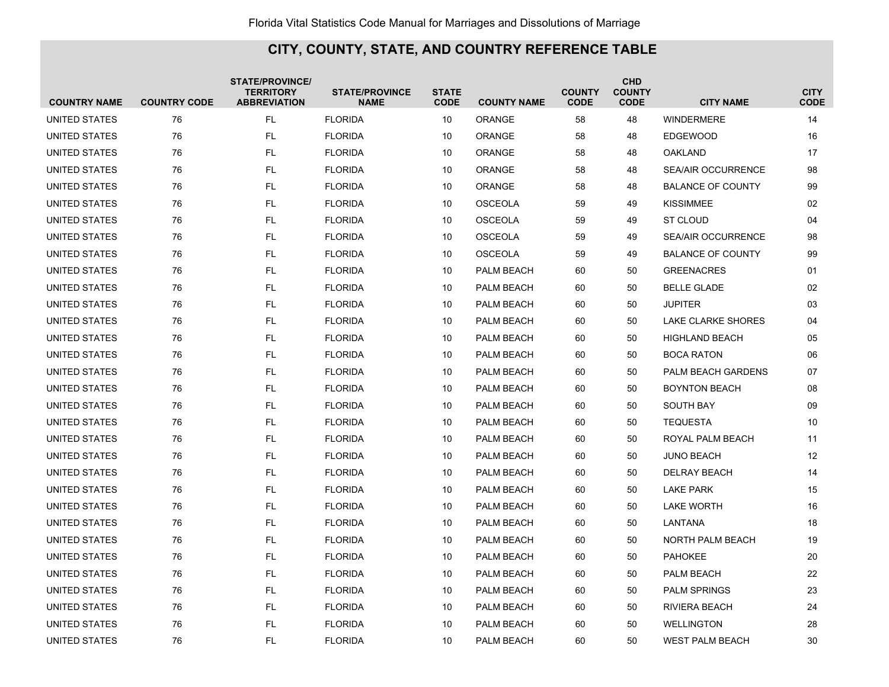## CITY, COUNTY, STATE, AND COUNTRY REFERENCE TABLE

| COUNTRY NAME | COUNTRY CODE | STATE/PROVINCE/ TERRITORY ABBREVIATION | STATE/PROVINCE NAME | STATE CODE | COUNTY NAME | COUNTY CODE | CHD COUNTY CODE | CITY NAME | CITY CODE |
|---|---|---|---|---|---|---|---|---|---|
| UNITED STATES | 76 | FL | FLORIDA | 10 | ORANGE | 58 | 48 | WINDERMERE | 14 |
| UNITED STATES | 76 | FL | FLORIDA | 10 | ORANGE | 58 | 48 | EDGEWOOD | 16 |
| UNITED STATES | 76 | FL | FLORIDA | 10 | ORANGE | 58 | 48 | OAKLAND | 17 |
| UNITED STATES | 76 | FL | FLORIDA | 10 | ORANGE | 58 | 48 | SEA/AIR OCCURRENCE | 98 |
| UNITED STATES | 76 | FL | FLORIDA | 10 | ORANGE | 58 | 48 | BALANCE OF COUNTY | 99 |
| UNITED STATES | 76 | FL | FLORIDA | 10 | OSCEOLA | 59 | 49 | KISSIMMEE | 02 |
| UNITED STATES | 76 | FL | FLORIDA | 10 | OSCEOLA | 59 | 49 | ST CLOUD | 04 |
| UNITED STATES | 76 | FL | FLORIDA | 10 | OSCEOLA | 59 | 49 | SEA/AIR OCCURRENCE | 98 |
| UNITED STATES | 76 | FL | FLORIDA | 10 | OSCEOLA | 59 | 49 | BALANCE OF COUNTY | 99 |
| UNITED STATES | 76 | FL | FLORIDA | 10 | PALM BEACH | 60 | 50 | GREENACRES | 01 |
| UNITED STATES | 76 | FL | FLORIDA | 10 | PALM BEACH | 60 | 50 | BELLE GLADE | 02 |
| UNITED STATES | 76 | FL | FLORIDA | 10 | PALM BEACH | 60 | 50 | JUPITER | 03 |
| UNITED STATES | 76 | FL | FLORIDA | 10 | PALM BEACH | 60 | 50 | LAKE CLARKE SHORES | 04 |
| UNITED STATES | 76 | FL | FLORIDA | 10 | PALM BEACH | 60 | 50 | HIGHLAND BEACH | 05 |
| UNITED STATES | 76 | FL | FLORIDA | 10 | PALM BEACH | 60 | 50 | BOCA RATON | 06 |
| UNITED STATES | 76 | FL | FLORIDA | 10 | PALM BEACH | 60 | 50 | PALM BEACH GARDENS | 07 |
| UNITED STATES | 76 | FL | FLORIDA | 10 | PALM BEACH | 60 | 50 | BOYNTON BEACH | 08 |
| UNITED STATES | 76 | FL | FLORIDA | 10 | PALM BEACH | 60 | 50 | SOUTH BAY | 09 |
| UNITED STATES | 76 | FL | FLORIDA | 10 | PALM BEACH | 60 | 50 | TEQUESTA | 10 |
| UNITED STATES | 76 | FL | FLORIDA | 10 | PALM BEACH | 60 | 50 | ROYAL PALM BEACH | 11 |
| UNITED STATES | 76 | FL | FLORIDA | 10 | PALM BEACH | 60 | 50 | JUNO BEACH | 12 |
| UNITED STATES | 76 | FL | FLORIDA | 10 | PALM BEACH | 60 | 50 | DELRAY BEACH | 14 |
| UNITED STATES | 76 | FL | FLORIDA | 10 | PALM BEACH | 60 | 50 | LAKE PARK | 15 |
| UNITED STATES | 76 | FL | FLORIDA | 10 | PALM BEACH | 60 | 50 | LAKE WORTH | 16 |
| UNITED STATES | 76 | FL | FLORIDA | 10 | PALM BEACH | 60 | 50 | LANTANA | 18 |
| UNITED STATES | 76 | FL | FLORIDA | 10 | PALM BEACH | 60 | 50 | NORTH PALM BEACH | 19 |
| UNITED STATES | 76 | FL | FLORIDA | 10 | PALM BEACH | 60 | 50 | PAHOKEE | 20 |
| UNITED STATES | 76 | FL | FLORIDA | 10 | PALM BEACH | 60 | 50 | PALM BEACH | 22 |
| UNITED STATES | 76 | FL | FLORIDA | 10 | PALM BEACH | 60 | 50 | PALM SPRINGS | 23 |
| UNITED STATES | 76 | FL | FLORIDA | 10 | PALM BEACH | 60 | 50 | RIVIERA BEACH | 24 |
| UNITED STATES | 76 | FL | FLORIDA | 10 | PALM BEACH | 60 | 50 | WELLINGTON | 28 |
| UNITED STATES | 76 | FL | FLORIDA | 10 | PALM BEACH | 60 | 50 | WEST PALM BEACH | 30 |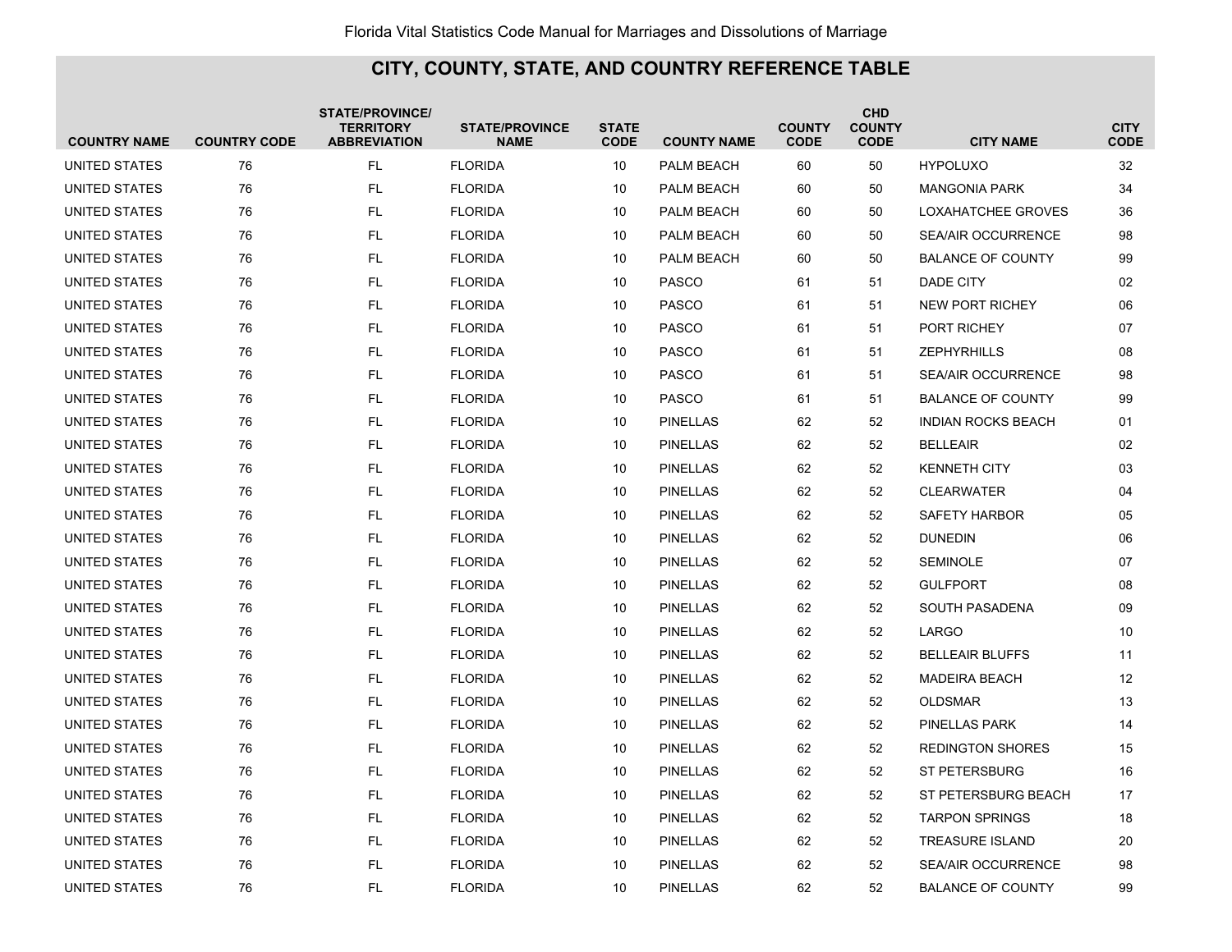## CITY, COUNTY, STATE, AND COUNTRY REFERENCE TABLE

| COUNTRY NAME | COUNTRY CODE | STATE/PROVINCE/ TERRITORY ABBREVIATION | STATE/PROVINCE NAME | STATE CODE | COUNTY NAME | COUNTY CODE | CHD COUNTY CODE | CITY NAME | CITY CODE |
|---|---|---|---|---|---|---|---|---|---|
| UNITED STATES | 76 | FL | FLORIDA | 10 | PALM BEACH | 60 | 50 | HYPOLUXO | 32 |
| UNITED STATES | 76 | FL | FLORIDA | 10 | PALM BEACH | 60 | 50 | MANGONIA PARK | 34 |
| UNITED STATES | 76 | FL | FLORIDA | 10 | PALM BEACH | 60 | 50 | LOXAHATCHEE GROVES | 36 |
| UNITED STATES | 76 | FL | FLORIDA | 10 | PALM BEACH | 60 | 50 | SEA/AIR OCCURRENCE | 98 |
| UNITED STATES | 76 | FL | FLORIDA | 10 | PALM BEACH | 60 | 50 | BALANCE OF COUNTY | 99 |
| UNITED STATES | 76 | FL | FLORIDA | 10 | PASCO | 61 | 51 | DADE CITY | 02 |
| UNITED STATES | 76 | FL | FLORIDA | 10 | PASCO | 61 | 51 | NEW PORT RICHEY | 06 |
| UNITED STATES | 76 | FL | FLORIDA | 10 | PASCO | 61 | 51 | PORT RICHEY | 07 |
| UNITED STATES | 76 | FL | FLORIDA | 10 | PASCO | 61 | 51 | ZEPHYRHILLS | 08 |
| UNITED STATES | 76 | FL | FLORIDA | 10 | PASCO | 61 | 51 | SEA/AIR OCCURRENCE | 98 |
| UNITED STATES | 76 | FL | FLORIDA | 10 | PASCO | 61 | 51 | BALANCE OF COUNTY | 99 |
| UNITED STATES | 76 | FL | FLORIDA | 10 | PINELLAS | 62 | 52 | INDIAN ROCKS BEACH | 01 |
| UNITED STATES | 76 | FL | FLORIDA | 10 | PINELLAS | 62 | 52 | BELLEAIR | 02 |
| UNITED STATES | 76 | FL | FLORIDA | 10 | PINELLAS | 62 | 52 | KENNETH CITY | 03 |
| UNITED STATES | 76 | FL | FLORIDA | 10 | PINELLAS | 62 | 52 | CLEARWATER | 04 |
| UNITED STATES | 76 | FL | FLORIDA | 10 | PINELLAS | 62 | 52 | SAFETY HARBOR | 05 |
| UNITED STATES | 76 | FL | FLORIDA | 10 | PINELLAS | 62 | 52 | DUNEDIN | 06 |
| UNITED STATES | 76 | FL | FLORIDA | 10 | PINELLAS | 62 | 52 | SEMINOLE | 07 |
| UNITED STATES | 76 | FL | FLORIDA | 10 | PINELLAS | 62 | 52 | GULFPORT | 08 |
| UNITED STATES | 76 | FL | FLORIDA | 10 | PINELLAS | 62 | 52 | SOUTH PASADENA | 09 |
| UNITED STATES | 76 | FL | FLORIDA | 10 | PINELLAS | 62 | 52 | LARGO | 10 |
| UNITED STATES | 76 | FL | FLORIDA | 10 | PINELLAS | 62 | 52 | BELLEAIR BLUFFS | 11 |
| UNITED STATES | 76 | FL | FLORIDA | 10 | PINELLAS | 62 | 52 | MADEIRA BEACH | 12 |
| UNITED STATES | 76 | FL | FLORIDA | 10 | PINELLAS | 62 | 52 | OLDSMAR | 13 |
| UNITED STATES | 76 | FL | FLORIDA | 10 | PINELLAS | 62 | 52 | PINELLAS PARK | 14 |
| UNITED STATES | 76 | FL | FLORIDA | 10 | PINELLAS | 62 | 52 | REDINGTON SHORES | 15 |
| UNITED STATES | 76 | FL | FLORIDA | 10 | PINELLAS | 62 | 52 | ST PETERSBURG | 16 |
| UNITED STATES | 76 | FL | FLORIDA | 10 | PINELLAS | 62 | 52 | ST PETERSBURG BEACH | 17 |
| UNITED STATES | 76 | FL | FLORIDA | 10 | PINELLAS | 62 | 52 | TARPON SPRINGS | 18 |
| UNITED STATES | 76 | FL | FLORIDA | 10 | PINELLAS | 62 | 52 | TREASURE ISLAND | 20 |
| UNITED STATES | 76 | FL | FLORIDA | 10 | PINELLAS | 62 | 52 | SEA/AIR OCCURRENCE | 98 |
| UNITED STATES | 76 | FL | FLORIDA | 10 | PINELLAS | 62 | 52 | BALANCE OF COUNTY | 99 |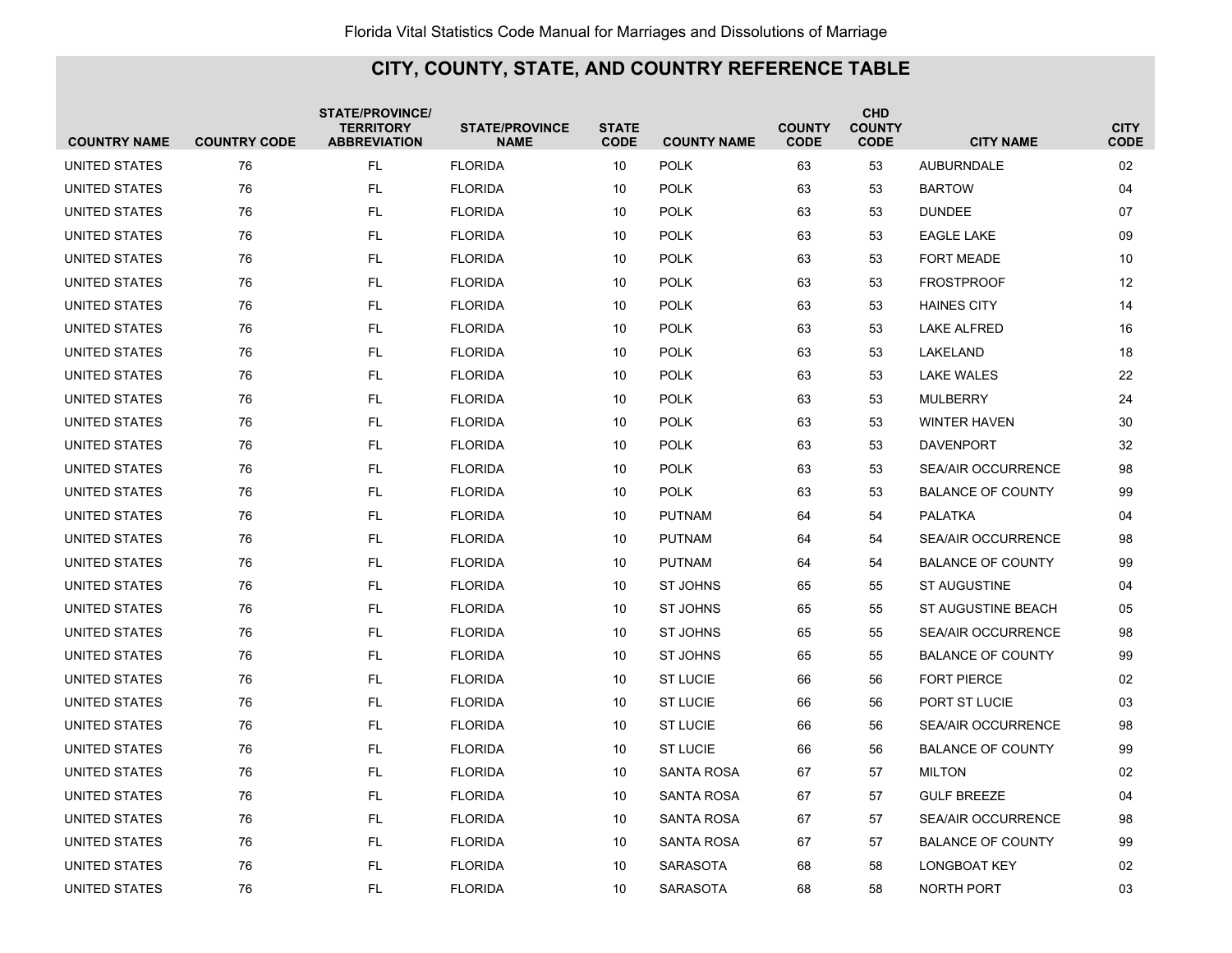## CITY, COUNTY, STATE, AND COUNTRY REFERENCE TABLE

| COUNTRY NAME | COUNTRY CODE | STATE/PROVINCE/ TERRITORY ABBREVIATION | STATE/PROVINCE NAME | STATE CODE | COUNTY NAME | COUNTY CODE | CHD COUNTY CODE | CITY NAME | CITY CODE |
|---|---|---|---|---|---|---|---|---|---|
| UNITED STATES | 76 | FL | FLORIDA | 10 | POLK | 63 | 53 | AUBURNDALE | 02 |
| UNITED STATES | 76 | FL | FLORIDA | 10 | POLK | 63 | 53 | BARTOW | 04 |
| UNITED STATES | 76 | FL | FLORIDA | 10 | POLK | 63 | 53 | DUNDEE | 07 |
| UNITED STATES | 76 | FL | FLORIDA | 10 | POLK | 63 | 53 | EAGLE LAKE | 09 |
| UNITED STATES | 76 | FL | FLORIDA | 10 | POLK | 63 | 53 | FORT MEADE | 10 |
| UNITED STATES | 76 | FL | FLORIDA | 10 | POLK | 63 | 53 | FROSTPROOF | 12 |
| UNITED STATES | 76 | FL | FLORIDA | 10 | POLK | 63 | 53 | HAINES CITY | 14 |
| UNITED STATES | 76 | FL | FLORIDA | 10 | POLK | 63 | 53 | LAKE ALFRED | 16 |
| UNITED STATES | 76 | FL | FLORIDA | 10 | POLK | 63 | 53 | LAKELAND | 18 |
| UNITED STATES | 76 | FL | FLORIDA | 10 | POLK | 63 | 53 | LAKE WALES | 22 |
| UNITED STATES | 76 | FL | FLORIDA | 10 | POLK | 63 | 53 | MULBERRY | 24 |
| UNITED STATES | 76 | FL | FLORIDA | 10 | POLK | 63 | 53 | WINTER HAVEN | 30 |
| UNITED STATES | 76 | FL | FLORIDA | 10 | POLK | 63 | 53 | DAVENPORT | 32 |
| UNITED STATES | 76 | FL | FLORIDA | 10 | POLK | 63 | 53 | SEA/AIR OCCURRENCE | 98 |
| UNITED STATES | 76 | FL | FLORIDA | 10 | POLK | 63 | 53 | BALANCE OF COUNTY | 99 |
| UNITED STATES | 76 | FL | FLORIDA | 10 | PUTNAM | 64 | 54 | PALATKA | 04 |
| UNITED STATES | 76 | FL | FLORIDA | 10 | PUTNAM | 64 | 54 | SEA/AIR OCCURRENCE | 98 |
| UNITED STATES | 76 | FL | FLORIDA | 10 | PUTNAM | 64 | 54 | BALANCE OF COUNTY | 99 |
| UNITED STATES | 76 | FL | FLORIDA | 10 | ST JOHNS | 65 | 55 | ST AUGUSTINE | 04 |
| UNITED STATES | 76 | FL | FLORIDA | 10 | ST JOHNS | 65 | 55 | ST AUGUSTINE BEACH | 05 |
| UNITED STATES | 76 | FL | FLORIDA | 10 | ST JOHNS | 65 | 55 | SEA/AIR OCCURRENCE | 98 |
| UNITED STATES | 76 | FL | FLORIDA | 10 | ST JOHNS | 65 | 55 | BALANCE OF COUNTY | 99 |
| UNITED STATES | 76 | FL | FLORIDA | 10 | ST LUCIE | 66 | 56 | FORT PIERCE | 02 |
| UNITED STATES | 76 | FL | FLORIDA | 10 | ST LUCIE | 66 | 56 | PORT ST LUCIE | 03 |
| UNITED STATES | 76 | FL | FLORIDA | 10 | ST LUCIE | 66 | 56 | SEA/AIR OCCURRENCE | 98 |
| UNITED STATES | 76 | FL | FLORIDA | 10 | ST LUCIE | 66 | 56 | BALANCE OF COUNTY | 99 |
| UNITED STATES | 76 | FL | FLORIDA | 10 | SANTA ROSA | 67 | 57 | MILTON | 02 |
| UNITED STATES | 76 | FL | FLORIDA | 10 | SANTA ROSA | 67 | 57 | GULF BREEZE | 04 |
| UNITED STATES | 76 | FL | FLORIDA | 10 | SANTA ROSA | 67 | 57 | SEA/AIR OCCURRENCE | 98 |
| UNITED STATES | 76 | FL | FLORIDA | 10 | SANTA ROSA | 67 | 57 | BALANCE OF COUNTY | 99 |
| UNITED STATES | 76 | FL | FLORIDA | 10 | SARASOTA | 68 | 58 | LONGBOAT KEY | 02 |
| UNITED STATES | 76 | FL | FLORIDA | 10 | SARASOTA | 68 | 58 | NORTH PORT | 03 |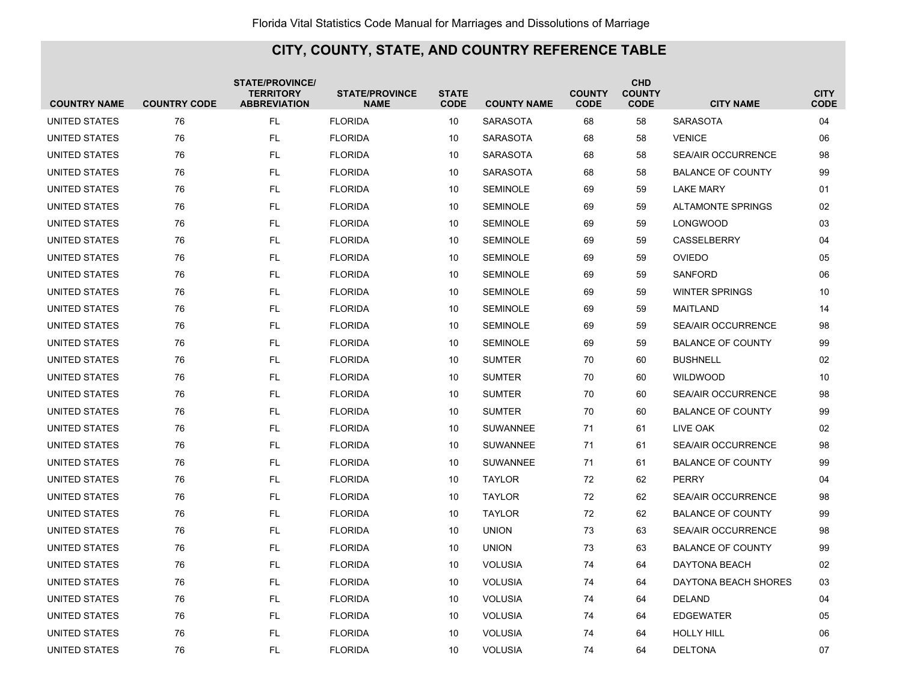## CITY, COUNTY, STATE, AND COUNTRY REFERENCE TABLE

| COUNTRY NAME | COUNTRY CODE | STATE/PROVINCE/ TERRITORY ABBREVIATION | STATE/PROVINCE NAME | STATE CODE | COUNTY NAME | COUNTY CODE | CHD COUNTY CODE | CITY NAME | CITY CODE |
|---|---|---|---|---|---|---|---|---|---|
| UNITED STATES | 76 | FL | FLORIDA | 10 | SARASOTA | 68 | 58 | SARASOTA | 04 |
| UNITED STATES | 76 | FL | FLORIDA | 10 | SARASOTA | 68 | 58 | VENICE | 06 |
| UNITED STATES | 76 | FL | FLORIDA | 10 | SARASOTA | 68 | 58 | SEA/AIR OCCURRENCE | 98 |
| UNITED STATES | 76 | FL | FLORIDA | 10 | SARASOTA | 68 | 58 | BALANCE OF COUNTY | 99 |
| UNITED STATES | 76 | FL | FLORIDA | 10 | SEMINOLE | 69 | 59 | LAKE MARY | 01 |
| UNITED STATES | 76 | FL | FLORIDA | 10 | SEMINOLE | 69 | 59 | ALTAMONTE SPRINGS | 02 |
| UNITED STATES | 76 | FL | FLORIDA | 10 | SEMINOLE | 69 | 59 | LONGWOOD | 03 |
| UNITED STATES | 76 | FL | FLORIDA | 10 | SEMINOLE | 69 | 59 | CASSELBERRY | 04 |
| UNITED STATES | 76 | FL | FLORIDA | 10 | SEMINOLE | 69 | 59 | OVIEDO | 05 |
| UNITED STATES | 76 | FL | FLORIDA | 10 | SEMINOLE | 69 | 59 | SANFORD | 06 |
| UNITED STATES | 76 | FL | FLORIDA | 10 | SEMINOLE | 69 | 59 | WINTER SPRINGS | 10 |
| UNITED STATES | 76 | FL | FLORIDA | 10 | SEMINOLE | 69 | 59 | MAITLAND | 14 |
| UNITED STATES | 76 | FL | FLORIDA | 10 | SEMINOLE | 69 | 59 | SEA/AIR OCCURRENCE | 98 |
| UNITED STATES | 76 | FL | FLORIDA | 10 | SEMINOLE | 69 | 59 | BALANCE OF COUNTY | 99 |
| UNITED STATES | 76 | FL | FLORIDA | 10 | SUMTER | 70 | 60 | BUSHNELL | 02 |
| UNITED STATES | 76 | FL | FLORIDA | 10 | SUMTER | 70 | 60 | WILDWOOD | 10 |
| UNITED STATES | 76 | FL | FLORIDA | 10 | SUMTER | 70 | 60 | SEA/AIR OCCURRENCE | 98 |
| UNITED STATES | 76 | FL | FLORIDA | 10 | SUMTER | 70 | 60 | BALANCE OF COUNTY | 99 |
| UNITED STATES | 76 | FL | FLORIDA | 10 | SUWANNEE | 71 | 61 | LIVE OAK | 02 |
| UNITED STATES | 76 | FL | FLORIDA | 10 | SUWANNEE | 71 | 61 | SEA/AIR OCCURRENCE | 98 |
| UNITED STATES | 76 | FL | FLORIDA | 10 | SUWANNEE | 71 | 61 | BALANCE OF COUNTY | 99 |
| UNITED STATES | 76 | FL | FLORIDA | 10 | TAYLOR | 72 | 62 | PERRY | 04 |
| UNITED STATES | 76 | FL | FLORIDA | 10 | TAYLOR | 72 | 62 | SEA/AIR OCCURRENCE | 98 |
| UNITED STATES | 76 | FL | FLORIDA | 10 | TAYLOR | 72 | 62 | BALANCE OF COUNTY | 99 |
| UNITED STATES | 76 | FL | FLORIDA | 10 | UNION | 73 | 63 | SEA/AIR OCCURRENCE | 98 |
| UNITED STATES | 76 | FL | FLORIDA | 10 | UNION | 73 | 63 | BALANCE OF COUNTY | 99 |
| UNITED STATES | 76 | FL | FLORIDA | 10 | VOLUSIA | 74 | 64 | DAYTONA BEACH | 02 |
| UNITED STATES | 76 | FL | FLORIDA | 10 | VOLUSIA | 74 | 64 | DAYTONA BEACH SHORES | 03 |
| UNITED STATES | 76 | FL | FLORIDA | 10 | VOLUSIA | 74 | 64 | DELAND | 04 |
| UNITED STATES | 76 | FL | FLORIDA | 10 | VOLUSIA | 74 | 64 | EDGEWATER | 05 |
| UNITED STATES | 76 | FL | FLORIDA | 10 | VOLUSIA | 74 | 64 | HOLLY HILL | 06 |
| UNITED STATES | 76 | FL | FLORIDA | 10 | VOLUSIA | 74 | 64 | DELTONA | 07 |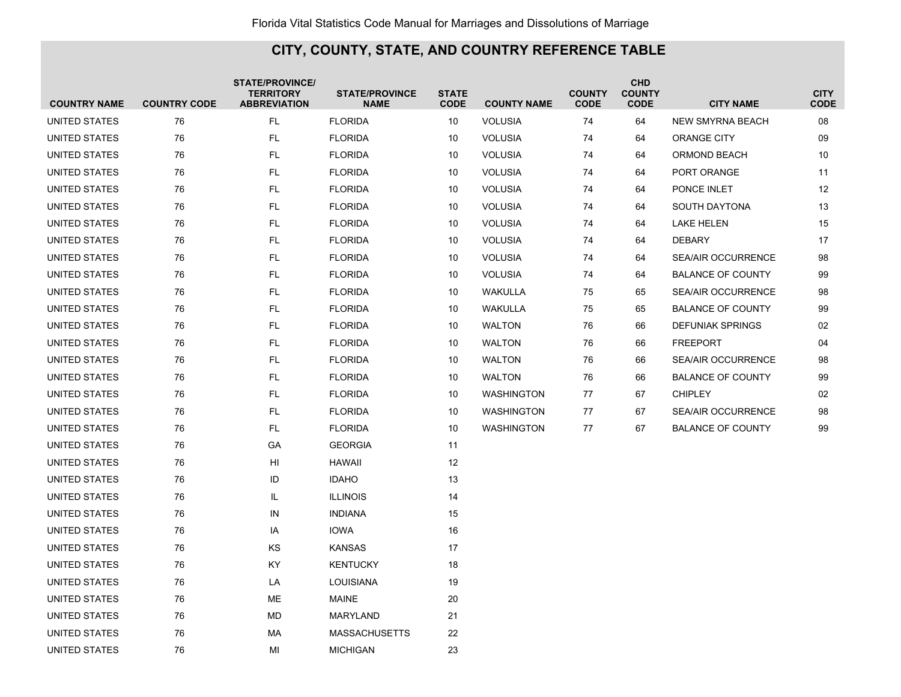## CITY, COUNTY, STATE, AND COUNTRY REFERENCE TABLE

| COUNTRY NAME | COUNTRY CODE | STATE/PROVINCE/ TERRITORY ABBREVIATION | STATE/PROVINCE NAME | STATE CODE | COUNTY NAME | COUNTY CODE | CHD COUNTY CODE | CITY NAME | CITY CODE |
|---|---|---|---|---|---|---|---|---|---|
| UNITED STATES | 76 | FL | FLORIDA | 10 | VOLUSIA | 74 | 64 | NEW SMYRNA BEACH | 08 |
| UNITED STATES | 76 | FL | FLORIDA | 10 | VOLUSIA | 74 | 64 | ORANGE CITY | 09 |
| UNITED STATES | 76 | FL | FLORIDA | 10 | VOLUSIA | 74 | 64 | ORMOND BEACH | 10 |
| UNITED STATES | 76 | FL | FLORIDA | 10 | VOLUSIA | 74 | 64 | PORT ORANGE | 11 |
| UNITED STATES | 76 | FL | FLORIDA | 10 | VOLUSIA | 74 | 64 | PONCE INLET | 12 |
| UNITED STATES | 76 | FL | FLORIDA | 10 | VOLUSIA | 74 | 64 | SOUTH DAYTONA | 13 |
| UNITED STATES | 76 | FL | FLORIDA | 10 | VOLUSIA | 74 | 64 | LAKE HELEN | 15 |
| UNITED STATES | 76 | FL | FLORIDA | 10 | VOLUSIA | 74 | 64 | DEBARY | 17 |
| UNITED STATES | 76 | FL | FLORIDA | 10 | VOLUSIA | 74 | 64 | SEA/AIR OCCURRENCE | 98 |
| UNITED STATES | 76 | FL | FLORIDA | 10 | VOLUSIA | 74 | 64 | BALANCE OF COUNTY | 99 |
| UNITED STATES | 76 | FL | FLORIDA | 10 | WAKULLA | 75 | 65 | SEA/AIR OCCURRENCE | 98 |
| UNITED STATES | 76 | FL | FLORIDA | 10 | WAKULLA | 75 | 65 | BALANCE OF COUNTY | 99 |
| UNITED STATES | 76 | FL | FLORIDA | 10 | WALTON | 76 | 66 | DEFUNIAK SPRINGS | 02 |
| UNITED STATES | 76 | FL | FLORIDA | 10 | WALTON | 76 | 66 | FREEPORT | 04 |
| UNITED STATES | 76 | FL | FLORIDA | 10 | WALTON | 76 | 66 | SEA/AIR OCCURRENCE | 98 |
| UNITED STATES | 76 | FL | FLORIDA | 10 | WALTON | 76 | 66 | BALANCE OF COUNTY | 99 |
| UNITED STATES | 76 | FL | FLORIDA | 10 | WASHINGTON | 77 | 67 | CHIPLEY | 02 |
| UNITED STATES | 76 | FL | FLORIDA | 10 | WASHINGTON | 77 | 67 | SEA/AIR OCCURRENCE | 98 |
| UNITED STATES | 76 | FL | FLORIDA | 10 | WASHINGTON | 77 | 67 | BALANCE OF COUNTY | 99 |
| UNITED STATES | 76 | GA | GEORGIA | 11 | | | | | |
| UNITED STATES | 76 | HI | HAWAII | 12 | | | | | |
| UNITED STATES | 76 | ID | IDAHO | 13 | | | | | |
| UNITED STATES | 76 | IL | ILLINOIS | 14 | | | | | |
| UNITED STATES | 76 | IN | INDIANA | 15 | | | | | |
| UNITED STATES | 76 | IA | IOWA | 16 | | | | | |
| UNITED STATES | 76 | KS | KANSAS | 17 | | | | | |
| UNITED STATES | 76 | KY | KENTUCKY | 18 | | | | | |
| UNITED STATES | 76 | LA | LOUISIANA | 19 | | | | | |
| UNITED STATES | 76 | ME | MAINE | 20 | | | | | |
| UNITED STATES | 76 | MD | MARYLAND | 21 | | | | | |
| UNITED STATES | 76 | MA | MASSACHUSETTS | 22 | | | | | |
| UNITED STATES | 76 | MI | MICHIGAN | 23 | | | | | |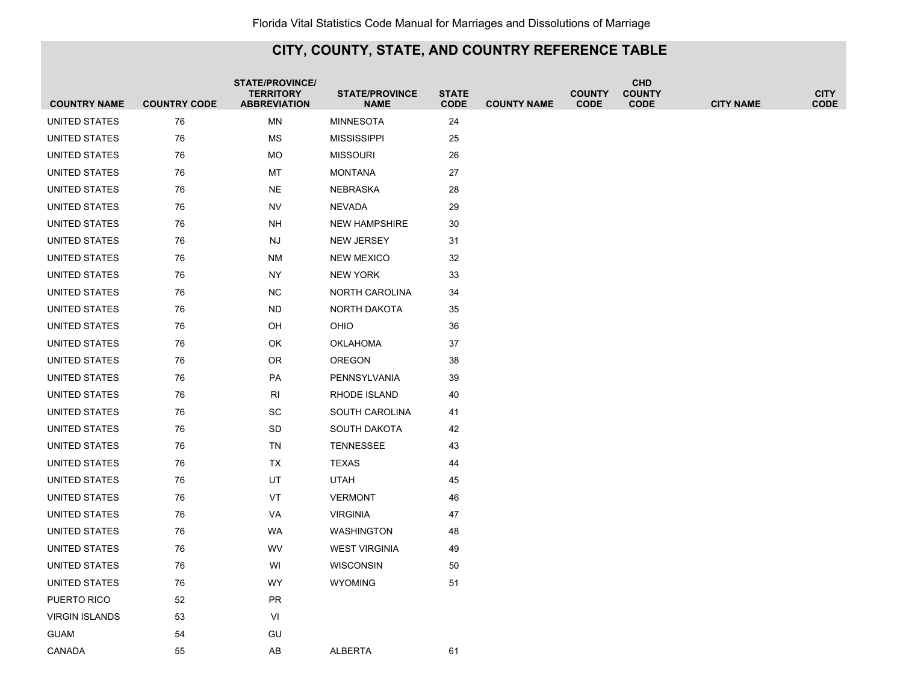## CITY, COUNTY, STATE, AND COUNTRY REFERENCE TABLE

| COUNTRY NAME | COUNTRY CODE | STATE/PROVINCE/ TERRITORY ABBREVIATION | STATE/PROVINCE NAME | STATE CODE | COUNTY NAME | COUNTY CODE | CHD COUNTY CODE | CITY NAME | CITY CODE |
|---|---|---|---|---|---|---|---|---|---|
| UNITED STATES | 76 | MN | MINNESOTA | 24 | | | | | |
| UNITED STATES | 76 | MS | MISSISSIPPI | 25 | | | | | |
| UNITED STATES | 76 | MO | MISSOURI | 26 | | | | | |
| UNITED STATES | 76 | MT | MONTANA | 27 | | | | | |
| UNITED STATES | 76 | NE | NEBRASKA | 28 | | | | | |
| UNITED STATES | 76 | NV | NEVADA | 29 | | | | | |
| UNITED STATES | 76 | NH | NEW HAMPSHIRE | 30 | | | | | |
| UNITED STATES | 76 | NJ | NEW JERSEY | 31 | | | | | |
| UNITED STATES | 76 | NM | NEW MEXICO | 32 | | | | | |
| UNITED STATES | 76 | NY | NEW YORK | 33 | | | | | |
| UNITED STATES | 76 | NC | NORTH CAROLINA | 34 | | | | | |
| UNITED STATES | 76 | ND | NORTH DAKOTA | 35 | | | | | |
| UNITED STATES | 76 | OH | OHIO | 36 | | | | | |
| UNITED STATES | 76 | OK | OKLAHOMA | 37 | | | | | |
| UNITED STATES | 76 | OR | OREGON | 38 | | | | | |
| UNITED STATES | 76 | PA | PENNSYLVANIA | 39 | | | | | |
| UNITED STATES | 76 | RI | RHODE ISLAND | 40 | | | | | |
| UNITED STATES | 76 | SC | SOUTH CAROLINA | 41 | | | | | |
| UNITED STATES | 76 | SD | SOUTH DAKOTA | 42 | | | | | |
| UNITED STATES | 76 | TN | TENNESSEE | 43 | | | | | |
| UNITED STATES | 76 | TX | TEXAS | 44 | | | | | |
| UNITED STATES | 76 | UT | UTAH | 45 | | | | | |
| UNITED STATES | 76 | VT | VERMONT | 46 | | | | | |
| UNITED STATES | 76 | VA | VIRGINIA | 47 | | | | | |
| UNITED STATES | 76 | WA | WASHINGTON | 48 | | | | | |
| UNITED STATES | 76 | WV | WEST VIRGINIA | 49 | | | | | |
| UNITED STATES | 76 | WI | WISCONSIN | 50 | | | | | |
| UNITED STATES | 76 | WY | WYOMING | 51 | | | | | |
| PUERTO RICO | 52 | PR | | | | | | | |
| VIRGIN ISLANDS | 53 | VI | | | | | | | |
| GUAM | 54 | GU | | | | | | | |
| CANADA | 55 | AB | ALBERTA | 61 | | | | | |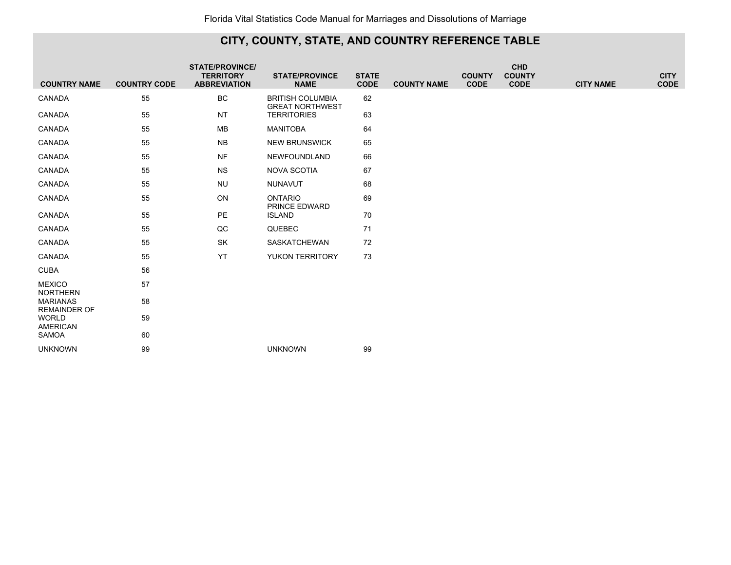## CITY, COUNTY, STATE, AND COUNTRY REFERENCE TABLE

| COUNTRY NAME | COUNTRY CODE | STATE/PROVINCE/ TERRITORY ABBREVIATION | STATE/PROVINCE NAME | STATE CODE | COUNTY NAME | COUNTY CODE | CHD COUNTY CODE | CITY NAME | CITY CODE |
|---|---|---|---|---|---|---|---|---|---|
| CANADA | 55 | BC | BRITISH COLUMBIA | 62 | | | | | |
| CANADA | 55 | NT | GREAT NORTHWEST TERRITORIES | 63 | | | | | |
| CANADA | 55 | MB | MANITOBA | 64 | | | | | |
| CANADA | 55 | NB | NEW BRUNSWICK | 65 | | | | | |
| CANADA | 55 | NF | NEWFOUNDLAND | 66 | | | | | |
| CANADA | 55 | NS | NOVA SCOTIA | 67 | | | | | |
| CANADA | 55 | NU | NUNAVUT | 68 | | | | | |
| CANADA | 55 | ON | ONTARIO | 69 | | | | | |
| CANADA | 55 | PE | PRINCE EDWARD ISLAND | 70 | | | | | |
| CANADA | 55 | QC | QUEBEC | 71 | | | | | |
| CANADA | 55 | SK | SASKATCHEWAN | 72 | | | | | |
| CANADA | 55 | YT | YUKON TERRITORY | 73 | | | | | |
| CUBA | 56 | | | | | | | | |
| MEXICO | 57 | | | | | | | | |
| NORTHERN MARIANAS | 58 | | | | | | | | |
| REMAINDER OF WORLD | 59 | | | | | | | | |
| AMERICAN SAMOA | 60 | | | | | | | | |
| UNKNOWN | 99 | | UNKNOWN | 99 | | | | | |